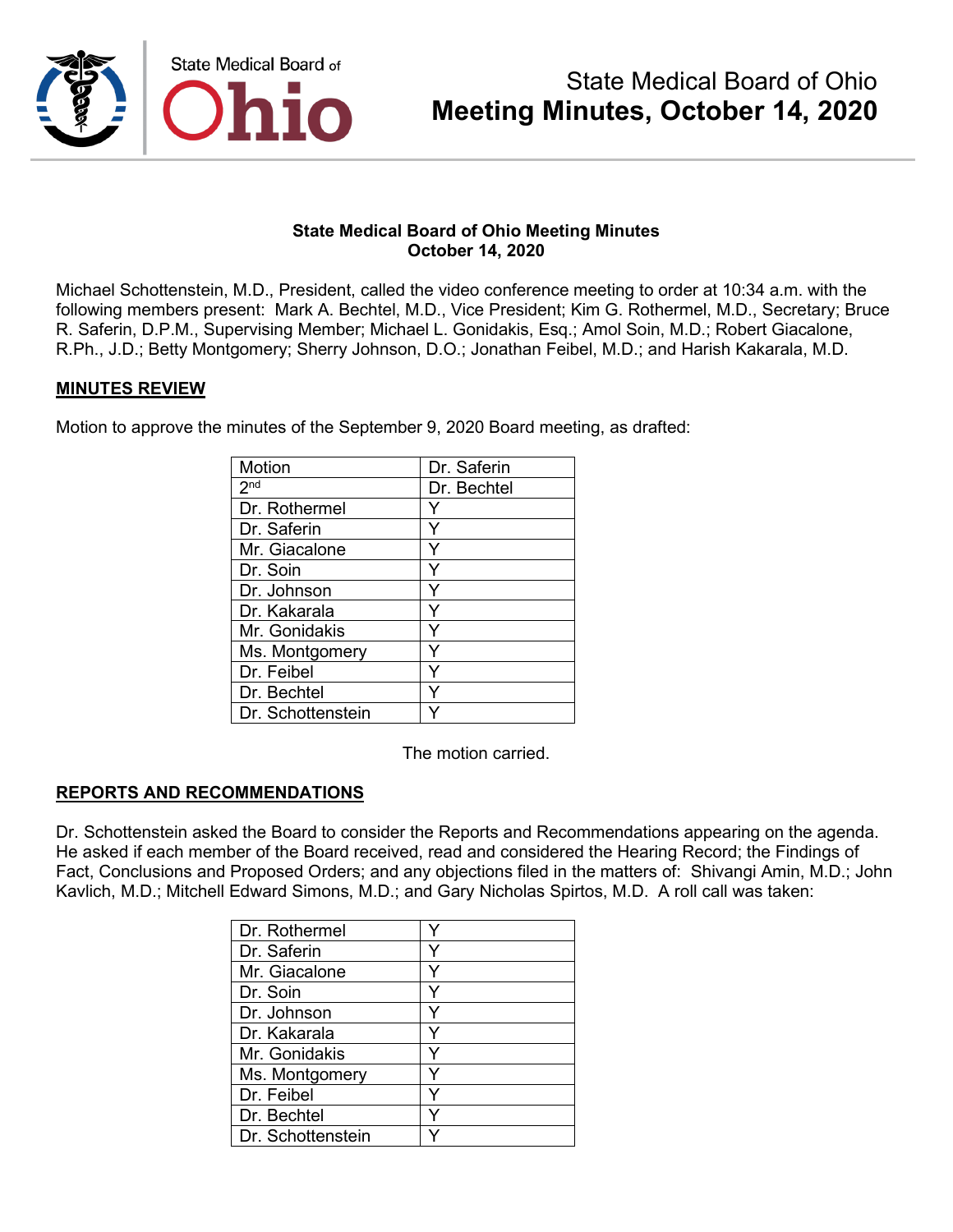# State Medical Board of Ohio
# Meeting Minutes, October 14, 2020

**State Medical Board of Ohio Meeting Minutes**
**October 14, 2020**

Michael Schottenstein, M.D., President, called the video conference meeting to order at 10:34 a.m. with the following members present: Mark A. Bechtel, M.D., Vice President; Kim G. Rothermel, M.D., Secretary; Bruce R. Saferin, D.P.M., Supervising Member; Michael L. Gonidakis, Esq.; Amol Soin, M.D.; Robert Giacalone, R.Ph., J.D.; Betty Montgomery; Sherry Johnson, D.O.; Jonathan Feibel, M.D.; and Harish Kakarala, M.D.

## MINUTES REVIEW

Motion to approve the minutes of the September 9, 2020 Board meeting, as drafted:

| Motion | Dr. Saferin |
|---|---|
| 2nd | Dr. Bechtel |
| Dr. Rothermel | Y |
| Dr. Saferin | Y |
| Mr. Giacalone | Y |
| Dr. Soin | Y |
| Dr. Johnson | Y |
| Dr. Kakarala | Y |
| Mr. Gonidakis | Y |
| Ms. Montgomery | Y |
| Dr. Feibel | Y |
| Dr. Bechtel | Y |
| Dr. Schottenstein | Y |

The motion carried.

## REPORTS AND RECOMMENDATIONS

Dr. Schottenstein asked the Board to consider the Reports and Recommendations appearing on the agenda. He asked if each member of the Board received, read and considered the Hearing Record; the Findings of Fact, Conclusions and Proposed Orders; and any objections filed in the matters of: Shivangi Amin, M.D.; John Kavlich, M.D.; Mitchell Edward Simons, M.D.; and Gary Nicholas Spirtos, M.D. A roll call was taken:

| | |
|---|---|
| Dr. Rothermel | Y |
| Dr. Saferin | Y |
| Mr. Giacalone | Y |
| Dr. Soin | Y |
| Dr. Johnson | Y |
| Dr. Kakarala | Y |
| Mr. Gonidakis | Y |
| Ms. Montgomery | Y |
| Dr. Feibel | Y |
| Dr. Bechtel | Y |
| Dr. Schottenstein | Y |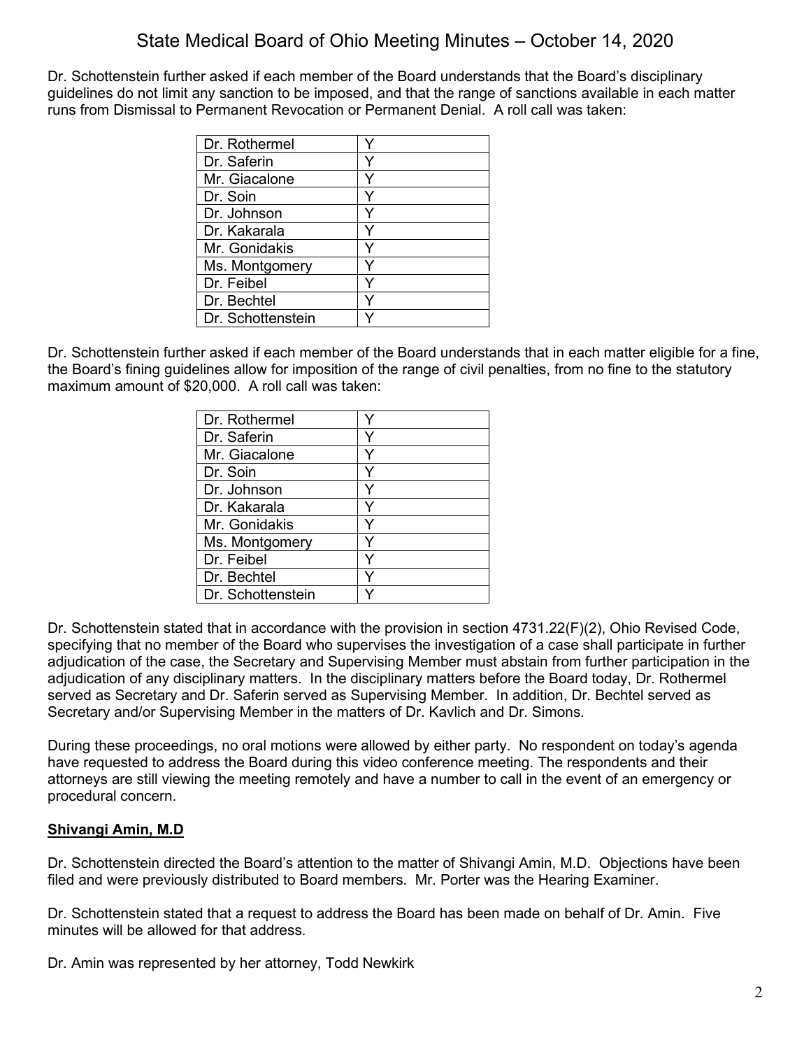Dr. Schottenstein further asked if each member of the Board understands that the Board's disciplinary guidelines do not limit any sanction to be imposed, and that the range of sanctions available in each matter runs from Dismissal to Permanent Revocation or Permanent Denial. A roll call was taken:

| | |
|---|---|
| Dr. Rothermel | Y |
| Dr. Saferin | Y |
| Mr. Giacalone | Y |
| Dr. Soin | Y |
| Dr. Johnson | Y |
| Dr. Kakarala | Y |
| Mr. Gonidakis | Y |
| Ms. Montgomery | Y |
| Dr. Feibel | Y |
| Dr. Bechtel | Y |
| Dr. Schottenstein | Y |

Dr. Schottenstein further asked if each member of the Board understands that in each matter eligible for a fine, the Board's fining guidelines allow for imposition of the range of civil penalties, from no fine to the statutory maximum amount of $20,000. A roll call was taken:

| | |
|---|---|
| Dr. Rothermel | Y |
| Dr. Saferin | Y |
| Mr. Giacalone | Y |
| Dr. Soin | Y |
| Dr. Johnson | Y |
| Dr. Kakarala | Y |
| Mr. Gonidakis | Y |
| Ms. Montgomery | Y |
| Dr. Feibel | Y |
| Dr. Bechtel | Y |
| Dr. Schottenstein | Y |

Dr. Schottenstein stated that in accordance with the provision in section 4731.22(F)(2), Ohio Revised Code, specifying that no member of the Board who supervises the investigation of a case shall participate in further adjudication of the case, the Secretary and Supervising Member must abstain from further participation in the adjudication of any disciplinary matters. In the disciplinary matters before the Board today, Dr. Rothermel served as Secretary and Dr. Saferin served as Supervising Member. In addition, Dr. Bechtel served as Secretary and/or Supervising Member in the matters of Dr. Kavlich and Dr. Simons.

During these proceedings, no oral motions were allowed by either party. No respondent on today's agenda have requested to address the Board during this video conference meeting. The respondents and their attorneys are still viewing the meeting remotely and have a number to call in the event of an emergency or procedural concern.

**Shivangi Amin, M.D**

Dr. Schottenstein directed the Board's attention to the matter of Shivangi Amin, M.D. Objections have been filed and were previously distributed to Board members. Mr. Porter was the Hearing Examiner.

Dr. Schottenstein stated that a request to address the Board has been made on behalf of Dr. Amin. Five minutes will be allowed for that address.

Dr. Amin was represented by her attorney, Todd Newkirk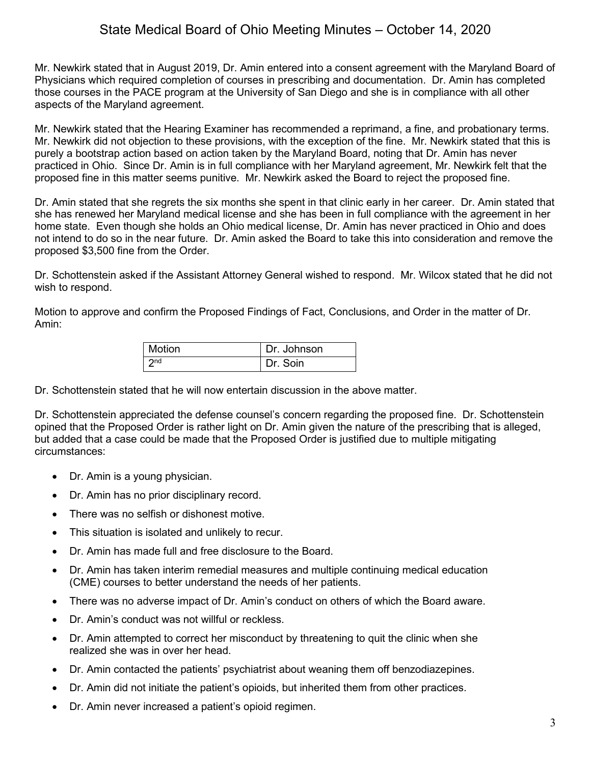Mr. Newkirk stated that in August 2019, Dr. Amin entered into a consent agreement with the Maryland Board of Physicians which required completion of courses in prescribing and documentation. Dr. Amin has completed those courses in the PACE program at the University of San Diego and she is in compliance with all other aspects of the Maryland agreement.

Mr. Newkirk stated that the Hearing Examiner has recommended a reprimand, a fine, and probationary terms. Mr. Newkirk did not objection to these provisions, with the exception of the fine. Mr. Newkirk stated that this is purely a bootstrap action based on action taken by the Maryland Board, noting that Dr. Amin has never practiced in Ohio. Since Dr. Amin is in full compliance with her Maryland agreement, Mr. Newkirk felt that the proposed fine in this matter seems punitive. Mr. Newkirk asked the Board to reject the proposed fine.

Dr. Amin stated that she regrets the six months she spent in that clinic early in her career. Dr. Amin stated that she has renewed her Maryland medical license and she has been in full compliance with the agreement in her home state. Even though she holds an Ohio medical license, Dr. Amin has never practiced in Ohio and does not intend to do so in the near future. Dr. Amin asked the Board to take this into consideration and remove the proposed $3,500 fine from the Order.

Dr. Schottenstein asked if the Assistant Attorney General wished to respond. Mr. Wilcox stated that he did not wish to respond.

Motion to approve and confirm the Proposed Findings of Fact, Conclusions, and Order in the matter of Dr. Amin:

| Motion | Dr. Johnson |
|---|---|
| 2nd | Dr. Soin |

Dr. Schottenstein stated that he will now entertain discussion in the above matter.

Dr. Schottenstein appreciated the defense counsel's concern regarding the proposed fine. Dr. Schottenstein opined that the Proposed Order is rather light on Dr. Amin given the nature of the prescribing that is alleged, but added that a case could be made that the Proposed Order is justified due to multiple mitigating circumstances:

- Dr. Amin is a young physician.
- Dr. Amin has no prior disciplinary record.
- There was no selfish or dishonest motive.
- This situation is isolated and unlikely to recur.
- Dr. Amin has made full and free disclosure to the Board.
- Dr. Amin has taken interim remedial measures and multiple continuing medical education (CME) courses to better understand the needs of her patients.
- There was no adverse impact of Dr. Amin's conduct on others of which the Board aware.
- Dr. Amin's conduct was not willful or reckless.
- Dr. Amin attempted to correct her misconduct by threatening to quit the clinic when she realized she was in over her head.
- Dr. Amin contacted the patients' psychiatrist about weaning them off benzodiazepines.
- Dr. Amin did not initiate the patient's opioids, but inherited them from other practices.
- Dr. Amin never increased a patient's opioid regimen.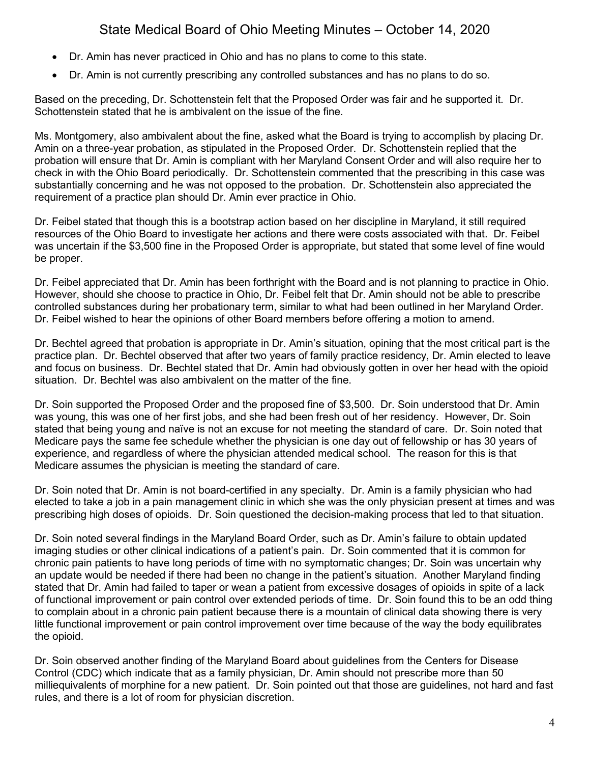- Dr. Amin has never practiced in Ohio and has no plans to come to this state.
- Dr. Amin is not currently prescribing any controlled substances and has no plans to do so.

Based on the preceding, Dr. Schottenstein felt that the Proposed Order was fair and he supported it. Dr. Schottenstein stated that he is ambivalent on the issue of the fine.

Ms. Montgomery, also ambivalent about the fine, asked what the Board is trying to accomplish by placing Dr. Amin on a three-year probation, as stipulated in the Proposed Order. Dr. Schottenstein replied that the probation will ensure that Dr. Amin is compliant with her Maryland Consent Order and will also require her to check in with the Ohio Board periodically. Dr. Schottenstein commented that the prescribing in this case was substantially concerning and he was not opposed to the probation. Dr. Schottenstein also appreciated the requirement of a practice plan should Dr. Amin ever practice in Ohio.

Dr. Feibel stated that though this is a bootstrap action based on her discipline in Maryland, it still required resources of the Ohio Board to investigate her actions and there were costs associated with that. Dr. Feibel was uncertain if the $3,500 fine in the Proposed Order is appropriate, but stated that some level of fine would be proper.

Dr. Feibel appreciated that Dr. Amin has been forthright with the Board and is not planning to practice in Ohio. However, should she choose to practice in Ohio, Dr. Feibel felt that Dr. Amin should not be able to prescribe controlled substances during her probationary term, similar to what had been outlined in her Maryland Order. Dr. Feibel wished to hear the opinions of other Board members before offering a motion to amend.

Dr. Bechtel agreed that probation is appropriate in Dr. Amin's situation, opining that the most critical part is the practice plan. Dr. Bechtel observed that after two years of family practice residency, Dr. Amin elected to leave and focus on business. Dr. Bechtel stated that Dr. Amin had obviously gotten in over her head with the opioid situation. Dr. Bechtel was also ambivalent on the matter of the fine.

Dr. Soin supported the Proposed Order and the proposed fine of $3,500. Dr. Soin understood that Dr. Amin was young, this was one of her first jobs, and she had been fresh out of her residency. However, Dr. Soin stated that being young and naïve is not an excuse for not meeting the standard of care. Dr. Soin noted that Medicare pays the same fee schedule whether the physician is one day out of fellowship or has 30 years of experience, and regardless of where the physician attended medical school. The reason for this is that Medicare assumes the physician is meeting the standard of care.

Dr. Soin noted that Dr. Amin is not board-certified in any specialty. Dr. Amin is a family physician who had elected to take a job in a pain management clinic in which she was the only physician present at times and was prescribing high doses of opioids. Dr. Soin questioned the decision-making process that led to that situation.

Dr. Soin noted several findings in the Maryland Board Order, such as Dr. Amin's failure to obtain updated imaging studies or other clinical indications of a patient's pain. Dr. Soin commented that it is common for chronic pain patients to have long periods of time with no symptomatic changes; Dr. Soin was uncertain why an update would be needed if there had been no change in the patient's situation. Another Maryland finding stated that Dr. Amin had failed to taper or wean a patient from excessive dosages of opioids in spite of a lack of functional improvement or pain control over extended periods of time. Dr. Soin found this to be an odd thing to complain about in a chronic pain patient because there is a mountain of clinical data showing there is very little functional improvement or pain control improvement over time because of the way the body equilibrates the opioid.

Dr. Soin observed another finding of the Maryland Board about guidelines from the Centers for Disease Control (CDC) which indicate that as a family physician, Dr. Amin should not prescribe more than 50 milliequivalents of morphine for a new patient. Dr. Soin pointed out that those are guidelines, not hard and fast rules, and there is a lot of room for physician discretion.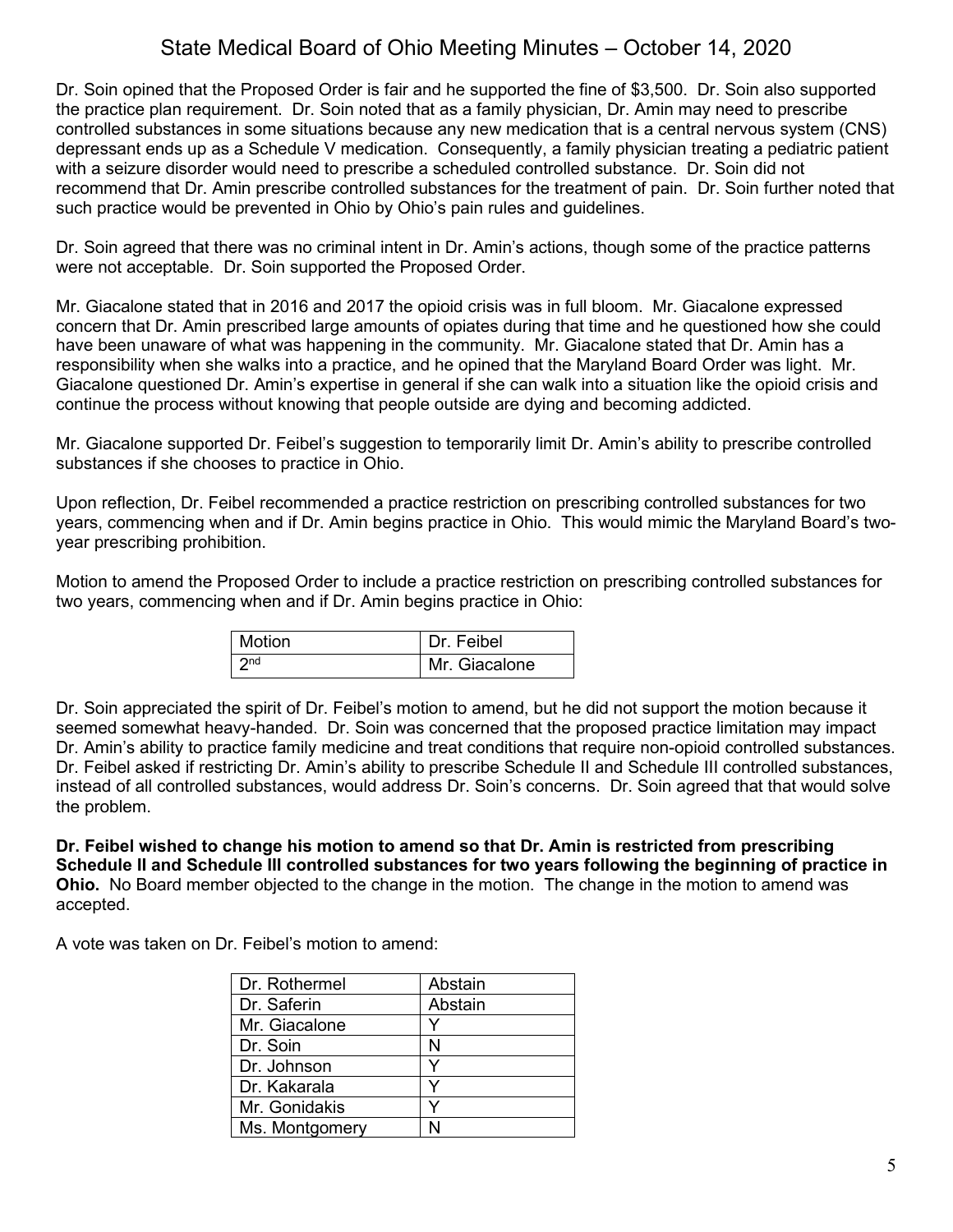Dr. Soin opined that the Proposed Order is fair and he supported the fine of $3,500. Dr. Soin also supported the practice plan requirement. Dr. Soin noted that as a family physician, Dr. Amin may need to prescribe controlled substances in some situations because any new medication that is a central nervous system (CNS) depressant ends up as a Schedule V medication. Consequently, a family physician treating a pediatric patient with a seizure disorder would need to prescribe a scheduled controlled substance. Dr. Soin did not recommend that Dr. Amin prescribe controlled substances for the treatment of pain. Dr. Soin further noted that such practice would be prevented in Ohio by Ohio's pain rules and guidelines.

Dr. Soin agreed that there was no criminal intent in Dr. Amin's actions, though some of the practice patterns were not acceptable. Dr. Soin supported the Proposed Order.

Mr. Giacalone stated that in 2016 and 2017 the opioid crisis was in full bloom. Mr. Giacalone expressed concern that Dr. Amin prescribed large amounts of opiates during that time and he questioned how she could have been unaware of what was happening in the community. Mr. Giacalone stated that Dr. Amin has a responsibility when she walks into a practice, and he opined that the Maryland Board Order was light. Mr. Giacalone questioned Dr. Amin's expertise in general if she can walk into a situation like the opioid crisis and continue the process without knowing that people outside are dying and becoming addicted.

Mr. Giacalone supported Dr. Feibel's suggestion to temporarily limit Dr. Amin's ability to prescribe controlled substances if she chooses to practice in Ohio.

Upon reflection, Dr. Feibel recommended a practice restriction on prescribing controlled substances for two years, commencing when and if Dr. Amin begins practice in Ohio. This would mimic the Maryland Board's two-year prescribing prohibition.

Motion to amend the Proposed Order to include a practice restriction on prescribing controlled substances for two years, commencing when and if Dr. Amin begins practice in Ohio:

| Motion | Dr. Feibel |
|---|---|
| 2nd | Mr. Giacalone |

Dr. Soin appreciated the spirit of Dr. Feibel's motion to amend, but he did not support the motion because it seemed somewhat heavy-handed. Dr. Soin was concerned that the proposed practice limitation may impact Dr. Amin's ability to practice family medicine and treat conditions that require non-opioid controlled substances. Dr. Feibel asked if restricting Dr. Amin's ability to prescribe Schedule II and Schedule III controlled substances, instead of all controlled substances, would address Dr. Soin's concerns. Dr. Soin agreed that that would solve the problem.

**Dr. Feibel wished to change his motion to amend so that Dr. Amin is restricted from prescribing Schedule II and Schedule III controlled substances for two years following the beginning of practice in Ohio.** No Board member objected to the change in the motion. The change in the motion to amend was accepted.

A vote was taken on Dr. Feibel's motion to amend:

| Dr. Rothermel | Abstain |
|---|---|
| Dr. Saferin | Abstain |
| Mr. Giacalone | Y |
| Dr. Soin | N |
| Dr. Johnson | Y |
| Dr. Kakarala | Y |
| Mr. Gonidakis | Y |
| Ms. Montgomery | N |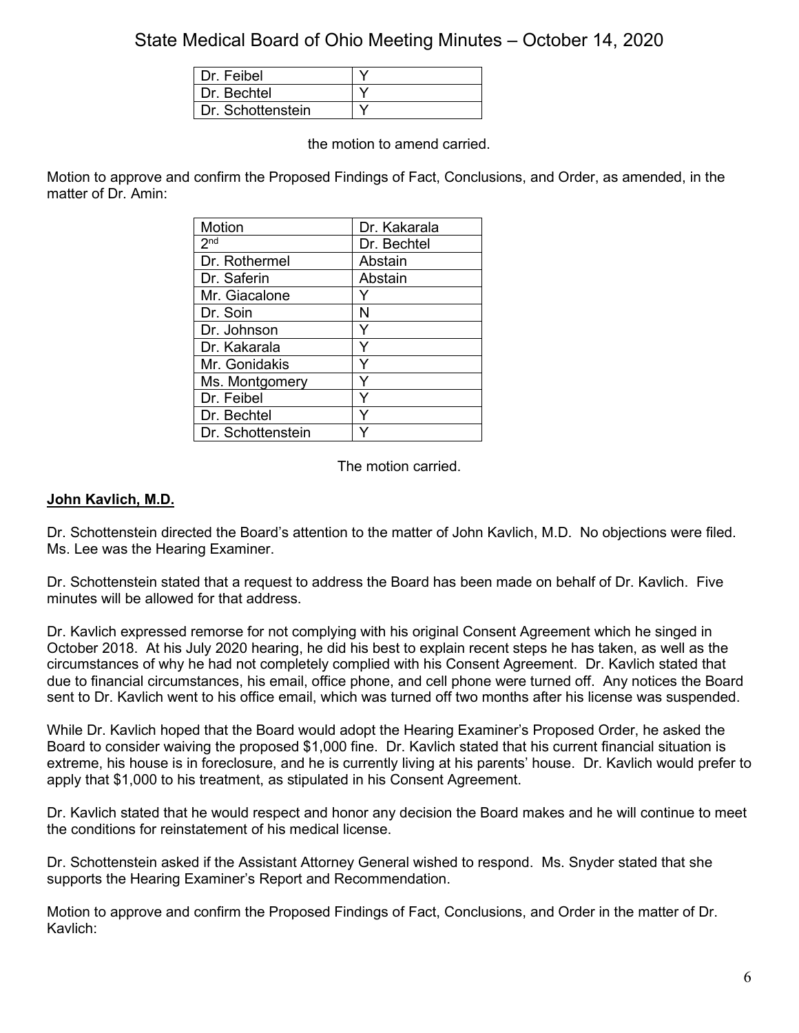| Dr. Feibel | Y |
|---|---|
| Dr. Bechtel | Y |
| Dr. Schottenstein | Y |

the motion to amend carried.

Motion to approve and confirm the Proposed Findings of Fact, Conclusions, and Order, as amended, in the matter of Dr. Amin:

| Motion | Dr. Kakarala |
|---|---|
| 2nd | Dr. Bechtel |
| Dr. Rothermel | Abstain |
| Dr. Saferin | Abstain |
| Mr. Giacalone | Y |
| Dr. Soin | N |
| Dr. Johnson | Y |
| Dr. Kakarala | Y |
| Mr. Gonidakis | Y |
| Ms. Montgomery | Y |
| Dr. Feibel | Y |
| Dr. Bechtel | Y |
| Dr. Schottenstein | Y |

The motion carried.

**John Kavlich, M.D.**

Dr. Schottenstein directed the Board's attention to the matter of John Kavlich, M.D. No objections were filed. Ms. Lee was the Hearing Examiner.

Dr. Schottenstein stated that a request to address the Board has been made on behalf of Dr. Kavlich. Five minutes will be allowed for that address.

Dr. Kavlich expressed remorse for not complying with his original Consent Agreement which he singed in October 2018. At his July 2020 hearing, he did his best to explain recent steps he has taken, as well as the circumstances of why he had not completely complied with his Consent Agreement. Dr. Kavlich stated that due to financial circumstances, his email, office phone, and cell phone were turned off. Any notices the Board sent to Dr. Kavlich went to his office email, which was turned off two months after his license was suspended.

While Dr. Kavlich hoped that the Board would adopt the Hearing Examiner's Proposed Order, he asked the Board to consider waiving the proposed $1,000 fine. Dr. Kavlich stated that his current financial situation is extreme, his house is in foreclosure, and he is currently living at his parents' house. Dr. Kavlich would prefer to apply that $1,000 to his treatment, as stipulated in his Consent Agreement.

Dr. Kavlich stated that he would respect and honor any decision the Board makes and he will continue to meet the conditions for reinstatement of his medical license.

Dr. Schottenstein asked if the Assistant Attorney General wished to respond. Ms. Snyder stated that she supports the Hearing Examiner's Report and Recommendation.

Motion to approve and confirm the Proposed Findings of Fact, Conclusions, and Order in the matter of Dr. Kavlich: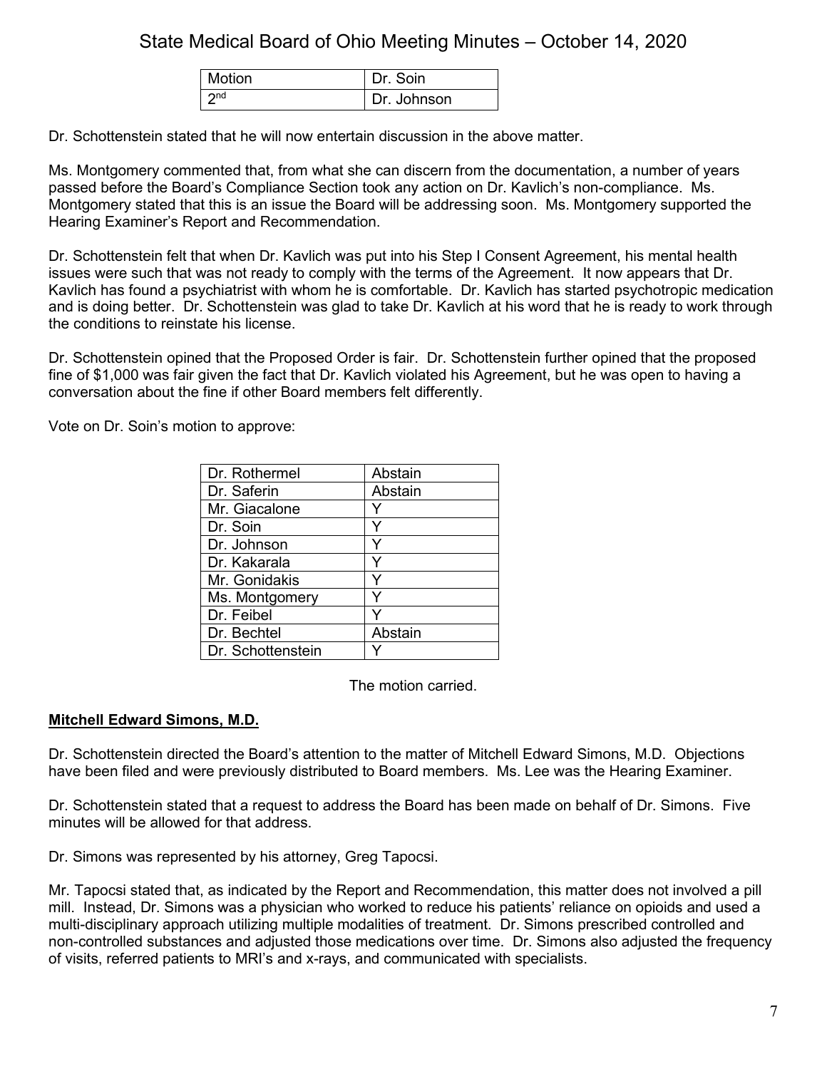| Motion | Dr. Soin |
|---|---|
| 2nd | Dr. Johnson |

Dr. Schottenstein stated that he will now entertain discussion in the above matter.

Ms. Montgomery commented that, from what she can discern from the documentation, a number of years passed before the Board's Compliance Section took any action on Dr. Kavlich's non-compliance. Ms. Montgomery stated that this is an issue the Board will be addressing soon. Ms. Montgomery supported the Hearing Examiner's Report and Recommendation.

Dr. Schottenstein felt that when Dr. Kavlich was put into his Step I Consent Agreement, his mental health issues were such that was not ready to comply with the terms of the Agreement. It now appears that Dr. Kavlich has found a psychiatrist with whom he is comfortable. Dr. Kavlich has started psychotropic medication and is doing better. Dr. Schottenstein was glad to take Dr. Kavlich at his word that he is ready to work through the conditions to reinstate his license.

Dr. Schottenstein opined that the Proposed Order is fair. Dr. Schottenstein further opined that the proposed fine of $1,000 was fair given the fact that Dr. Kavlich violated his Agreement, but he was open to having a conversation about the fine if other Board members felt differently.

Vote on Dr. Soin's motion to approve:

| | |
|---|---|
| Dr. Rothermel | Abstain |
| Dr. Saferin | Abstain |
| Mr. Giacalone | Y |
| Dr. Soin | Y |
| Dr. Johnson | Y |
| Dr. Kakarala | Y |
| Mr. Gonidakis | Y |
| Ms. Montgomery | Y |
| Dr. Feibel | Y |
| Dr. Bechtel | Abstain |
| Dr. Schottenstein | Y |

The motion carried.

**Mitchell Edward Simons, M.D.**

Dr. Schottenstein directed the Board's attention to the matter of Mitchell Edward Simons, M.D. Objections have been filed and were previously distributed to Board members. Ms. Lee was the Hearing Examiner.

Dr. Schottenstein stated that a request to address the Board has been made on behalf of Dr. Simons. Five minutes will be allowed for that address.

Dr. Simons was represented by his attorney, Greg Tapocsi.

Mr. Tapocsi stated that, as indicated by the Report and Recommendation, this matter does not involved a pill mill. Instead, Dr. Simons was a physician who worked to reduce his patients' reliance on opioids and used a multi-disciplinary approach utilizing multiple modalities of treatment. Dr. Simons prescribed controlled and non-controlled substances and adjusted those medications over time. Dr. Simons also adjusted the frequency of visits, referred patients to MRI's and x-rays, and communicated with specialists.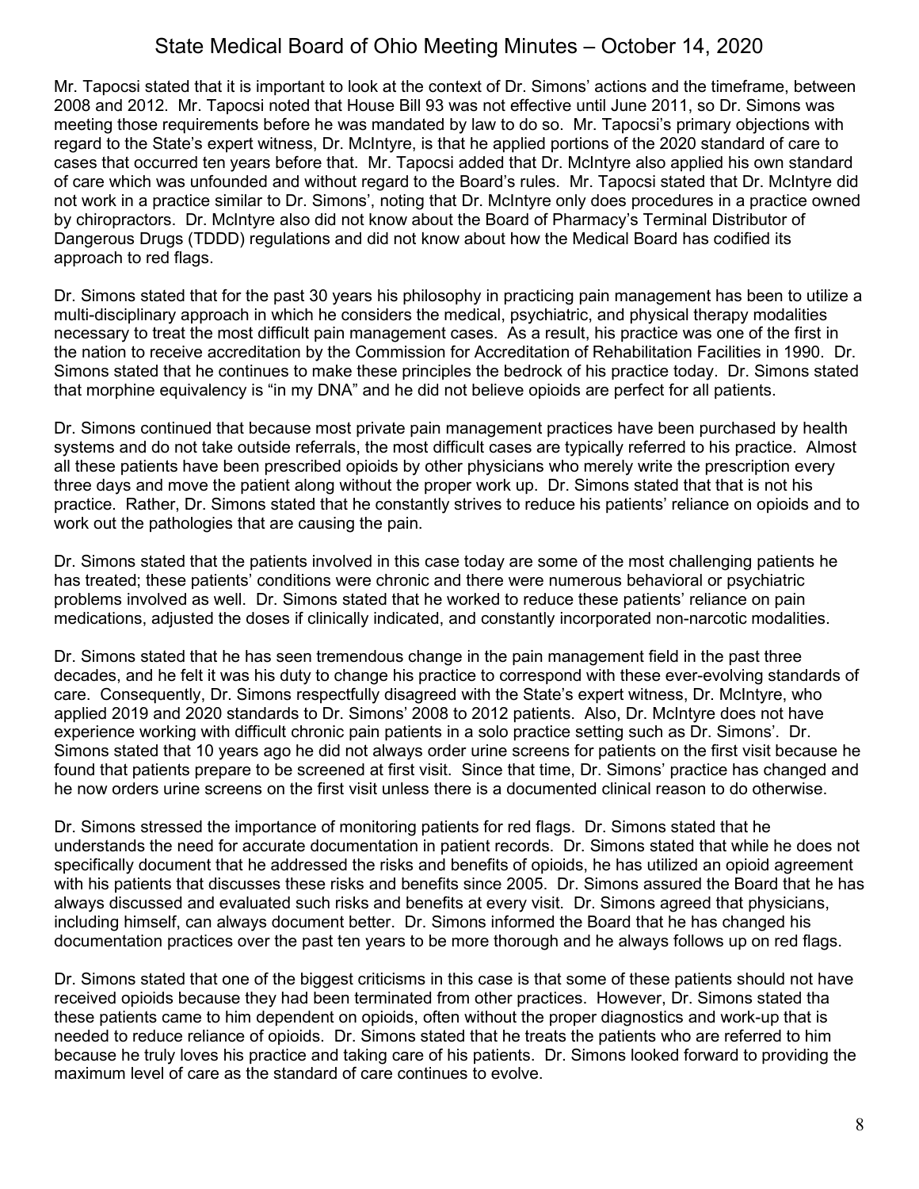Mr. Tapocsi stated that it is important to look at the context of Dr. Simons' actions and the timeframe, between 2008 and 2012. Mr. Tapocsi noted that House Bill 93 was not effective until June 2011, so Dr. Simons was meeting those requirements before he was mandated by law to do so. Mr. Tapocsi's primary objections with regard to the State's expert witness, Dr. McIntyre, is that he applied portions of the 2020 standard of care to cases that occurred ten years before that. Mr. Tapocsi added that Dr. McIntyre also applied his own standard of care which was unfounded and without regard to the Board's rules. Mr. Tapocsi stated that Dr. McIntyre did not work in a practice similar to Dr. Simons', noting that Dr. McIntyre only does procedures in a practice owned by chiropractors. Dr. McIntyre also did not know about the Board of Pharmacy's Terminal Distributor of Dangerous Drugs (TDDD) regulations and did not know about how the Medical Board has codified its approach to red flags.

Dr. Simons stated that for the past 30 years his philosophy in practicing pain management has been to utilize a multi-disciplinary approach in which he considers the medical, psychiatric, and physical therapy modalities necessary to treat the most difficult pain management cases. As a result, his practice was one of the first in the nation to receive accreditation by the Commission for Accreditation of Rehabilitation Facilities in 1990. Dr. Simons stated that he continues to make these principles the bedrock of his practice today. Dr. Simons stated that morphine equivalency is "in my DNA" and he did not believe opioids are perfect for all patients.

Dr. Simons continued that because most private pain management practices have been purchased by health systems and do not take outside referrals, the most difficult cases are typically referred to his practice. Almost all these patients have been prescribed opioids by other physicians who merely write the prescription every three days and move the patient along without the proper work up. Dr. Simons stated that that is not his practice. Rather, Dr. Simons stated that he constantly strives to reduce his patients' reliance on opioids and to work out the pathologies that are causing the pain.

Dr. Simons stated that the patients involved in this case today are some of the most challenging patients he has treated; these patients' conditions were chronic and there were numerous behavioral or psychiatric problems involved as well. Dr. Simons stated that he worked to reduce these patients' reliance on pain medications, adjusted the doses if clinically indicated, and constantly incorporated non-narcotic modalities.

Dr. Simons stated that he has seen tremendous change in the pain management field in the past three decades, and he felt it was his duty to change his practice to correspond with these ever-evolving standards of care. Consequently, Dr. Simons respectfully disagreed with the State's expert witness, Dr. McIntyre, who applied 2019 and 2020 standards to Dr. Simons' 2008 to 2012 patients. Also, Dr. McIntyre does not have experience working with difficult chronic pain patients in a solo practice setting such as Dr. Simons'. Dr. Simons stated that 10 years ago he did not always order urine screens for patients on the first visit because he found that patients prepare to be screened at first visit. Since that time, Dr. Simons' practice has changed and he now orders urine screens on the first visit unless there is a documented clinical reason to do otherwise.

Dr. Simons stressed the importance of monitoring patients for red flags. Dr. Simons stated that he understands the need for accurate documentation in patient records. Dr. Simons stated that while he does not specifically document that he addressed the risks and benefits of opioids, he has utilized an opioid agreement with his patients that discusses these risks and benefits since 2005. Dr. Simons assured the Board that he has always discussed and evaluated such risks and benefits at every visit. Dr. Simons agreed that physicians, including himself, can always document better. Dr. Simons informed the Board that he has changed his documentation practices over the past ten years to be more thorough and he always follows up on red flags.

Dr. Simons stated that one of the biggest criticisms in this case is that some of these patients should not have received opioids because they had been terminated from other practices. However, Dr. Simons stated tha these patients came to him dependent on opioids, often without the proper diagnostics and work-up that is needed to reduce reliance of opioids. Dr. Simons stated that he treats the patients who are referred to him because he truly loves his practice and taking care of his patients. Dr. Simons looked forward to providing the maximum level of care as the standard of care continues to evolve.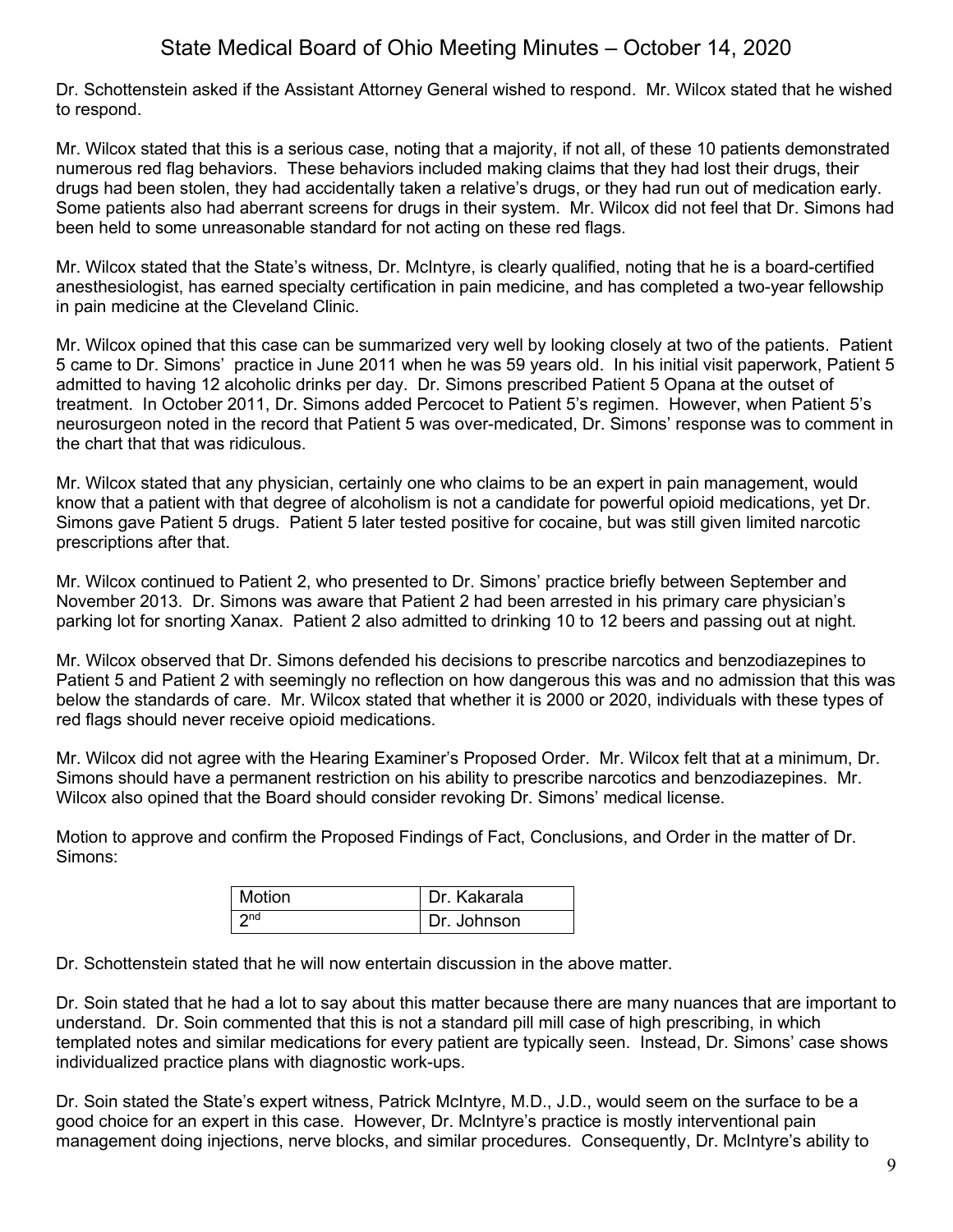Dr. Schottenstein asked if the Assistant Attorney General wished to respond. Mr. Wilcox stated that he wished to respond.

Mr. Wilcox stated that this is a serious case, noting that a majority, if not all, of these 10 patients demonstrated numerous red flag behaviors. These behaviors included making claims that they had lost their drugs, their drugs had been stolen, they had accidentally taken a relative's drugs, or they had run out of medication early. Some patients also had aberrant screens for drugs in their system. Mr. Wilcox did not feel that Dr. Simons had been held to some unreasonable standard for not acting on these red flags.

Mr. Wilcox stated that the State's witness, Dr. McIntyre, is clearly qualified, noting that he is a board-certified anesthesiologist, has earned specialty certification in pain medicine, and has completed a two-year fellowship in pain medicine at the Cleveland Clinic.

Mr. Wilcox opined that this case can be summarized very well by looking closely at two of the patients. Patient 5 came to Dr. Simons' practice in June 2011 when he was 59 years old. In his initial visit paperwork, Patient 5 admitted to having 12 alcoholic drinks per day. Dr. Simons prescribed Patient 5 Opana at the outset of treatment. In October 2011, Dr. Simons added Percocet to Patient 5's regimen. However, when Patient 5's neurosurgeon noted in the record that Patient 5 was over-medicated, Dr. Simons' response was to comment in the chart that that was ridiculous.

Mr. Wilcox stated that any physician, certainly one who claims to be an expert in pain management, would know that a patient with that degree of alcoholism is not a candidate for powerful opioid medications, yet Dr. Simons gave Patient 5 drugs. Patient 5 later tested positive for cocaine, but was still given limited narcotic prescriptions after that.

Mr. Wilcox continued to Patient 2, who presented to Dr. Simons' practice briefly between September and November 2013. Dr. Simons was aware that Patient 2 had been arrested in his primary care physician's parking lot for snorting Xanax. Patient 2 also admitted to drinking 10 to 12 beers and passing out at night.

Mr. Wilcox observed that Dr. Simons defended his decisions to prescribe narcotics and benzodiazepines to Patient 5 and Patient 2 with seemingly no reflection on how dangerous this was and no admission that this was below the standards of care. Mr. Wilcox stated that whether it is 2000 or 2020, individuals with these types of red flags should never receive opioid medications.

Mr. Wilcox did not agree with the Hearing Examiner's Proposed Order. Mr. Wilcox felt that at a minimum, Dr. Simons should have a permanent restriction on his ability to prescribe narcotics and benzodiazepines. Mr. Wilcox also opined that the Board should consider revoking Dr. Simons' medical license.

Motion to approve and confirm the Proposed Findings of Fact, Conclusions, and Order in the matter of Dr. Simons:

| Motion | Dr. Kakarala |
|---|---|
| 2nd | Dr. Johnson |

Dr. Schottenstein stated that he will now entertain discussion in the above matter.

Dr. Soin stated that he had a lot to say about this matter because there are many nuances that are important to understand. Dr. Soin commented that this is not a standard pill mill case of high prescribing, in which templated notes and similar medications for every patient are typically seen. Instead, Dr. Simons' case shows individualized practice plans with diagnostic work-ups.

Dr. Soin stated the State's expert witness, Patrick McIntyre, M.D., J.D., would seem on the surface to be a good choice for an expert in this case. However, Dr. McIntyre's practice is mostly interventional pain management doing injections, nerve blocks, and similar procedures. Consequently, Dr. McIntyre's ability to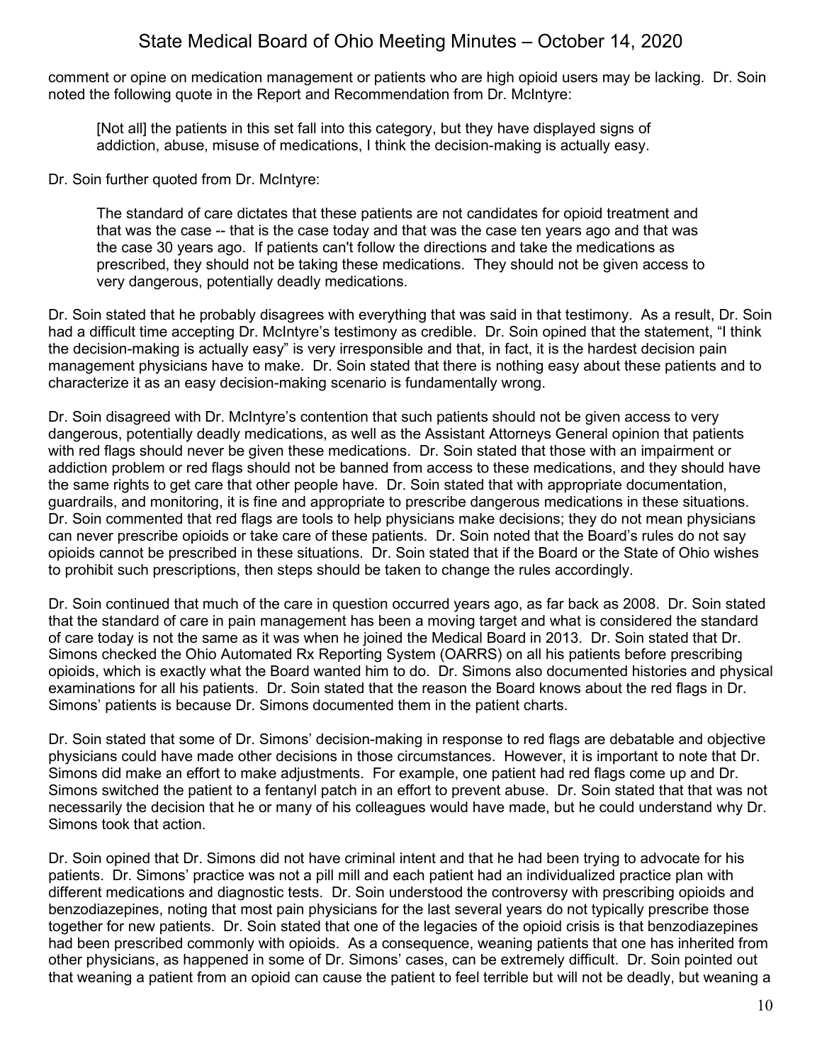comment or opine on medication management or patients who are high opioid users may be lacking. Dr. Soin noted the following quote in the Report and Recommendation from Dr. McIntyre:

> [Not all] the patients in this set fall into this category, but they have displayed signs of addiction, abuse, misuse of medications, I think the decision-making is actually easy.

Dr. Soin further quoted from Dr. McIntyre:

> The standard of care dictates that these patients are not candidates for opioid treatment and that was the case -- that is the case today and that was the case ten years ago and that was the case 30 years ago. If patients can't follow the directions and take the medications as prescribed, they should not be taking these medications. They should not be given access to very dangerous, potentially deadly medications.

Dr. Soin stated that he probably disagrees with everything that was said in that testimony. As a result, Dr. Soin had a difficult time accepting Dr. McIntyre's testimony as credible. Dr. Soin opined that the statement, "I think the decision-making is actually easy" is very irresponsible and that, in fact, it is the hardest decision pain management physicians have to make. Dr. Soin stated that there is nothing easy about these patients and to characterize it as an easy decision-making scenario is fundamentally wrong.

Dr. Soin disagreed with Dr. McIntyre's contention that such patients should not be given access to very dangerous, potentially deadly medications, as well as the Assistant Attorneys General opinion that patients with red flags should never be given these medications. Dr. Soin stated that those with an impairment or addiction problem or red flags should not be banned from access to these medications, and they should have the same rights to get care that other people have. Dr. Soin stated that with appropriate documentation, guardrails, and monitoring, it is fine and appropriate to prescribe dangerous medications in these situations. Dr. Soin commented that red flags are tools to help physicians make decisions; they do not mean physicians can never prescribe opioids or take care of these patients. Dr. Soin noted that the Board's rules do not say opioids cannot be prescribed in these situations. Dr. Soin stated that if the Board or the State of Ohio wishes to prohibit such prescriptions, then steps should be taken to change the rules accordingly.

Dr. Soin continued that much of the care in question occurred years ago, as far back as 2008. Dr. Soin stated that the standard of care in pain management has been a moving target and what is considered the standard of care today is not the same as it was when he joined the Medical Board in 2013. Dr. Soin stated that Dr. Simons checked the Ohio Automated Rx Reporting System (OARRS) on all his patients before prescribing opioids, which is exactly what the Board wanted him to do. Dr. Simons also documented histories and physical examinations for all his patients. Dr. Soin stated that the reason the Board knows about the red flags in Dr. Simons' patients is because Dr. Simons documented them in the patient charts.

Dr. Soin stated that some of Dr. Simons' decision-making in response to red flags are debatable and objective physicians could have made other decisions in those circumstances. However, it is important to note that Dr. Simons did make an effort to make adjustments. For example, one patient had red flags come up and Dr. Simons switched the patient to a fentanyl patch in an effort to prevent abuse. Dr. Soin stated that that was not necessarily the decision that he or many of his colleagues would have made, but he could understand why Dr. Simons took that action.

Dr. Soin opined that Dr. Simons did not have criminal intent and that he had been trying to advocate for his patients. Dr. Simons' practice was not a pill mill and each patient had an individualized practice plan with different medications and diagnostic tests. Dr. Soin understood the controversy with prescribing opioids and benzodiazepines, noting that most pain physicians for the last several years do not typically prescribe those together for new patients. Dr. Soin stated that one of the legacies of the opioid crisis is that benzodiazepines had been prescribed commonly with opioids. As a consequence, weaning patients that one has inherited from other physicians, as happened in some of Dr. Simons' cases, can be extremely difficult. Dr. Soin pointed out that weaning a patient from an opioid can cause the patient to feel terrible but will not be deadly, but weaning a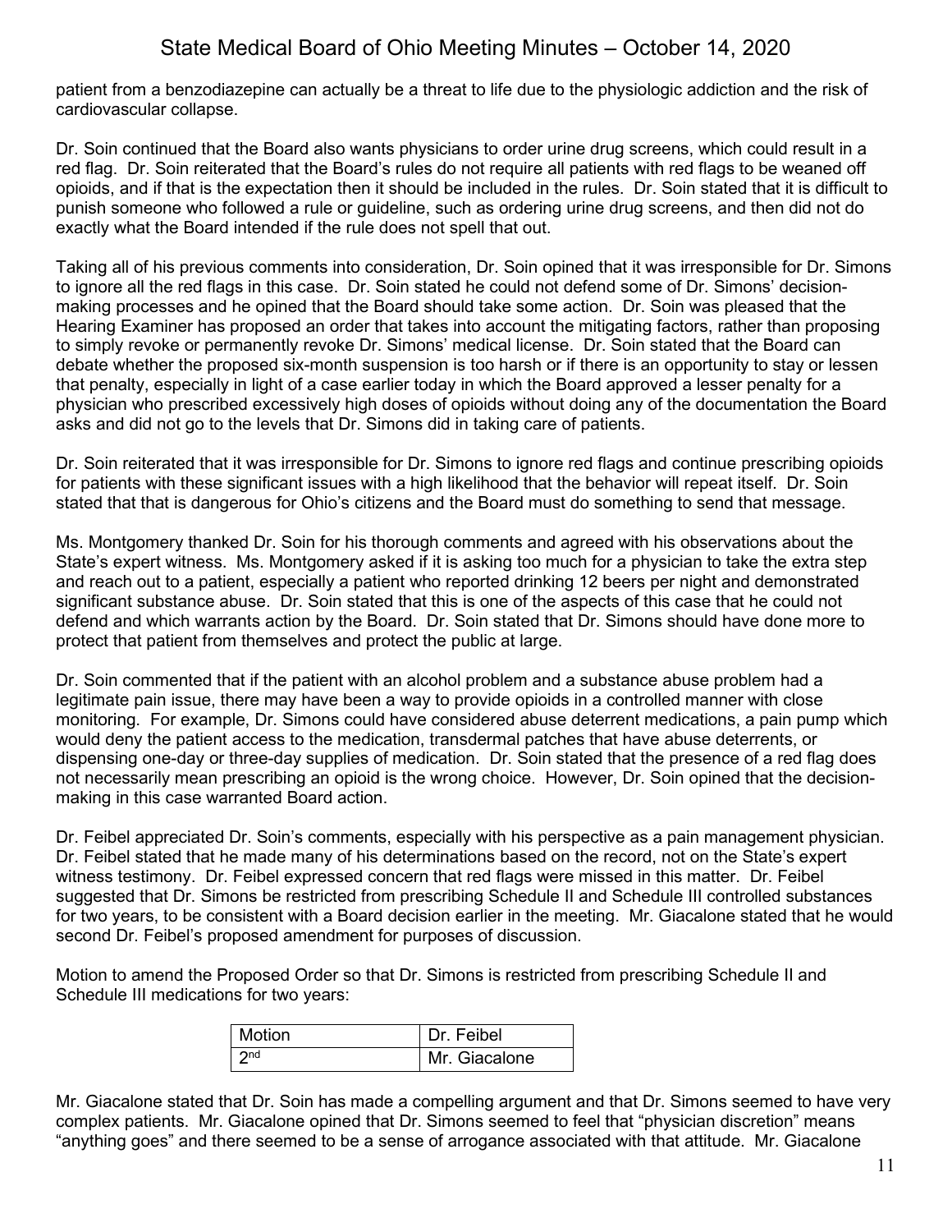patient from a benzodiazepine can actually be a threat to life due to the physiologic addiction and the risk of cardiovascular collapse.

Dr. Soin continued that the Board also wants physicians to order urine drug screens, which could result in a red flag. Dr. Soin reiterated that the Board's rules do not require all patients with red flags to be weaned off opioids, and if that is the expectation then it should be included in the rules. Dr. Soin stated that it is difficult to punish someone who followed a rule or guideline, such as ordering urine drug screens, and then did not do exactly what the Board intended if the rule does not spell that out.

Taking all of his previous comments into consideration, Dr. Soin opined that it was irresponsible for Dr. Simons to ignore all the red flags in this case. Dr. Soin stated he could not defend some of Dr. Simons' decision-making processes and he opined that the Board should take some action. Dr. Soin was pleased that the Hearing Examiner has proposed an order that takes into account the mitigating factors, rather than proposing to simply revoke or permanently revoke Dr. Simons' medical license. Dr. Soin stated that the Board can debate whether the proposed six-month suspension is too harsh or if there is an opportunity to stay or lessen that penalty, especially in light of a case earlier today in which the Board approved a lesser penalty for a physician who prescribed excessively high doses of opioids without doing any of the documentation the Board asks and did not go to the levels that Dr. Simons did in taking care of patients.

Dr. Soin reiterated that it was irresponsible for Dr. Simons to ignore red flags and continue prescribing opioids for patients with these significant issues with a high likelihood that the behavior will repeat itself. Dr. Soin stated that that is dangerous for Ohio's citizens and the Board must do something to send that message.

Ms. Montgomery thanked Dr. Soin for his thorough comments and agreed with his observations about the State's expert witness. Ms. Montgomery asked if it is asking too much for a physician to take the extra step and reach out to a patient, especially a patient who reported drinking 12 beers per night and demonstrated significant substance abuse. Dr. Soin stated that this is one of the aspects of this case that he could not defend and which warrants action by the Board. Dr. Soin stated that Dr. Simons should have done more to protect that patient from themselves and protect the public at large.

Dr. Soin commented that if the patient with an alcohol problem and a substance abuse problem had a legitimate pain issue, there may have been a way to provide opioids in a controlled manner with close monitoring. For example, Dr. Simons could have considered abuse deterrent medications, a pain pump which would deny the patient access to the medication, transdermal patches that have abuse deterrents, or dispensing one-day or three-day supplies of medication. Dr. Soin stated that the presence of a red flag does not necessarily mean prescribing an opioid is the wrong choice. However, Dr. Soin opined that the decision-making in this case warranted Board action.

Dr. Feibel appreciated Dr. Soin's comments, especially with his perspective as a pain management physician. Dr. Feibel stated that he made many of his determinations based on the record, not on the State's expert witness testimony. Dr. Feibel expressed concern that red flags were missed in this matter. Dr. Feibel suggested that Dr. Simons be restricted from prescribing Schedule II and Schedule III controlled substances for two years, to be consistent with a Board decision earlier in the meeting. Mr. Giacalone stated that he would second Dr. Feibel's proposed amendment for purposes of discussion.

Motion to amend the Proposed Order so that Dr. Simons is restricted from prescribing Schedule II and Schedule III medications for two years:

| Motion | Dr. Feibel |
|---|---|
| 2nd | Mr. Giacalone |

Mr. Giacalone stated that Dr. Soin has made a compelling argument and that Dr. Simons seemed to have very complex patients. Mr. Giacalone opined that Dr. Simons seemed to feel that "physician discretion" means "anything goes" and there seemed to be a sense of arrogance associated with that attitude. Mr. Giacalone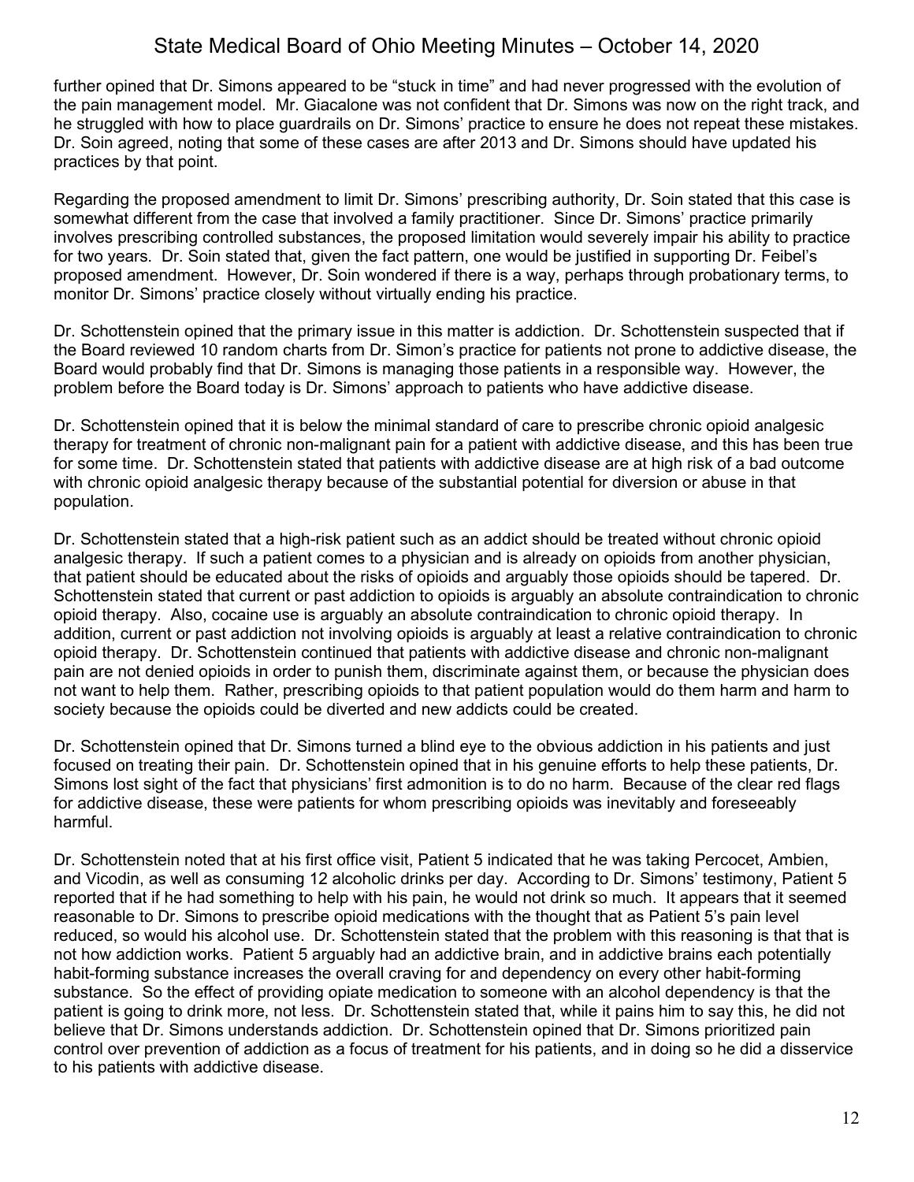further opined that Dr. Simons appeared to be “stuck in time” and had never progressed with the evolution of the pain management model. Mr. Giacalone was not confident that Dr. Simons was now on the right track, and he struggled with how to place guardrails on Dr. Simons’ practice to ensure he does not repeat these mistakes. Dr. Soin agreed, noting that some of these cases are after 2013 and Dr. Simons should have updated his practices by that point.

Regarding the proposed amendment to limit Dr. Simons’ prescribing authority, Dr. Soin stated that this case is somewhat different from the case that involved a family practitioner. Since Dr. Simons’ practice primarily involves prescribing controlled substances, the proposed limitation would severely impair his ability to practice for two years. Dr. Soin stated that, given the fact pattern, one would be justified in supporting Dr. Feibel’s proposed amendment. However, Dr. Soin wondered if there is a way, perhaps through probationary terms, to monitor Dr. Simons’ practice closely without virtually ending his practice.

Dr. Schottenstein opined that the primary issue in this matter is addiction. Dr. Schottenstein suspected that if the Board reviewed 10 random charts from Dr. Simon’s practice for patients not prone to addictive disease, the Board would probably find that Dr. Simons is managing those patients in a responsible way. However, the problem before the Board today is Dr. Simons’ approach to patients who have addictive disease.

Dr. Schottenstein opined that it is below the minimal standard of care to prescribe chronic opioid analgesic therapy for treatment of chronic non-malignant pain for a patient with addictive disease, and this has been true for some time. Dr. Schottenstein stated that patients with addictive disease are at high risk of a bad outcome with chronic opioid analgesic therapy because of the substantial potential for diversion or abuse in that population.

Dr. Schottenstein stated that a high-risk patient such as an addict should be treated without chronic opioid analgesic therapy. If such a patient comes to a physician and is already on opioids from another physician, that patient should be educated about the risks of opioids and arguably those opioids should be tapered. Dr. Schottenstein stated that current or past addiction to opioids is arguably an absolute contraindication to chronic opioid therapy. Also, cocaine use is arguably an absolute contraindication to chronic opioid therapy. In addition, current or past addiction not involving opioids is arguably at least a relative contraindication to chronic opioid therapy. Dr. Schottenstein continued that patients with addictive disease and chronic non-malignant pain are not denied opioids in order to punish them, discriminate against them, or because the physician does not want to help them. Rather, prescribing opioids to that patient population would do them harm and harm to society because the opioids could be diverted and new addicts could be created.

Dr. Schottenstein opined that Dr. Simons turned a blind eye to the obvious addiction in his patients and just focused on treating their pain. Dr. Schottenstein opined that in his genuine efforts to help these patients, Dr. Simons lost sight of the fact that physicians’ first admonition is to do no harm. Because of the clear red flags for addictive disease, these were patients for whom prescribing opioids was inevitably and foreseeably harmful.

Dr. Schottenstein noted that at his first office visit, Patient 5 indicated that he was taking Percocet, Ambien, and Vicodin, as well as consuming 12 alcoholic drinks per day. According to Dr. Simons’ testimony, Patient 5 reported that if he had something to help with his pain, he would not drink so much. It appears that it seemed reasonable to Dr. Simons to prescribe opioid medications with the thought that as Patient 5’s pain level reduced, so would his alcohol use. Dr. Schottenstein stated that the problem with this reasoning is that that is not how addiction works. Patient 5 arguably had an addictive brain, and in addictive brains each potentially habit-forming substance increases the overall craving for and dependency on every other habit-forming substance. So the effect of providing opiate medication to someone with an alcohol dependency is that the patient is going to drink more, not less. Dr. Schottenstein stated that, while it pains him to say this, he did not believe that Dr. Simons understands addiction. Dr. Schottenstein opined that Dr. Simons prioritized pain control over prevention of addiction as a focus of treatment for his patients, and in doing so he did a disservice to his patients with addictive disease.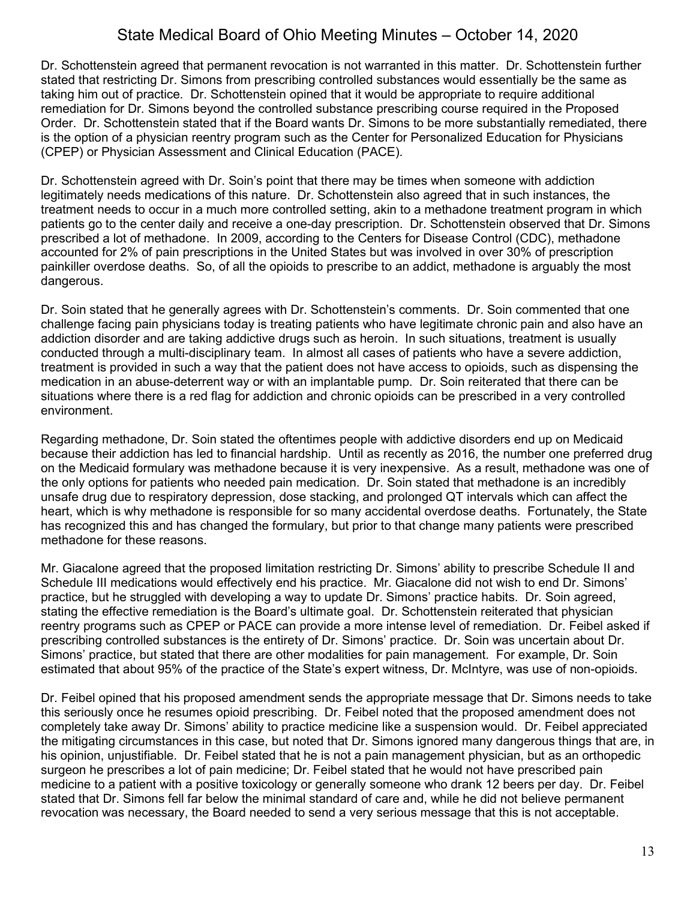Dr. Schottenstein agreed that permanent revocation is not warranted in this matter. Dr. Schottenstein further stated that restricting Dr. Simons from prescribing controlled substances would essentially be the same as taking him out of practice. Dr. Schottenstein opined that it would be appropriate to require additional remediation for Dr. Simons beyond the controlled substance prescribing course required in the Proposed Order. Dr. Schottenstein stated that if the Board wants Dr. Simons to be more substantially remediated, there is the option of a physician reentry program such as the Center for Personalized Education for Physicians (CPEP) or Physician Assessment and Clinical Education (PACE).

Dr. Schottenstein agreed with Dr. Soin's point that there may be times when someone with addiction legitimately needs medications of this nature. Dr. Schottenstein also agreed that in such instances, the treatment needs to occur in a much more controlled setting, akin to a methadone treatment program in which patients go to the center daily and receive a one-day prescription. Dr. Schottenstein observed that Dr. Simons prescribed a lot of methadone. In 2009, according to the Centers for Disease Control (CDC), methadone accounted for 2% of pain prescriptions in the United States but was involved in over 30% of prescription painkiller overdose deaths. So, of all the opioids to prescribe to an addict, methadone is arguably the most dangerous.

Dr. Soin stated that he generally agrees with Dr. Schottenstein's comments. Dr. Soin commented that one challenge facing pain physicians today is treating patients who have legitimate chronic pain and also have an addiction disorder and are taking addictive drugs such as heroin. In such situations, treatment is usually conducted through a multi-disciplinary team. In almost all cases of patients who have a severe addiction, treatment is provided in such a way that the patient does not have access to opioids, such as dispensing the medication in an abuse-deterrent way or with an implantable pump. Dr. Soin reiterated that there can be situations where there is a red flag for addiction and chronic opioids can be prescribed in a very controlled environment.

Regarding methadone, Dr. Soin stated the oftentimes people with addictive disorders end up on Medicaid because their addiction has led to financial hardship. Until as recently as 2016, the number one preferred drug on the Medicaid formulary was methadone because it is very inexpensive. As a result, methadone was one of the only options for patients who needed pain medication. Dr. Soin stated that methadone is an incredibly unsafe drug due to respiratory depression, dose stacking, and prolonged QT intervals which can affect the heart, which is why methadone is responsible for so many accidental overdose deaths. Fortunately, the State has recognized this and has changed the formulary, but prior to that change many patients were prescribed methadone for these reasons.

Mr. Giacalone agreed that the proposed limitation restricting Dr. Simons' ability to prescribe Schedule II and Schedule III medications would effectively end his practice. Mr. Giacalone did not wish to end Dr. Simons' practice, but he struggled with developing a way to update Dr. Simons' practice habits. Dr. Soin agreed, stating the effective remediation is the Board's ultimate goal. Dr. Schottenstein reiterated that physician reentry programs such as CPEP or PACE can provide a more intense level of remediation. Dr. Feibel asked if prescribing controlled substances is the entirety of Dr. Simons' practice. Dr. Soin was uncertain about Dr. Simons' practice, but stated that there are other modalities for pain management. For example, Dr. Soin estimated that about 95% of the practice of the State's expert witness, Dr. McIntyre, was use of non-opioids.

Dr. Feibel opined that his proposed amendment sends the appropriate message that Dr. Simons needs to take this seriously once he resumes opioid prescribing. Dr. Feibel noted that the proposed amendment does not completely take away Dr. Simons' ability to practice medicine like a suspension would. Dr. Feibel appreciated the mitigating circumstances in this case, but noted that Dr. Simons ignored many dangerous things that are, in his opinion, unjustifiable. Dr. Feibel stated that he is not a pain management physician, but as an orthopedic surgeon he prescribes a lot of pain medicine; Dr. Feibel stated that he would not have prescribed pain medicine to a patient with a positive toxicology or generally someone who drank 12 beers per day. Dr. Feibel stated that Dr. Simons fell far below the minimal standard of care and, while he did not believe permanent revocation was necessary, the Board needed to send a very serious message that this is not acceptable.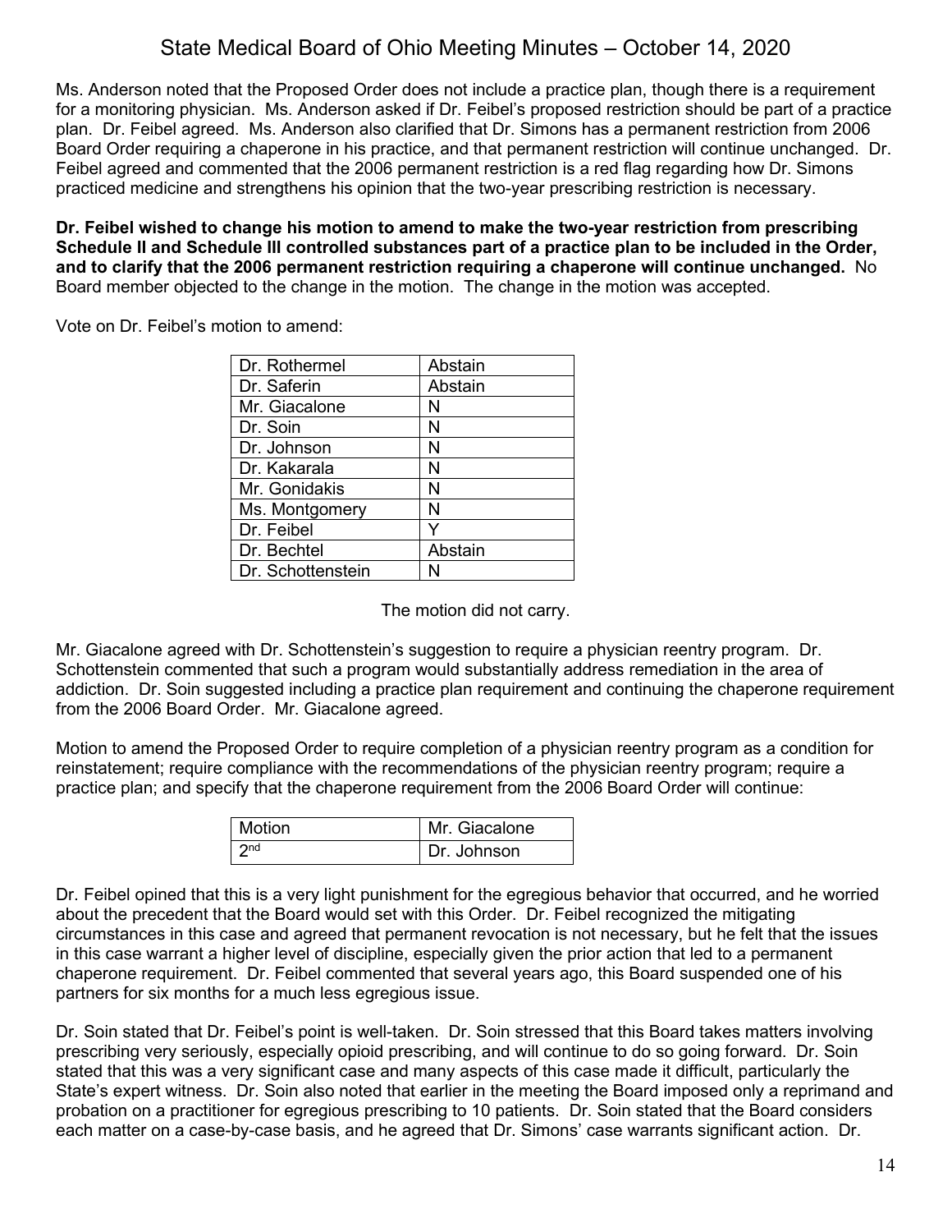Ms. Anderson noted that the Proposed Order does not include a practice plan, though there is a requirement for a monitoring physician. Ms. Anderson asked if Dr. Feibel's proposed restriction should be part of a practice plan. Dr. Feibel agreed. Ms. Anderson also clarified that Dr. Simons has a permanent restriction from 2006 Board Order requiring a chaperone in his practice, and that permanent restriction will continue unchanged. Dr. Feibel agreed and commented that the 2006 permanent restriction is a red flag regarding how Dr. Simons practiced medicine and strengthens his opinion that the two-year prescribing restriction is necessary.

**Dr. Feibel wished to change his motion to amend to make the two-year restriction from prescribing Schedule II and Schedule III controlled substances part of a practice plan to be included in the Order, and to clarify that the 2006 permanent restriction requiring a chaperone will continue unchanged.** No Board member objected to the change in the motion. The change in the motion was accepted.

Vote on Dr. Feibel's motion to amend:

| | |
|---|---|
| Dr. Rothermel | Abstain |
| Dr. Saferin | Abstain |
| Mr. Giacalone | N |
| Dr. Soin | N |
| Dr. Johnson | N |
| Dr. Kakarala | N |
| Mr. Gonidakis | N |
| Ms. Montgomery | N |
| Dr. Feibel | Y |
| Dr. Bechtel | Abstain |
| Dr. Schottenstein | N |

The motion did not carry.

Mr. Giacalone agreed with Dr. Schottenstein's suggestion to require a physician reentry program. Dr. Schottenstein commented that such a program would substantially address remediation in the area of addiction. Dr. Soin suggested including a practice plan requirement and continuing the chaperone requirement from the 2006 Board Order. Mr. Giacalone agreed.

Motion to amend the Proposed Order to require completion of a physician reentry program as a condition for reinstatement; require compliance with the recommendations of the physician reentry program; require a practice plan; and specify that the chaperone requirement from the 2006 Board Order will continue:

| | |
|---|---|
| Motion | Mr. Giacalone |
| 2nd | Dr. Johnson |

Dr. Feibel opined that this is a very light punishment for the egregious behavior that occurred, and he worried about the precedent that the Board would set with this Order. Dr. Feibel recognized the mitigating circumstances in this case and agreed that permanent revocation is not necessary, but he felt that the issues in this case warrant a higher level of discipline, especially given the prior action that led to a permanent chaperone requirement. Dr. Feibel commented that several years ago, this Board suspended one of his partners for six months for a much less egregious issue.

Dr. Soin stated that Dr. Feibel's point is well-taken. Dr. Soin stressed that this Board takes matters involving prescribing very seriously, especially opioid prescribing, and will continue to do so going forward. Dr. Soin stated that this was a very significant case and many aspects of this case made it difficult, particularly the State's expert witness. Dr. Soin also noted that earlier in the meeting the Board imposed only a reprimand and probation on a practitioner for egregious prescribing to 10 patients. Dr. Soin stated that the Board considers each matter on a case-by-case basis, and he agreed that Dr. Simons' case warrants significant action. Dr.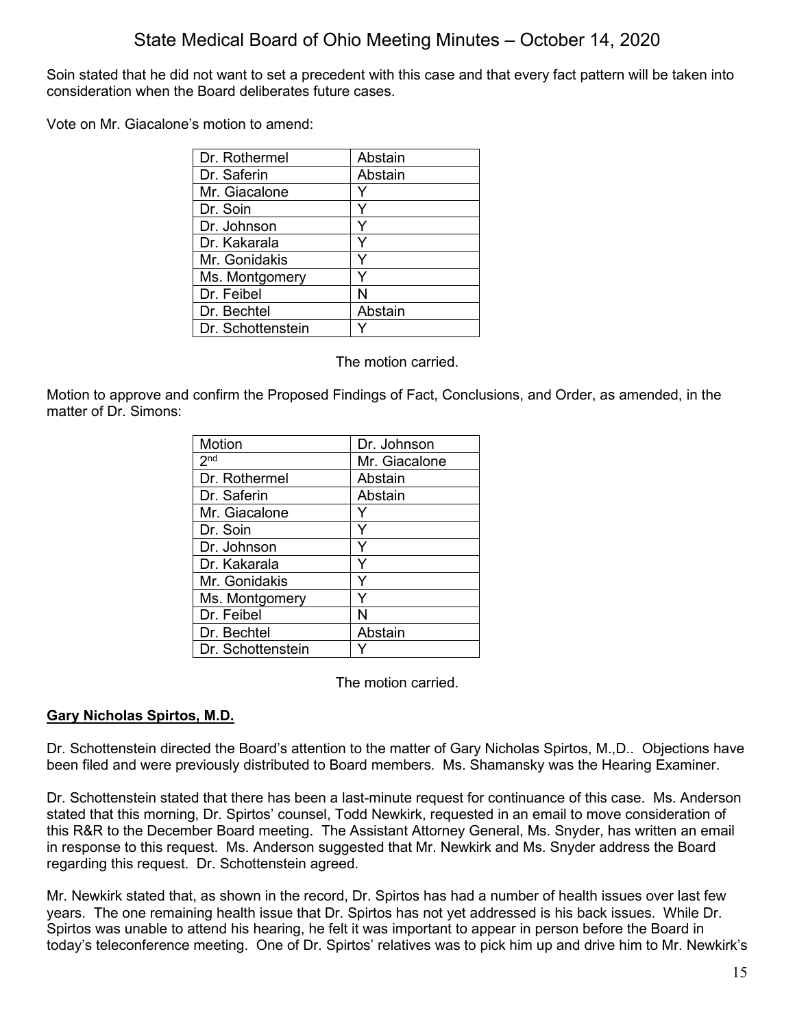Soin stated that he did not want to set a precedent with this case and that every fact pattern will be taken into consideration when the Board deliberates future cases.

Vote on Mr. Giacalone's motion to amend:

| | |
|---|---|
| Dr. Rothermel | Abstain |
| Dr. Saferin | Abstain |
| Mr. Giacalone | Y |
| Dr. Soin | Y |
| Dr. Johnson | Y |
| Dr. Kakarala | Y |
| Mr. Gonidakis | Y |
| Ms. Montgomery | Y |
| Dr. Feibel | N |
| Dr. Bechtel | Abstain |
| Dr. Schottenstein | Y |

The motion carried.

Motion to approve and confirm the Proposed Findings of Fact, Conclusions, and Order, as amended, in the matter of Dr. Simons:

| | |
|---|---|
| Motion | Dr. Johnson |
| 2nd | Mr. Giacalone |
| Dr. Rothermel | Abstain |
| Dr. Saferin | Abstain |
| Mr. Giacalone | Y |
| Dr. Soin | Y |
| Dr. Johnson | Y |
| Dr. Kakarala | Y |
| Mr. Gonidakis | Y |
| Ms. Montgomery | Y |
| Dr. Feibel | N |
| Dr. Bechtel | Abstain |
| Dr. Schottenstein | Y |

The motion carried.

**Gary Nicholas Spirtos, M.D.**

Dr. Schottenstein directed the Board's attention to the matter of Gary Nicholas Spirtos, M.,D.. Objections have been filed and were previously distributed to Board members. Ms. Shamansky was the Hearing Examiner.

Dr. Schottenstein stated that there has been a last-minute request for continuance of this case. Ms. Anderson stated that this morning, Dr. Spirtos' counsel, Todd Newkirk, requested in an email to move consideration of this R&R to the December Board meeting. The Assistant Attorney General, Ms. Snyder, has written an email in response to this request. Ms. Anderson suggested that Mr. Newkirk and Ms. Snyder address the Board regarding this request. Dr. Schottenstein agreed.

Mr. Newkirk stated that, as shown in the record, Dr. Spirtos has had a number of health issues over last few years. The one remaining health issue that Dr. Spirtos has not yet addressed is his back issues. While Dr. Spirtos was unable to attend his hearing, he felt it was important to appear in person before the Board in today's teleconference meeting. One of Dr. Spirtos' relatives was to pick him up and drive him to Mr. Newkirk's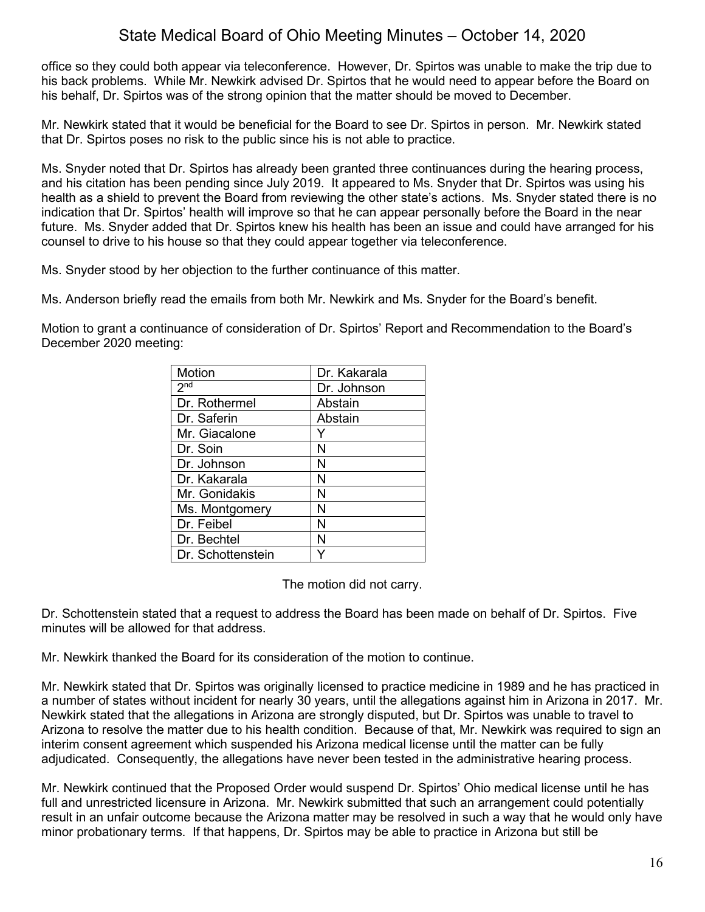office so they could both appear via teleconference. However, Dr. Spirtos was unable to make the trip due to his back problems. While Mr. Newkirk advised Dr. Spirtos that he would need to appear before the Board on his behalf, Dr. Spirtos was of the strong opinion that the matter should be moved to December.

Mr. Newkirk stated that it would be beneficial for the Board to see Dr. Spirtos in person. Mr. Newkirk stated that Dr. Spirtos poses no risk to the public since his is not able to practice.

Ms. Snyder noted that Dr. Spirtos has already been granted three continuances during the hearing process, and his citation has been pending since July 2019. It appeared to Ms. Snyder that Dr. Spirtos was using his health as a shield to prevent the Board from reviewing the other state's actions. Ms. Snyder stated there is no indication that Dr. Spirtos' health will improve so that he can appear personally before the Board in the near future. Ms. Snyder added that Dr. Spirtos knew his health has been an issue and could have arranged for his counsel to drive to his house so that they could appear together via teleconference.

Ms. Snyder stood by her objection to the further continuance of this matter.

Ms. Anderson briefly read the emails from both Mr. Newkirk and Ms. Snyder for the Board's benefit.

Motion to grant a continuance of consideration of Dr. Spirtos' Report and Recommendation to the Board's December 2020 meeting:

| Motion | Dr. Kakarala |
|---|---|
| 2nd | Dr. Johnson |
| Dr. Rothermel | Abstain |
| Dr. Saferin | Abstain |
| Mr. Giacalone | Y |
| Dr. Soin | N |
| Dr. Johnson | N |
| Dr. Kakarala | N |
| Mr. Gonidakis | N |
| Ms. Montgomery | N |
| Dr. Feibel | N |
| Dr. Bechtel | N |
| Dr. Schottenstein | Y |

The motion did not carry.

Dr. Schottenstein stated that a request to address the Board has been made on behalf of Dr. Spirtos. Five minutes will be allowed for that address.

Mr. Newkirk thanked the Board for its consideration of the motion to continue.

Mr. Newkirk stated that Dr. Spirtos was originally licensed to practice medicine in 1989 and he has practiced in a number of states without incident for nearly 30 years, until the allegations against him in Arizona in 2017. Mr. Newkirk stated that the allegations in Arizona are strongly disputed, but Dr. Spirtos was unable to travel to Arizona to resolve the matter due to his health condition. Because of that, Mr. Newkirk was required to sign an interim consent agreement which suspended his Arizona medical license until the matter can be fully adjudicated. Consequently, the allegations have never been tested in the administrative hearing process.

Mr. Newkirk continued that the Proposed Order would suspend Dr. Spirtos' Ohio medical license until he has full and unrestricted licensure in Arizona. Mr. Newkirk submitted that such an arrangement could potentially result in an unfair outcome because the Arizona matter may be resolved in such a way that he would only have minor probationary terms. If that happens, Dr. Spirtos may be able to practice in Arizona but still be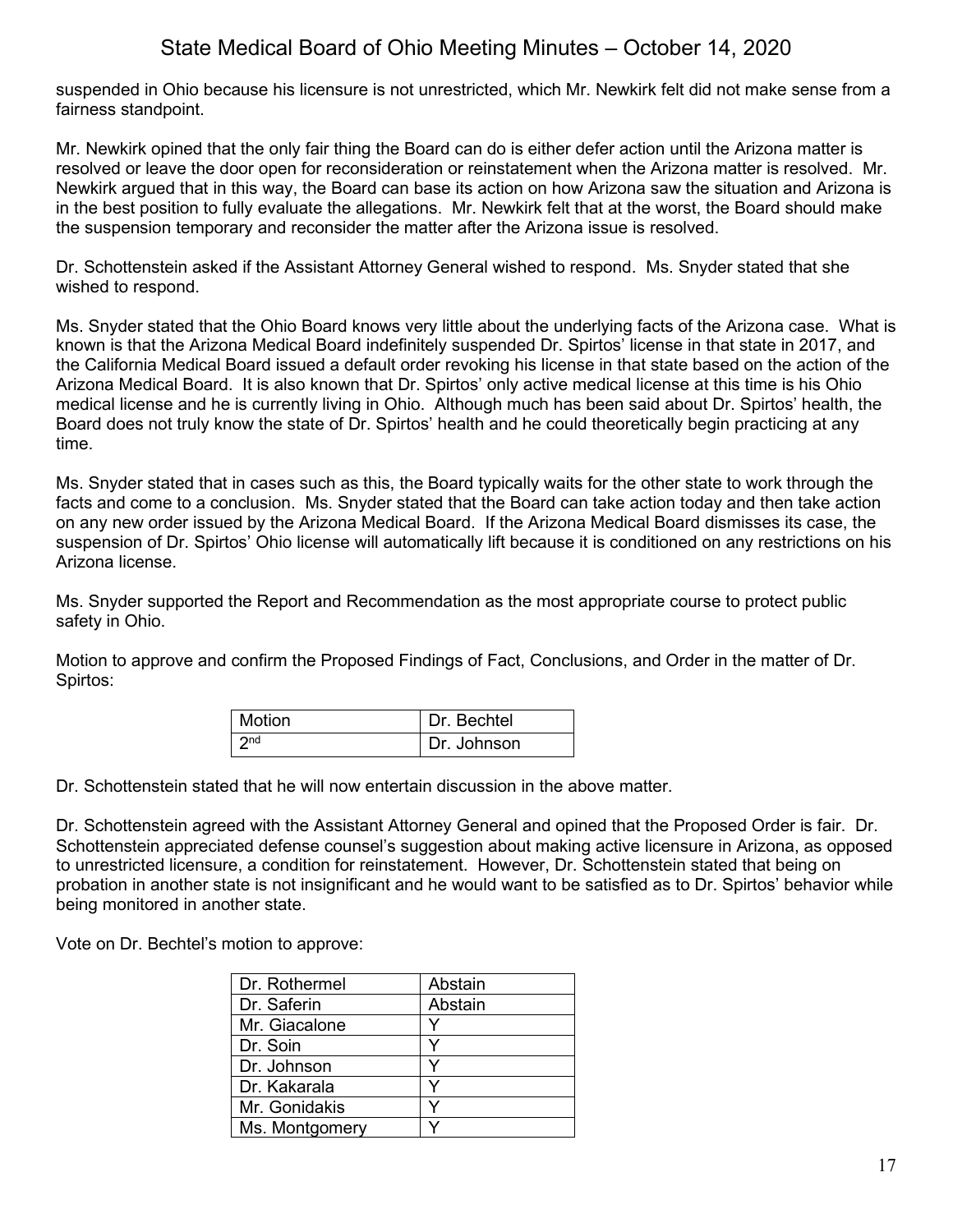suspended in Ohio because his licensure is not unrestricted, which Mr. Newkirk felt did not make sense from a fairness standpoint.

Mr. Newkirk opined that the only fair thing the Board can do is either defer action until the Arizona matter is resolved or leave the door open for reconsideration or reinstatement when the Arizona matter is resolved. Mr. Newkirk argued that in this way, the Board can base its action on how Arizona saw the situation and Arizona is in the best position to fully evaluate the allegations. Mr. Newkirk felt that at the worst, the Board should make the suspension temporary and reconsider the matter after the Arizona issue is resolved.

Dr. Schottenstein asked if the Assistant Attorney General wished to respond. Ms. Snyder stated that she wished to respond.

Ms. Snyder stated that the Ohio Board knows very little about the underlying facts of the Arizona case. What is known is that the Arizona Medical Board indefinitely suspended Dr. Spirtos' license in that state in 2017, and the California Medical Board issued a default order revoking his license in that state based on the action of the Arizona Medical Board. It is also known that Dr. Spirtos' only active medical license at this time is his Ohio medical license and he is currently living in Ohio. Although much has been said about Dr. Spirtos' health, the Board does not truly know the state of Dr. Spirtos' health and he could theoretically begin practicing at any time.

Ms. Snyder stated that in cases such as this, the Board typically waits for the other state to work through the facts and come to a conclusion. Ms. Snyder stated that the Board can take action today and then take action on any new order issued by the Arizona Medical Board. If the Arizona Medical Board dismisses its case, the suspension of Dr. Spirtos' Ohio license will automatically lift because it is conditioned on any restrictions on his Arizona license.

Ms. Snyder supported the Report and Recommendation as the most appropriate course to protect public safety in Ohio.

Motion to approve and confirm the Proposed Findings of Fact, Conclusions, and Order in the matter of Dr. Spirtos:

| Motion | Dr. Bechtel |
|---|---|
| 2nd | Dr. Johnson |

Dr. Schottenstein stated that he will now entertain discussion in the above matter.

Dr. Schottenstein agreed with the Assistant Attorney General and opined that the Proposed Order is fair. Dr. Schottenstein appreciated defense counsel's suggestion about making active licensure in Arizona, as opposed to unrestricted licensure, a condition for reinstatement. However, Dr. Schottenstein stated that being on probation in another state is not insignificant and he would want to be satisfied as to Dr. Spirtos' behavior while being monitored in another state.

Vote on Dr. Bechtel's motion to approve:

| Dr. Rothermel | Abstain |
|---|---|
| Dr. Saferin | Abstain |
| Mr. Giacalone | Y |
| Dr. Soin | Y |
| Dr. Johnson | Y |
| Dr. Kakarala | Y |
| Mr. Gonidakis | Y |
| Ms. Montgomery | Y |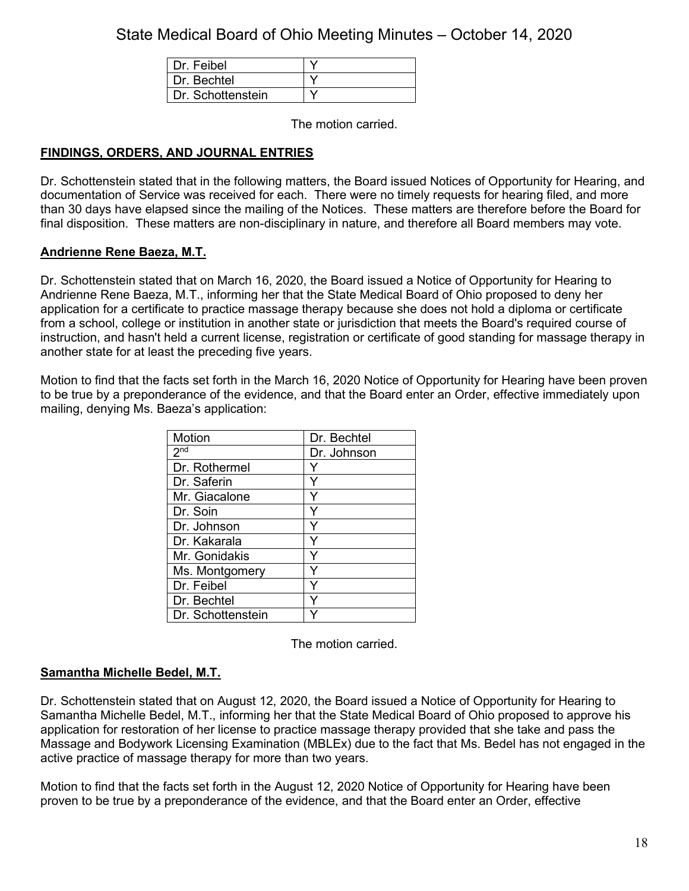| Dr. Feibel | Y |
|---|---|
| Dr. Bechtel | Y |
| Dr. Schottenstein | Y |

The motion carried.

**FINDINGS, ORDERS, AND JOURNAL ENTRIES**

Dr. Schottenstein stated that in the following matters, the Board issued Notices of Opportunity for Hearing, and documentation of Service was received for each. There were no timely requests for hearing filed, and more than 30 days have elapsed since the mailing of the Notices. These matters are therefore before the Board for final disposition. These matters are non-disciplinary in nature, and therefore all Board members may vote.

**Andrienne Rene Baeza, M.T.**

Dr. Schottenstein stated that on March 16, 2020, the Board issued a Notice of Opportunity for Hearing to Andrienne Rene Baeza, M.T., informing her that the State Medical Board of Ohio proposed to deny her application for a certificate to practice massage therapy because she does not hold a diploma or certificate from a school, college or institution in another state or jurisdiction that meets the Board's required course of instruction, and hasn't held a current license, registration or certificate of good standing for massage therapy in another state for at least the preceding five years.

Motion to find that the facts set forth in the March 16, 2020 Notice of Opportunity for Hearing have been proven to be true by a preponderance of the evidence, and that the Board enter an Order, effective immediately upon mailing, denying Ms. Baeza's application:

| Motion | Dr. Bechtel |
|---|---|
| 2nd | Dr. Johnson |
| Dr. Rothermel | Y |
| Dr. Saferin | Y |
| Mr. Giacalone | Y |
| Dr. Soin | Y |
| Dr. Johnson | Y |
| Dr. Kakarala | Y |
| Mr. Gonidakis | Y |
| Ms. Montgomery | Y |
| Dr. Feibel | Y |
| Dr. Bechtel | Y |
| Dr. Schottenstein | Y |

The motion carried.

**Samantha Michelle Bedel, M.T.**

Dr. Schottenstein stated that on August 12, 2020, the Board issued a Notice of Opportunity for Hearing to Samantha Michelle Bedel, M.T., informing her that the State Medical Board of Ohio proposed to approve his application for restoration of her license to practice massage therapy provided that she take and pass the Massage and Bodywork Licensing Examination (MBLEx) due to the fact that Ms. Bedel has not engaged in the active practice of massage therapy for more than two years.

Motion to find that the facts set forth in the August 12, 2020 Notice of Opportunity for Hearing have been proven to be true by a preponderance of the evidence, and that the Board enter an Order, effective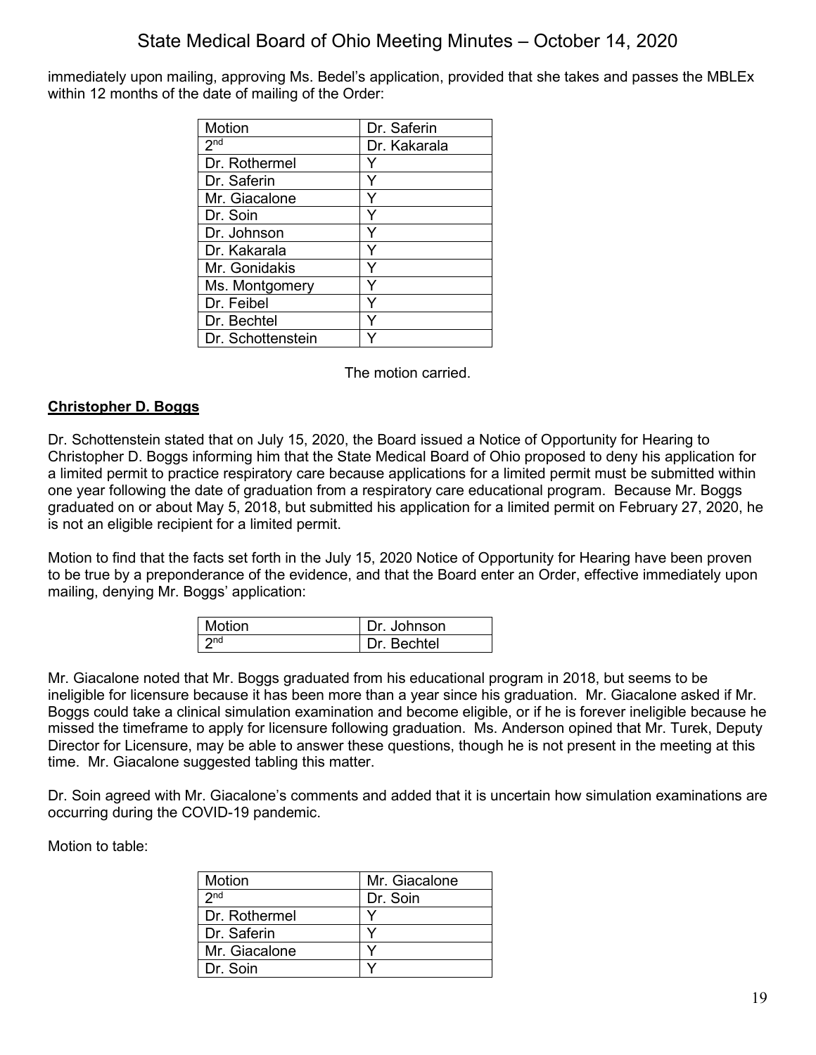immediately upon mailing, approving Ms. Bedel's application, provided that she takes and passes the MBLEx within 12 months of the date of mailing of the Order:

| Motion | Dr. Saferin |
|---|---|
| 2nd | Dr. Kakarala |
| Dr. Rothermel | Y |
| Dr. Saferin | Y |
| Mr. Giacalone | Y |
| Dr. Soin | Y |
| Dr. Johnson | Y |
| Dr. Kakarala | Y |
| Mr. Gonidakis | Y |
| Ms. Montgomery | Y |
| Dr. Feibel | Y |
| Dr. Bechtel | Y |
| Dr. Schottenstein | Y |

The motion carried.

**Christopher D. Boggs**

Dr. Schottenstein stated that on July 15, 2020, the Board issued a Notice of Opportunity for Hearing to Christopher D. Boggs informing him that the State Medical Board of Ohio proposed to deny his application for a limited permit to practice respiratory care because applications for a limited permit must be submitted within one year following the date of graduation from a respiratory care educational program. Because Mr. Boggs graduated on or about May 5, 2018, but submitted his application for a limited permit on February 27, 2020, he is not an eligible recipient for a limited permit.

Motion to find that the facts set forth in the July 15, 2020 Notice of Opportunity for Hearing have been proven to be true by a preponderance of the evidence, and that the Board enter an Order, effective immediately upon mailing, denying Mr. Boggs' application:

| Motion | Dr. Johnson |
|---|---|
| 2nd | Dr. Bechtel |

Mr. Giacalone noted that Mr. Boggs graduated from his educational program in 2018, but seems to be ineligible for licensure because it has been more than a year since his graduation. Mr. Giacalone asked if Mr. Boggs could take a clinical simulation examination and become eligible, or if he is forever ineligible because he missed the timeframe to apply for licensure following graduation. Ms. Anderson opined that Mr. Turek, Deputy Director for Licensure, may be able to answer these questions, though he is not present in the meeting at this time. Mr. Giacalone suggested tabling this matter.

Dr. Soin agreed with Mr. Giacalone's comments and added that it is uncertain how simulation examinations are occurring during the COVID-19 pandemic.

Motion to table:

| Motion | Mr. Giacalone |
|---|---|
| 2nd | Dr. Soin |
| Dr. Rothermel | Y |
| Dr. Saferin | Y |
| Mr. Giacalone | Y |
| Dr. Soin | Y |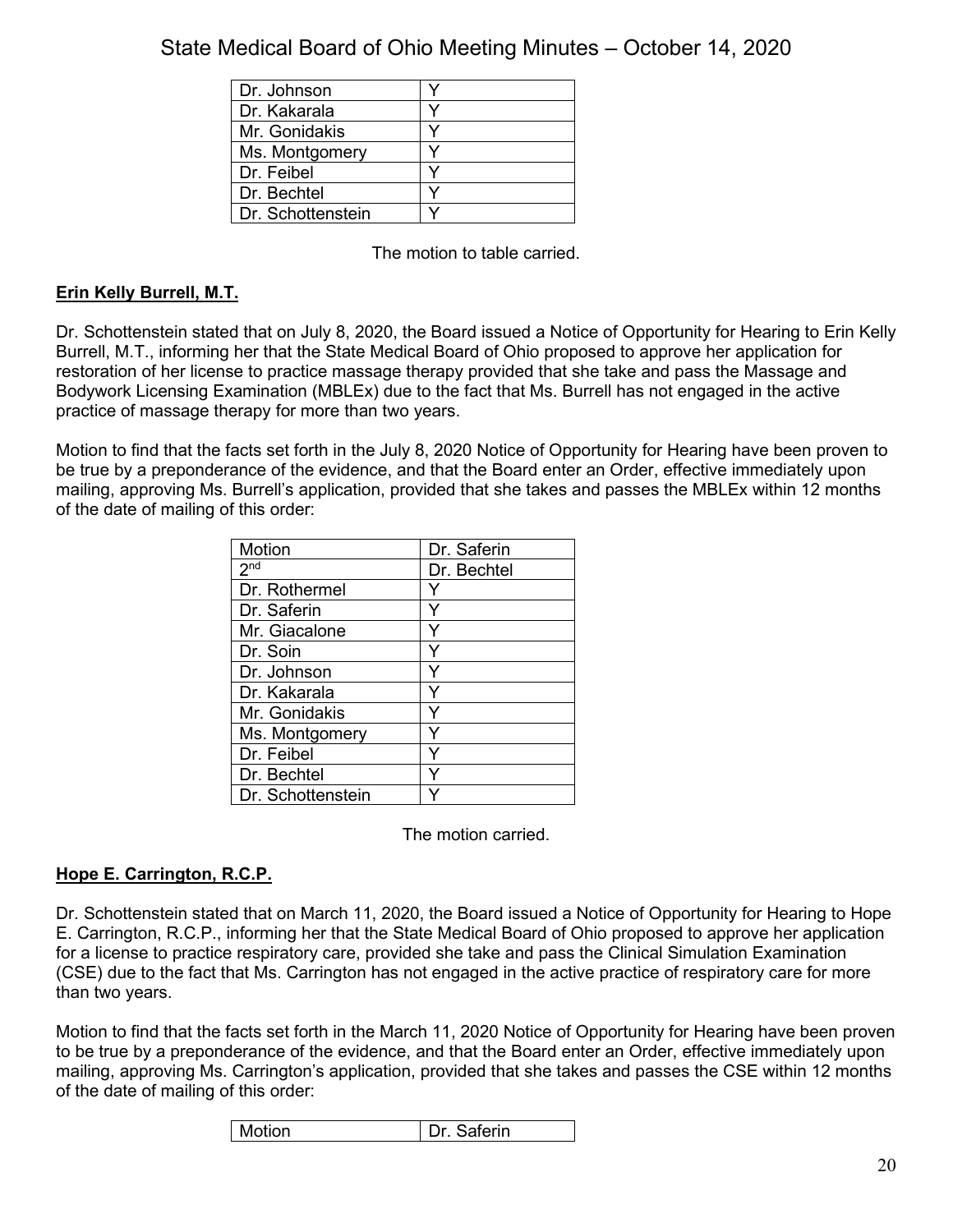| | |
|---|---|
| Dr. Johnson | Y |
| Dr. Kakarala | Y |
| Mr. Gonidakis | Y |
| Ms. Montgomery | Y |
| Dr. Feibel | Y |
| Dr. Bechtel | Y |
| Dr. Schottenstein | Y |

The motion to table carried.

**Erin Kelly Burrell, M.T.**

Dr. Schottenstein stated that on July 8, 2020, the Board issued a Notice of Opportunity for Hearing to Erin Kelly Burrell, M.T., informing her that the State Medical Board of Ohio proposed to approve her application for restoration of her license to practice massage therapy provided that she take and pass the Massage and Bodywork Licensing Examination (MBLEx) due to the fact that Ms. Burrell has not engaged in the active practice of massage therapy for more than two years.

Motion to find that the facts set forth in the July 8, 2020 Notice of Opportunity for Hearing have been proven to be true by a preponderance of the evidence, and that the Board enter an Order, effective immediately upon mailing, approving Ms. Burrell's application, provided that she takes and passes the MBLEx within 12 months of the date of mailing of this order:

| Motion | Dr. Saferin |
|---|---|
| 2nd | Dr. Bechtel |
| Dr. Rothermel | Y |
| Dr. Saferin | Y |
| Mr. Giacalone | Y |
| Dr. Soin | Y |
| Dr. Johnson | Y |
| Dr. Kakarala | Y |
| Mr. Gonidakis | Y |
| Ms. Montgomery | Y |
| Dr. Feibel | Y |
| Dr. Bechtel | Y |
| Dr. Schottenstein | Y |

The motion carried.

**Hope E. Carrington, R.C.P.**

Dr. Schottenstein stated that on March 11, 2020, the Board issued a Notice of Opportunity for Hearing to Hope E. Carrington, R.C.P., informing her that the State Medical Board of Ohio proposed to approve her application for a license to practice respiratory care, provided she take and pass the Clinical Simulation Examination (CSE) due to the fact that Ms. Carrington has not engaged in the active practice of respiratory care for more than two years.

Motion to find that the facts set forth in the March 11, 2020 Notice of Opportunity for Hearing have been proven to be true by a preponderance of the evidence, and that the Board enter an Order, effective immediately upon mailing, approving Ms. Carrington's application, provided that she takes and passes the CSE within 12 months of the date of mailing of this order:

| Motion | Dr. Saferin |
|---|---|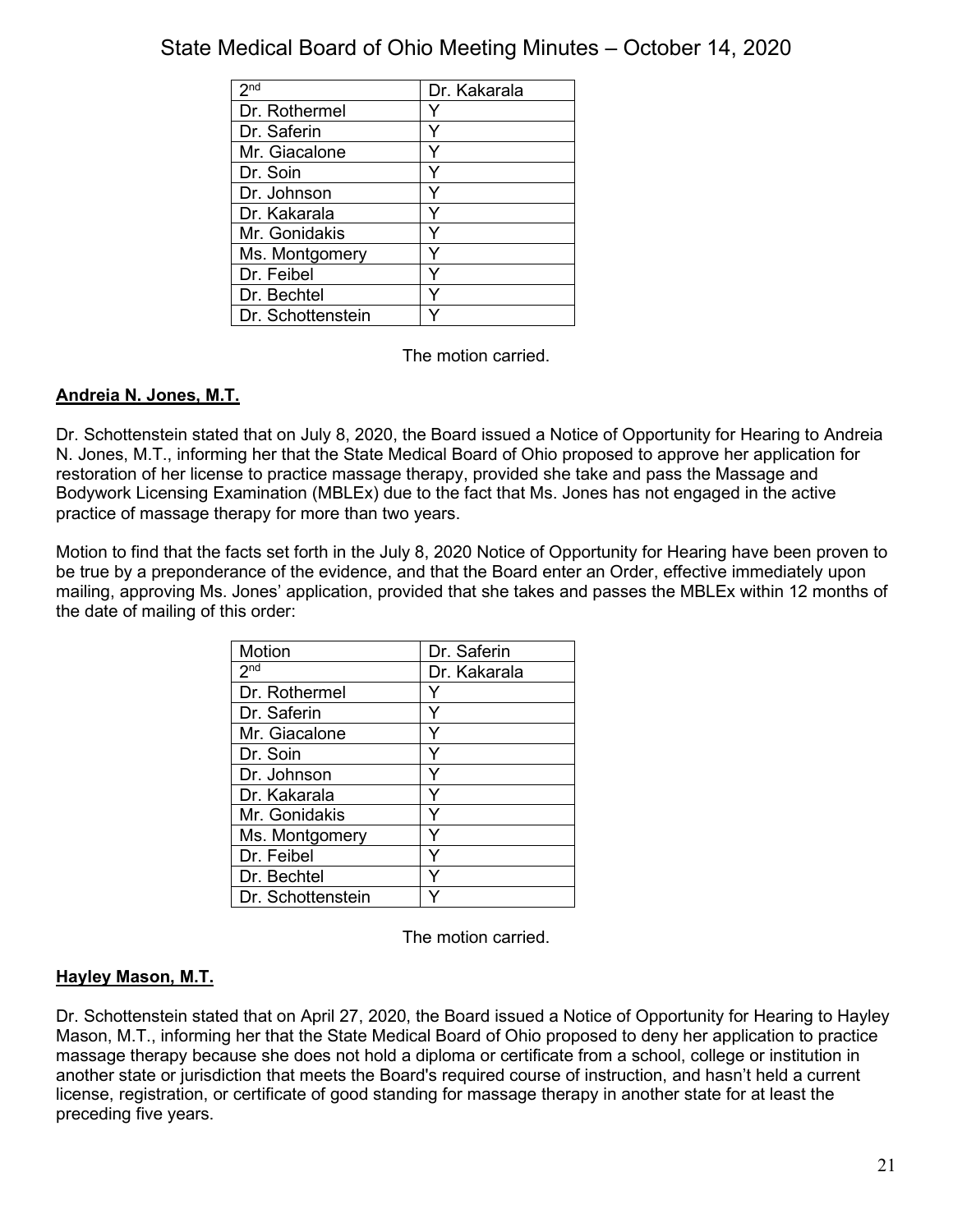| 2nd | Dr. Kakarala |
|---|---|
| Dr. Rothermel | Y |
| Dr. Saferin | Y |
| Mr. Giacalone | Y |
| Dr. Soin | Y |
| Dr. Johnson | Y |
| Dr. Kakarala | Y |
| Mr. Gonidakis | Y |
| Ms. Montgomery | Y |
| Dr. Feibel | Y |
| Dr. Bechtel | Y |
| Dr. Schottenstein | Y |

The motion carried.

**Andreia N. Jones, M.T.**

Dr. Schottenstein stated that on July 8, 2020, the Board issued a Notice of Opportunity for Hearing to Andreia N. Jones, M.T., informing her that the State Medical Board of Ohio proposed to approve her application for restoration of her license to practice massage therapy, provided she take and pass the Massage and Bodywork Licensing Examination (MBLEx) due to the fact that Ms. Jones has not engaged in the active practice of massage therapy for more than two years.

Motion to find that the facts set forth in the July 8, 2020 Notice of Opportunity for Hearing have been proven to be true by a preponderance of the evidence, and that the Board enter an Order, effective immediately upon mailing, approving Ms. Jones' application, provided that she takes and passes the MBLEx within 12 months of the date of mailing of this order:

| Motion | Dr. Saferin |
|---|---|
| 2nd | Dr. Kakarala |
| Dr. Rothermel | Y |
| Dr. Saferin | Y |
| Mr. Giacalone | Y |
| Dr. Soin | Y |
| Dr. Johnson | Y |
| Dr. Kakarala | Y |
| Mr. Gonidakis | Y |
| Ms. Montgomery | Y |
| Dr. Feibel | Y |
| Dr. Bechtel | Y |
| Dr. Schottenstein | Y |

The motion carried.

**Hayley Mason, M.T.**

Dr. Schottenstein stated that on April 27, 2020, the Board issued a Notice of Opportunity for Hearing to Hayley Mason, M.T., informing her that the State Medical Board of Ohio proposed to deny her application to practice massage therapy because she does not hold a diploma or certificate from a school, college or institution in another state or jurisdiction that meets the Board's required course of instruction, and hasn't held a current license, registration, or certificate of good standing for massage therapy in another state for at least the preceding five years.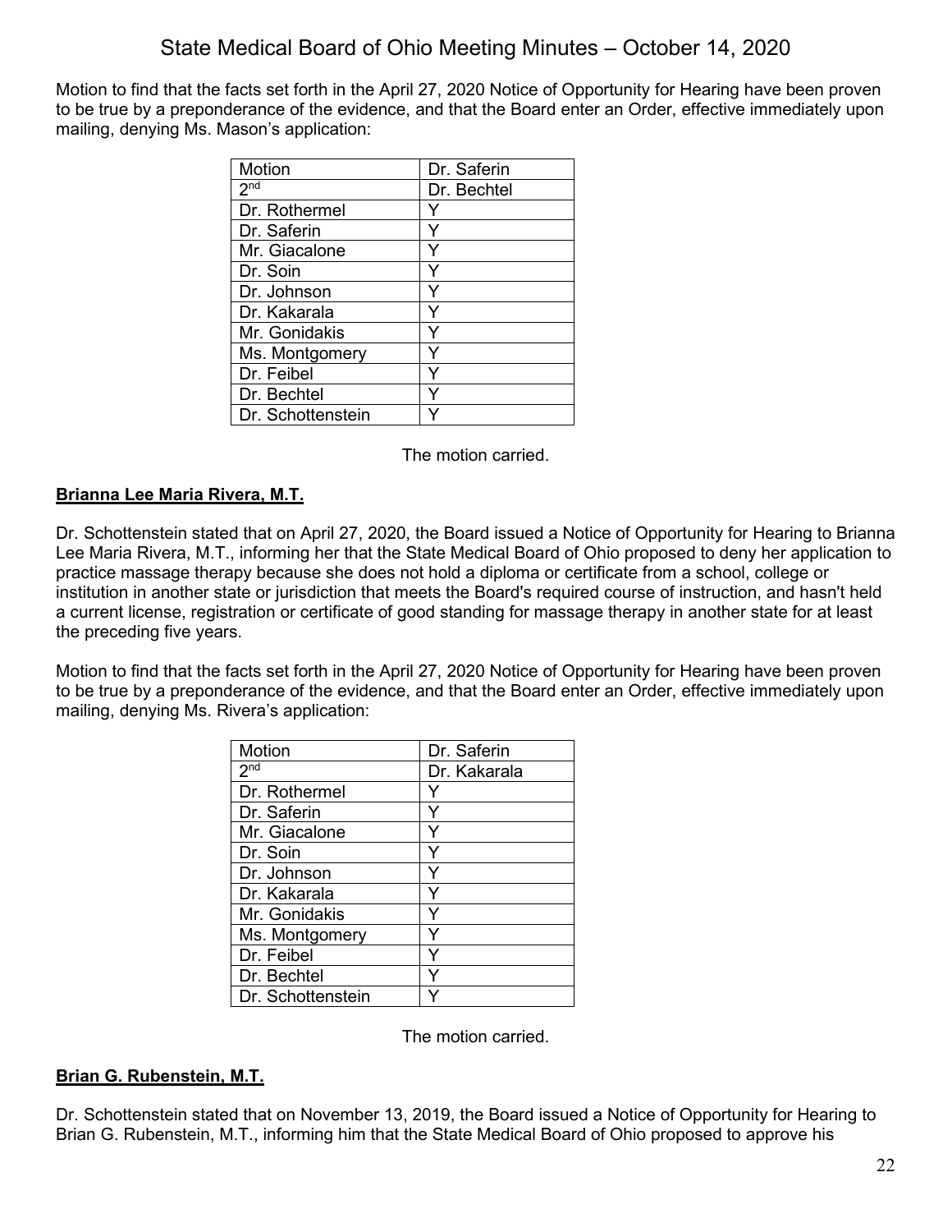Motion to find that the facts set forth in the April 27, 2020 Notice of Opportunity for Hearing have been proven to be true by a preponderance of the evidence, and that the Board enter an Order, effective immediately upon mailing, denying Ms. Mason's application:

| Motion | Dr. Saferin |
|---|---|
| 2nd | Dr. Bechtel |
| Dr. Rothermel | Y |
| Dr. Saferin | Y |
| Mr. Giacalone | Y |
| Dr. Soin | Y |
| Dr. Johnson | Y |
| Dr. Kakarala | Y |
| Mr. Gonidakis | Y |
| Ms. Montgomery | Y |
| Dr. Feibel | Y |
| Dr. Bechtel | Y |
| Dr. Schottenstein | Y |

The motion carried.

**Brianna Lee Maria Rivera, M.T.**

Dr. Schottenstein stated that on April 27, 2020, the Board issued a Notice of Opportunity for Hearing to Brianna Lee Maria Rivera, M.T., informing her that the State Medical Board of Ohio proposed to deny her application to practice massage therapy because she does not hold a diploma or certificate from a school, college or institution in another state or jurisdiction that meets the Board's required course of instruction, and hasn't held a current license, registration or certificate of good standing for massage therapy in another state for at least the preceding five years.

Motion to find that the facts set forth in the April 27, 2020 Notice of Opportunity for Hearing have been proven to be true by a preponderance of the evidence, and that the Board enter an Order, effective immediately upon mailing, denying Ms. Rivera's application:

| Motion | Dr. Saferin |
|---|---|
| 2nd | Dr. Kakarala |
| Dr. Rothermel | Y |
| Dr. Saferin | Y |
| Mr. Giacalone | Y |
| Dr. Soin | Y |
| Dr. Johnson | Y |
| Dr. Kakarala | Y |
| Mr. Gonidakis | Y |
| Ms. Montgomery | Y |
| Dr. Feibel | Y |
| Dr. Bechtel | Y |
| Dr. Schottenstein | Y |

The motion carried.

**Brian G. Rubenstein, M.T.**

Dr. Schottenstein stated that on November 13, 2019, the Board issued a Notice of Opportunity for Hearing to Brian G. Rubenstein, M.T., informing him that the State Medical Board of Ohio proposed to approve his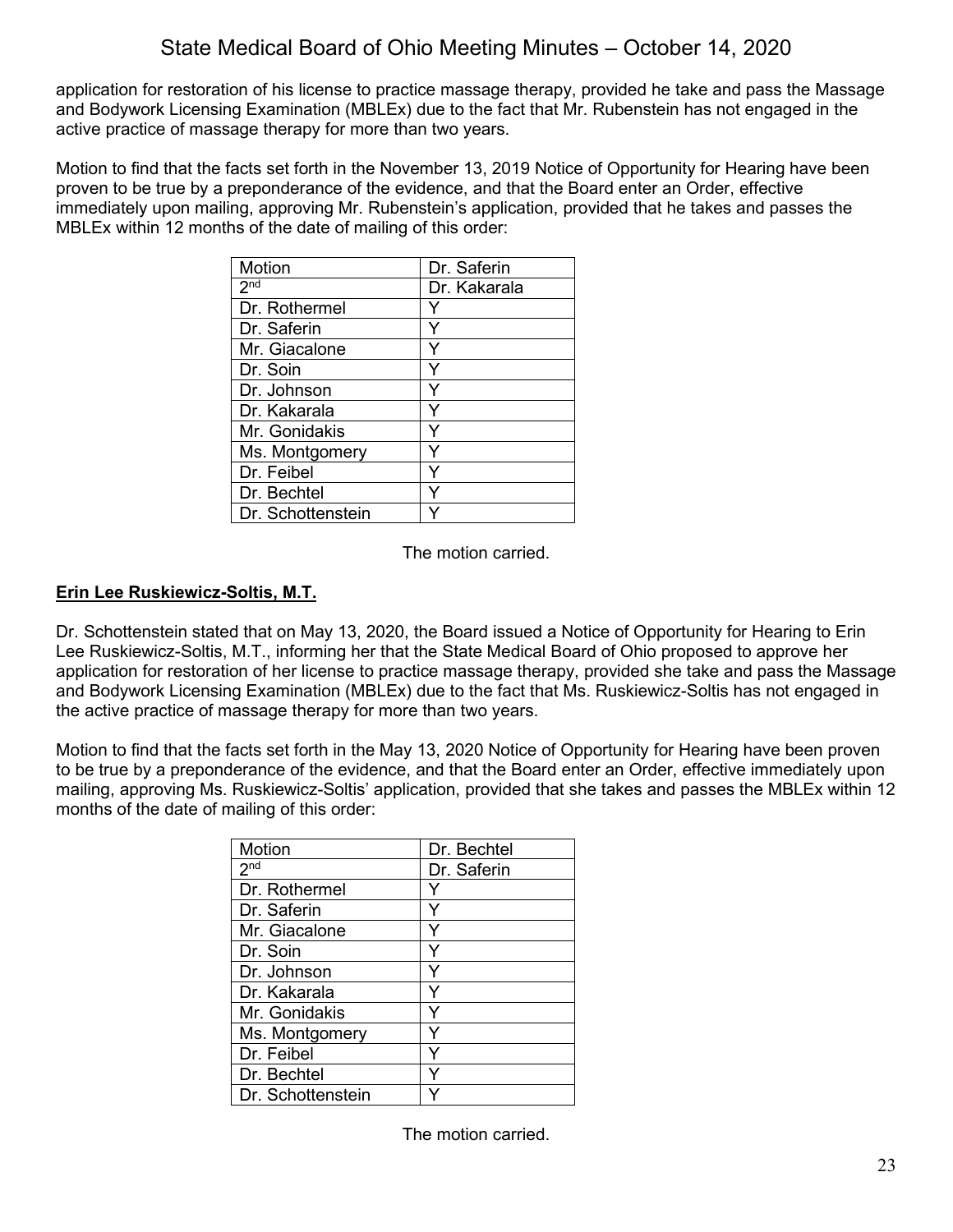application for restoration of his license to practice massage therapy, provided he take and pass the Massage and Bodywork Licensing Examination (MBLEx) due to the fact that Mr. Rubenstein has not engaged in the active practice of massage therapy for more than two years.

Motion to find that the facts set forth in the November 13, 2019 Notice of Opportunity for Hearing have been proven to be true by a preponderance of the evidence, and that the Board enter an Order, effective immediately upon mailing, approving Mr. Rubenstein's application, provided that he takes and passes the MBLEx within 12 months of the date of mailing of this order:

| Motion | Dr. Saferin |
|---|---|
| 2nd | Dr. Kakarala |
| Dr. Rothermel | Y |
| Dr. Saferin | Y |
| Mr. Giacalone | Y |
| Dr. Soin | Y |
| Dr. Johnson | Y |
| Dr. Kakarala | Y |
| Mr. Gonidakis | Y |
| Ms. Montgomery | Y |
| Dr. Feibel | Y |
| Dr. Bechtel | Y |
| Dr. Schottenstein | Y |

The motion carried.

**Erin Lee Ruskiewicz-Soltis, M.T.**

Dr. Schottenstein stated that on May 13, 2020, the Board issued a Notice of Opportunity for Hearing to Erin Lee Ruskiewicz-Soltis, M.T., informing her that the State Medical Board of Ohio proposed to approve her application for restoration of her license to practice massage therapy, provided she take and pass the Massage and Bodywork Licensing Examination (MBLEx) due to the fact that Ms. Ruskiewicz-Soltis has not engaged in the active practice of massage therapy for more than two years.

Motion to find that the facts set forth in the May 13, 2020 Notice of Opportunity for Hearing have been proven to be true by a preponderance of the evidence, and that the Board enter an Order, effective immediately upon mailing, approving Ms. Ruskiewicz-Soltis' application, provided that she takes and passes the MBLEx within 12 months of the date of mailing of this order:

| Motion | Dr. Bechtel |
|---|---|
| 2nd | Dr. Saferin |
| Dr. Rothermel | Y |
| Dr. Saferin | Y |
| Mr. Giacalone | Y |
| Dr. Soin | Y |
| Dr. Johnson | Y |
| Dr. Kakarala | Y |
| Mr. Gonidakis | Y |
| Ms. Montgomery | Y |
| Dr. Feibel | Y |
| Dr. Bechtel | Y |
| Dr. Schottenstein | Y |

The motion carried.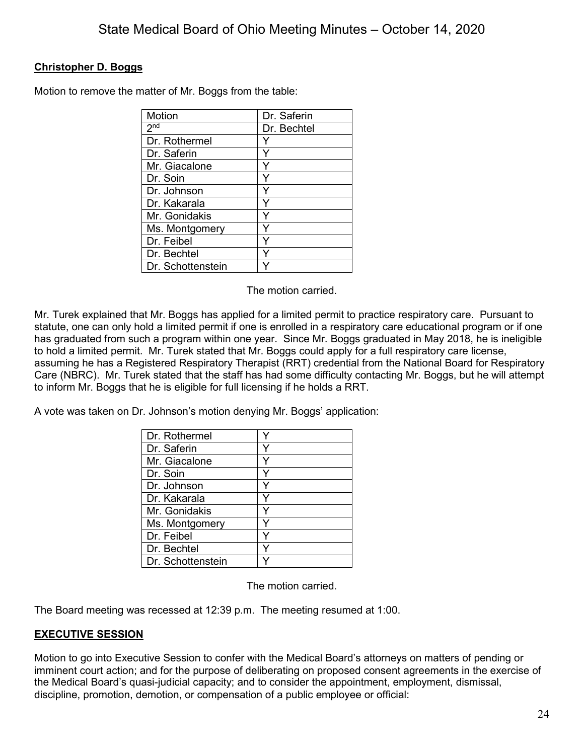**Christopher D. Boggs**

Motion to remove the matter of Mr. Boggs from the table:

| Motion | Dr. Saferin |
|---|---|
| 2nd | Dr. Bechtel |
| Dr. Rothermel | Y |
| Dr. Saferin | Y |
| Mr. Giacalone | Y |
| Dr. Soin | Y |
| Dr. Johnson | Y |
| Dr. Kakarala | Y |
| Mr. Gonidakis | Y |
| Ms. Montgomery | Y |
| Dr. Feibel | Y |
| Dr. Bechtel | Y |
| Dr. Schottenstein | Y |

The motion carried.

Mr. Turek explained that Mr. Boggs has applied for a limited permit to practice respiratory care. Pursuant to statute, one can only hold a limited permit if one is enrolled in a respiratory care educational program or if one has graduated from such a program within one year. Since Mr. Boggs graduated in May 2018, he is ineligible to hold a limited permit. Mr. Turek stated that Mr. Boggs could apply for a full respiratory care license, assuming he has a Registered Respiratory Therapist (RRT) credential from the National Board for Respiratory Care (NBRC). Mr. Turek stated that the staff has had some difficulty contacting Mr. Boggs, but he will attempt to inform Mr. Boggs that he is eligible for full licensing if he holds a RRT.

A vote was taken on Dr. Johnson's motion denying Mr. Boggs' application:

| | |
|---|---|
| Dr. Rothermel | Y |
| Dr. Saferin | Y |
| Mr. Giacalone | Y |
| Dr. Soin | Y |
| Dr. Johnson | Y |
| Dr. Kakarala | Y |
| Mr. Gonidakis | Y |
| Ms. Montgomery | Y |
| Dr. Feibel | Y |
| Dr. Bechtel | Y |
| Dr. Schottenstein | Y |

The motion carried.

The Board meeting was recessed at 12:39 p.m. The meeting resumed at 1:00.

**EXECUTIVE SESSION**

Motion to go into Executive Session to confer with the Medical Board's attorneys on matters of pending or imminent court action; and for the purpose of deliberating on proposed consent agreements in the exercise of the Medical Board's quasi-judicial capacity; and to consider the appointment, employment, dismissal, discipline, promotion, demotion, or compensation of a public employee or official: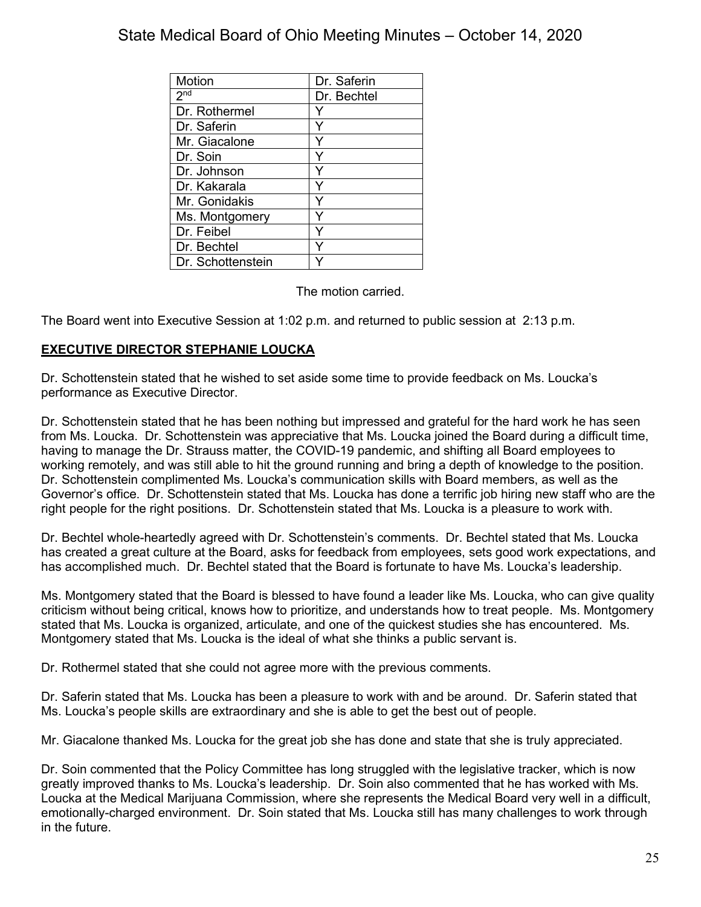| Motion | Dr. Saferin |
|---|---|
| 2nd | Dr. Bechtel |
| Dr. Rothermel | Y |
| Dr. Saferin | Y |
| Mr. Giacalone | Y |
| Dr. Soin | Y |
| Dr. Johnson | Y |
| Dr. Kakarala | Y |
| Mr. Gonidakis | Y |
| Ms. Montgomery | Y |
| Dr. Feibel | Y |
| Dr. Bechtel | Y |
| Dr. Schottenstein | Y |

The motion carried.

The Board went into Executive Session at 1:02 p.m. and returned to public session at 2:13 p.m.

## EXECUTIVE DIRECTOR STEPHANIE LOUCKA

Dr. Schottenstein stated that he wished to set aside some time to provide feedback on Ms. Loucka's performance as Executive Director.

Dr. Schottenstein stated that he has been nothing but impressed and grateful for the hard work he has seen from Ms. Loucka. Dr. Schottenstein was appreciative that Ms. Loucka joined the Board during a difficult time, having to manage the Dr. Strauss matter, the COVID-19 pandemic, and shifting all Board employees to working remotely, and was still able to hit the ground running and bring a depth of knowledge to the position. Dr. Schottenstein complimented Ms. Loucka's communication skills with Board members, as well as the Governor's office. Dr. Schottenstein stated that Ms. Loucka has done a terrific job hiring new staff who are the right people for the right positions. Dr. Schottenstein stated that Ms. Loucka is a pleasure to work with.

Dr. Bechtel whole-heartedly agreed with Dr. Schottenstein's comments. Dr. Bechtel stated that Ms. Loucka has created a great culture at the Board, asks for feedback from employees, sets good work expectations, and has accomplished much. Dr. Bechtel stated that the Board is fortunate to have Ms. Loucka's leadership.

Ms. Montgomery stated that the Board is blessed to have found a leader like Ms. Loucka, who can give quality criticism without being critical, knows how to prioritize, and understands how to treat people. Ms. Montgomery stated that Ms. Loucka is organized, articulate, and one of the quickest studies she has encountered. Ms. Montgomery stated that Ms. Loucka is the ideal of what she thinks a public servant is.

Dr. Rothermel stated that she could not agree more with the previous comments.

Dr. Saferin stated that Ms. Loucka has been a pleasure to work with and be around. Dr. Saferin stated that Ms. Loucka's people skills are extraordinary and she is able to get the best out of people.

Mr. Giacalone thanked Ms. Loucka for the great job she has done and state that she is truly appreciated.

Dr. Soin commented that the Policy Committee has long struggled with the legislative tracker, which is now greatly improved thanks to Ms. Loucka's leadership. Dr. Soin also commented that he has worked with Ms. Loucka at the Medical Marijuana Commission, where she represents the Medical Board very well in a difficult, emotionally-charged environment. Dr. Soin stated that Ms. Loucka still has many challenges to work through in the future.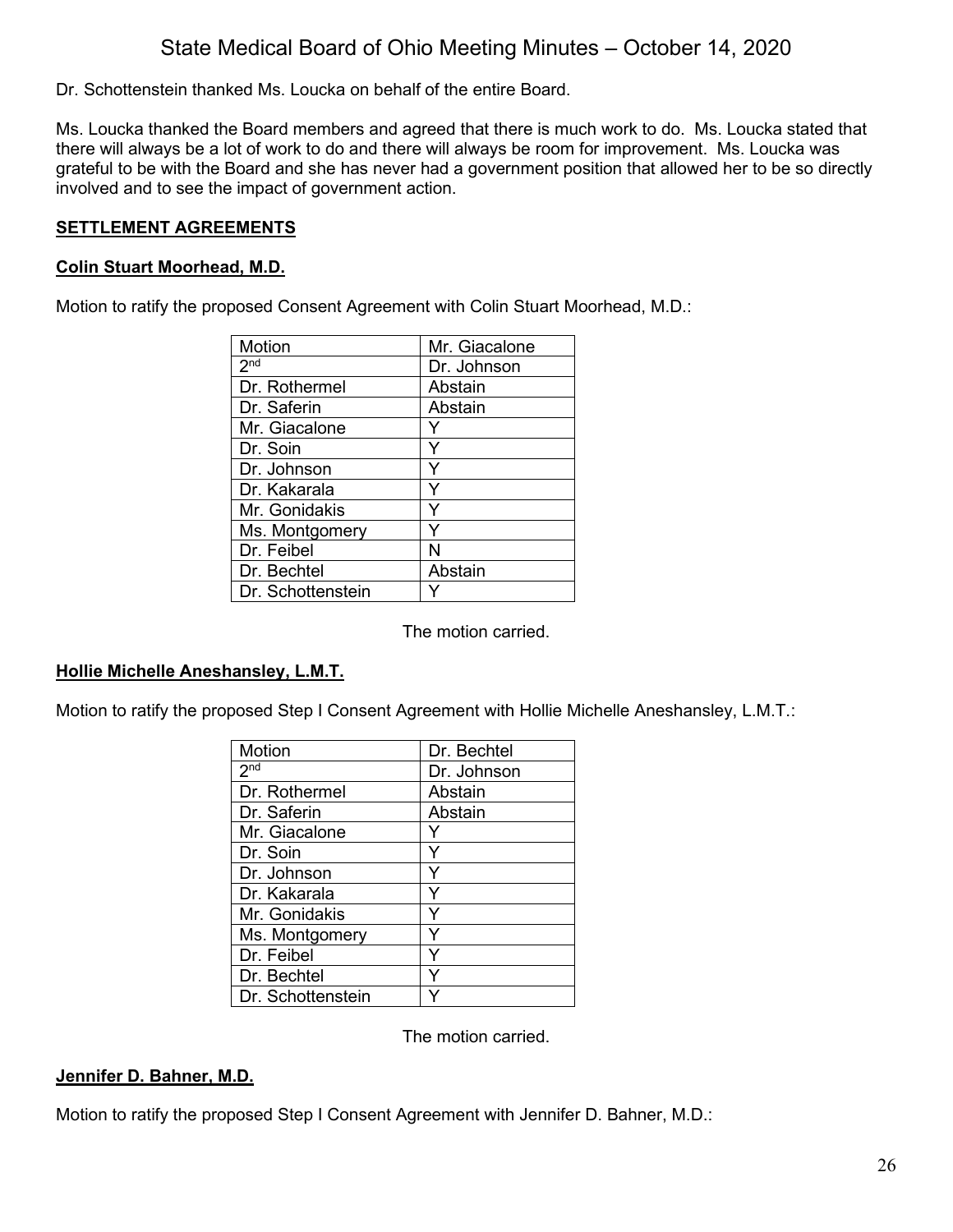Dr. Schottenstein thanked Ms. Loucka on behalf of the entire Board.

Ms. Loucka thanked the Board members and agreed that there is much work to do. Ms. Loucka stated that there will always be a lot of work to do and there will always be room for improvement. Ms. Loucka was grateful to be with the Board and she has never had a government position that allowed her to be so directly involved and to see the impact of government action.

## SETTLEMENT AGREEMENTS

### Colin Stuart Moorhead, M.D.

Motion to ratify the proposed Consent Agreement with Colin Stuart Moorhead, M.D.:

| Motion | Mr. Giacalone |
|---|---|
| 2nd | Dr. Johnson |
| Dr. Rothermel | Abstain |
| Dr. Saferin | Abstain |
| Mr. Giacalone | Y |
| Dr. Soin | Y |
| Dr. Johnson | Y |
| Dr. Kakarala | Y |
| Mr. Gonidakis | Y |
| Ms. Montgomery | Y |
| Dr. Feibel | N |
| Dr. Bechtel | Abstain |
| Dr. Schottenstein | Y |

The motion carried.

### Hollie Michelle Aneshansley, L.M.T.

Motion to ratify the proposed Step I Consent Agreement with Hollie Michelle Aneshansley, L.M.T.:

| Motion | Dr. Bechtel |
|---|---|
| 2nd | Dr. Johnson |
| Dr. Rothermel | Abstain |
| Dr. Saferin | Abstain |
| Mr. Giacalone | Y |
| Dr. Soin | Y |
| Dr. Johnson | Y |
| Dr. Kakarala | Y |
| Mr. Gonidakis | Y |
| Ms. Montgomery | Y |
| Dr. Feibel | Y |
| Dr. Bechtel | Y |
| Dr. Schottenstein | Y |

The motion carried.

### Jennifer D. Bahner, M.D.

Motion to ratify the proposed Step I Consent Agreement with Jennifer D. Bahner, M.D.: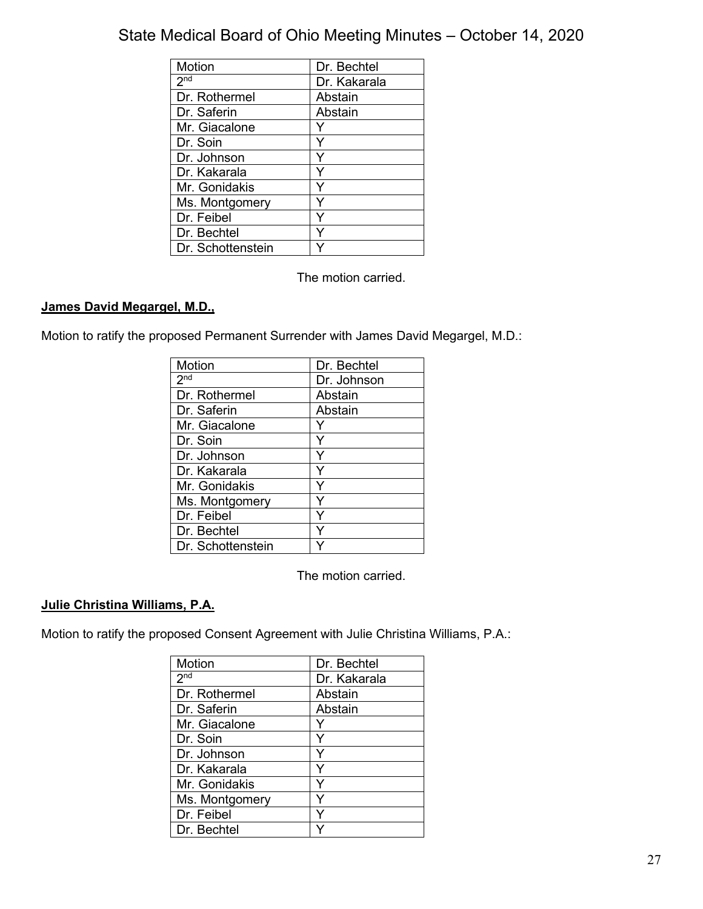| Motion | Dr. Bechtel |
|---|---|
| 2nd | Dr. Kakarala |
| Dr. Rothermel | Abstain |
| Dr. Saferin | Abstain |
| Mr. Giacalone | Y |
| Dr. Soin | Y |
| Dr. Johnson | Y |
| Dr. Kakarala | Y |
| Mr. Gonidakis | Y |
| Ms. Montgomery | Y |
| Dr. Feibel | Y |
| Dr. Bechtel | Y |
| Dr. Schottenstein | Y |

The motion carried.

**James David Megargel, M.D.,**

Motion to ratify the proposed Permanent Surrender with James David Megargel, M.D.:

| Motion | Dr. Bechtel |
|---|---|
| 2nd | Dr. Johnson |
| Dr. Rothermel | Abstain |
| Dr. Saferin | Abstain |
| Mr. Giacalone | Y |
| Dr. Soin | Y |
| Dr. Johnson | Y |
| Dr. Kakarala | Y |
| Mr. Gonidakis | Y |
| Ms. Montgomery | Y |
| Dr. Feibel | Y |
| Dr. Bechtel | Y |
| Dr. Schottenstein | Y |

The motion carried.

**Julie Christina Williams, P.A.**

Motion to ratify the proposed Consent Agreement with Julie Christina Williams, P.A.:

| Motion | Dr. Bechtel |
|---|---|
| 2nd | Dr. Kakarala |
| Dr. Rothermel | Abstain |
| Dr. Saferin | Abstain |
| Mr. Giacalone | Y |
| Dr. Soin | Y |
| Dr. Johnson | Y |
| Dr. Kakarala | Y |
| Mr. Gonidakis | Y |
| Ms. Montgomery | Y |
| Dr. Feibel | Y |
| Dr. Bechtel | Y |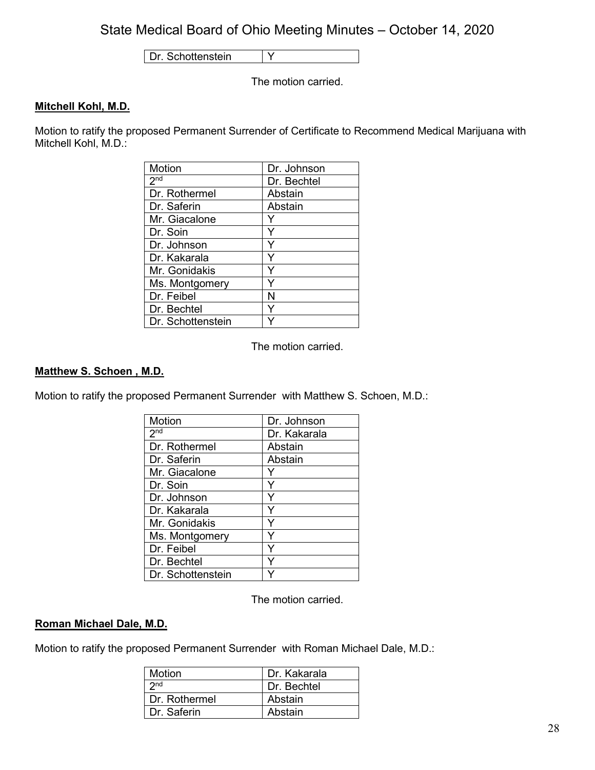| Dr. Schottenstein | Y |
|---|---|

The motion carried.

**Mitchell Kohl, M.D.**

Motion to ratify the proposed Permanent Surrender of Certificate to Recommend Medical Marijuana with Mitchell Kohl, M.D.:

| Motion | Dr. Johnson |
|---|---|
| 2nd | Dr. Bechtel |
| Dr. Rothermel | Abstain |
| Dr. Saferin | Abstain |
| Mr. Giacalone | Y |
| Dr. Soin | Y |
| Dr. Johnson | Y |
| Dr. Kakarala | Y |
| Mr. Gonidakis | Y |
| Ms. Montgomery | Y |
| Dr. Feibel | N |
| Dr. Bechtel | Y |
| Dr. Schottenstein | Y |

The motion carried.

**Matthew S. Schoen , M.D.**

Motion to ratify the proposed Permanent Surrender with Matthew S. Schoen, M.D.:

| Motion | Dr. Johnson |
|---|---|
| 2nd | Dr. Kakarala |
| Dr. Rothermel | Abstain |
| Dr. Saferin | Abstain |
| Mr. Giacalone | Y |
| Dr. Soin | Y |
| Dr. Johnson | Y |
| Dr. Kakarala | Y |
| Mr. Gonidakis | Y |
| Ms. Montgomery | Y |
| Dr. Feibel | Y |
| Dr. Bechtel | Y |
| Dr. Schottenstein | Y |

The motion carried.

**Roman Michael Dale, M.D.**

Motion to ratify the proposed Permanent Surrender with Roman Michael Dale, M.D.:

| Motion | Dr. Kakarala |
|---|---|
| 2nd | Dr. Bechtel |
| Dr. Rothermel | Abstain |
| Dr. Saferin | Abstain |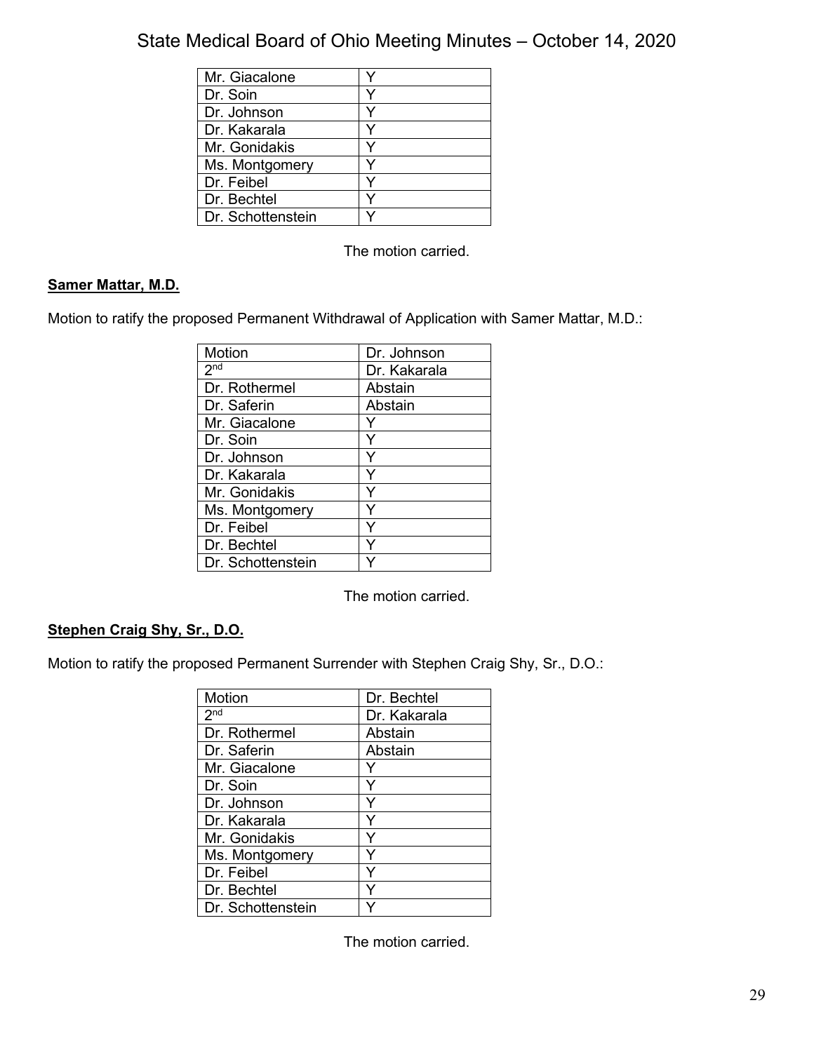| | |
|---|---|
| Mr. Giacalone | Y |
| Dr. Soin | Y |
| Dr. Johnson | Y |
| Dr. Kakarala | Y |
| Mr. Gonidakis | Y |
| Ms. Montgomery | Y |
| Dr. Feibel | Y |
| Dr. Bechtel | Y |
| Dr. Schottenstein | Y |

The motion carried.

**Samer Mattar, M.D.**

Motion to ratify the proposed Permanent Withdrawal of Application with Samer Mattar, M.D.:

| Motion | Dr. Johnson |
|---|---|
| 2nd | Dr. Kakarala |
| Dr. Rothermel | Abstain |
| Dr. Saferin | Abstain |
| Mr. Giacalone | Y |
| Dr. Soin | Y |
| Dr. Johnson | Y |
| Dr. Kakarala | Y |
| Mr. Gonidakis | Y |
| Ms. Montgomery | Y |
| Dr. Feibel | Y |
| Dr. Bechtel | Y |
| Dr. Schottenstein | Y |

The motion carried.

**Stephen Craig Shy, Sr., D.O.**

Motion to ratify the proposed Permanent Surrender with Stephen Craig Shy, Sr., D.O.:

| Motion | Dr. Bechtel |
|---|---|
| 2nd | Dr. Kakarala |
| Dr. Rothermel | Abstain |
| Dr. Saferin | Abstain |
| Mr. Giacalone | Y |
| Dr. Soin | Y |
| Dr. Johnson | Y |
| Dr. Kakarala | Y |
| Mr. Gonidakis | Y |
| Ms. Montgomery | Y |
| Dr. Feibel | Y |
| Dr. Bechtel | Y |
| Dr. Schottenstein | Y |

The motion carried.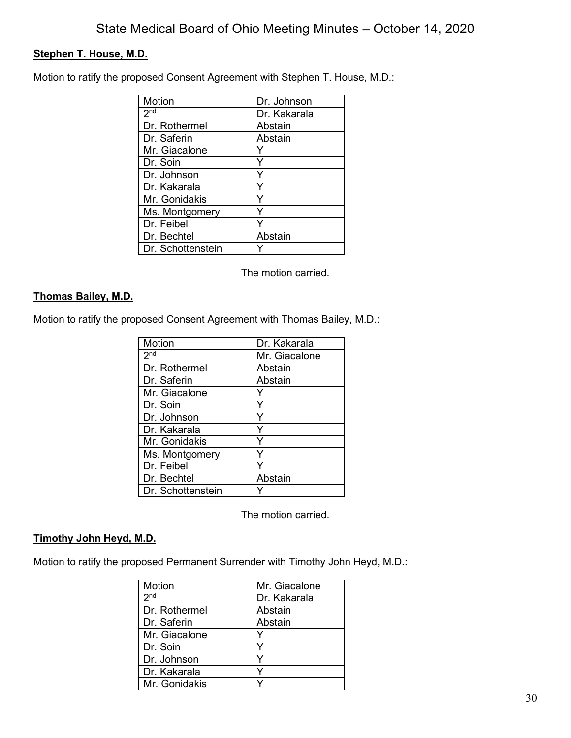**Stephen T. House, M.D.**

Motion to ratify the proposed Consent Agreement with Stephen T. House, M.D.:

| Motion | Dr. Johnson |
|---|---|
| 2nd | Dr. Kakarala |
| Dr. Rothermel | Abstain |
| Dr. Saferin | Abstain |
| Mr. Giacalone | Y |
| Dr. Soin | Y |
| Dr. Johnson | Y |
| Dr. Kakarala | Y |
| Mr. Gonidakis | Y |
| Ms. Montgomery | Y |
| Dr. Feibel | Y |
| Dr. Bechtel | Abstain |
| Dr. Schottenstein | Y |

The motion carried.

**Thomas Bailey, M.D.**

Motion to ratify the proposed Consent Agreement with Thomas Bailey, M.D.:

| Motion | Dr. Kakarala |
|---|---|
| 2nd | Mr. Giacalone |
| Dr. Rothermel | Abstain |
| Dr. Saferin | Abstain |
| Mr. Giacalone | Y |
| Dr. Soin | Y |
| Dr. Johnson | Y |
| Dr. Kakarala | Y |
| Mr. Gonidakis | Y |
| Ms. Montgomery | Y |
| Dr. Feibel | Y |
| Dr. Bechtel | Abstain |
| Dr. Schottenstein | Y |

The motion carried.

**Timothy John Heyd, M.D.**

Motion to ratify the proposed Permanent Surrender with Timothy John Heyd, M.D.:

| Motion | Mr. Giacalone |
|---|---|
| 2nd | Dr. Kakarala |
| Dr. Rothermel | Abstain |
| Dr. Saferin | Abstain |
| Mr. Giacalone | Y |
| Dr. Soin | Y |
| Dr. Johnson | Y |
| Dr. Kakarala | Y |
| Mr. Gonidakis | Y |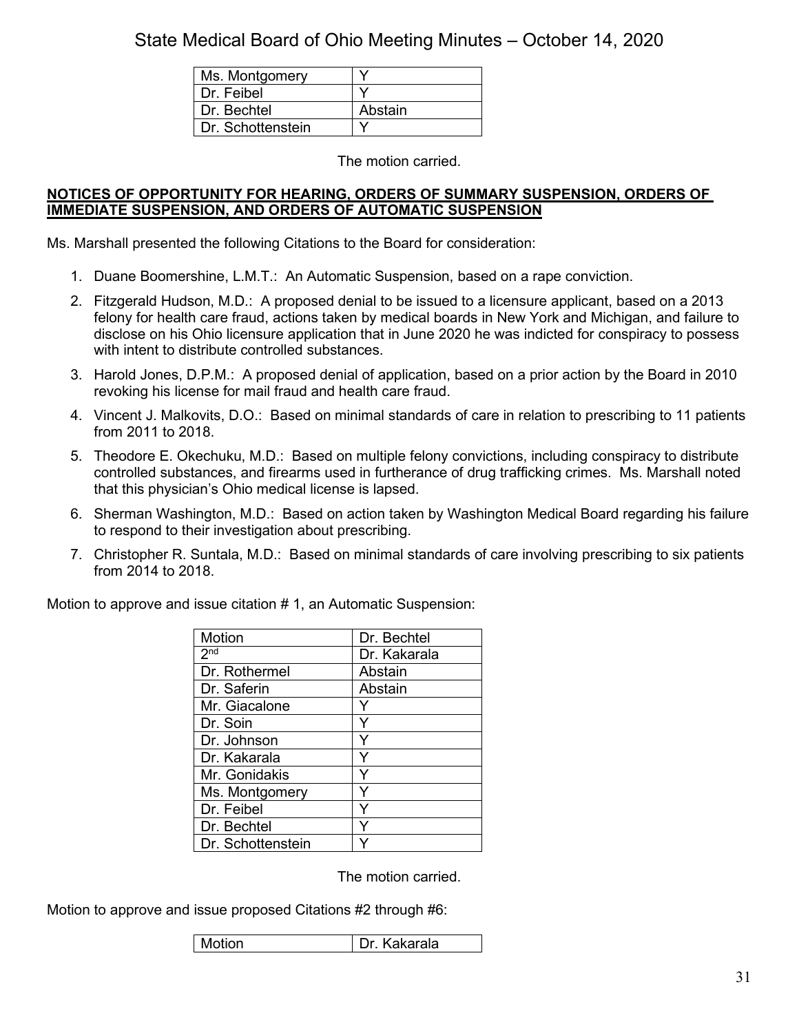| Ms. Montgomery | Y |
|---|---|
| Dr. Feibel | Y |
| Dr. Bechtel | Abstain |
| Dr. Schottenstein | Y |

The motion carried.

**NOTICES OF OPPORTUNITY FOR HEARING, ORDERS OF SUMMARY SUSPENSION, ORDERS OF IMMEDIATE SUSPENSION, AND ORDERS OF AUTOMATIC SUSPENSION**

Ms. Marshall presented the following Citations to the Board for consideration:

1. Duane Boomershine, L.M.T.: An Automatic Suspension, based on a rape conviction.
2. Fitzgerald Hudson, M.D.: A proposed denial to be issued to a licensure applicant, based on a 2013 felony for health care fraud, actions taken by medical boards in New York and Michigan, and failure to disclose on his Ohio licensure application that in June 2020 he was indicted for conspiracy to possess with intent to distribute controlled substances.
3. Harold Jones, D.P.M.: A proposed denial of application, based on a prior action by the Board in 2010 revoking his license for mail fraud and health care fraud.
4. Vincent J. Malkovits, D.O.: Based on minimal standards of care in relation to prescribing to 11 patients from 2011 to 2018.
5. Theodore E. Okechuku, M.D.: Based on multiple felony convictions, including conspiracy to distribute controlled substances, and firearms used in furtherance of drug trafficking crimes. Ms. Marshall noted that this physician's Ohio medical license is lapsed.
6. Sherman Washington, M.D.: Based on action taken by Washington Medical Board regarding his failure to respond to their investigation about prescribing.
7. Christopher R. Suntala, M.D.: Based on minimal standards of care involving prescribing to six patients from 2014 to 2018.

Motion to approve and issue citation # 1, an Automatic Suspension:

| Motion | Dr. Bechtel |
|---|---|
| 2nd | Dr. Kakarala |
| Dr. Rothermel | Abstain |
| Dr. Saferin | Abstain |
| Mr. Giacalone | Y |
| Dr. Soin | Y |
| Dr. Johnson | Y |
| Dr. Kakarala | Y |
| Mr. Gonidakis | Y |
| Ms. Montgomery | Y |
| Dr. Feibel | Y |
| Dr. Bechtel | Y |
| Dr. Schottenstein | Y |

The motion carried.

Motion to approve and issue proposed Citations #2 through #6:

| Motion | Dr. Kakarala |
|---|---|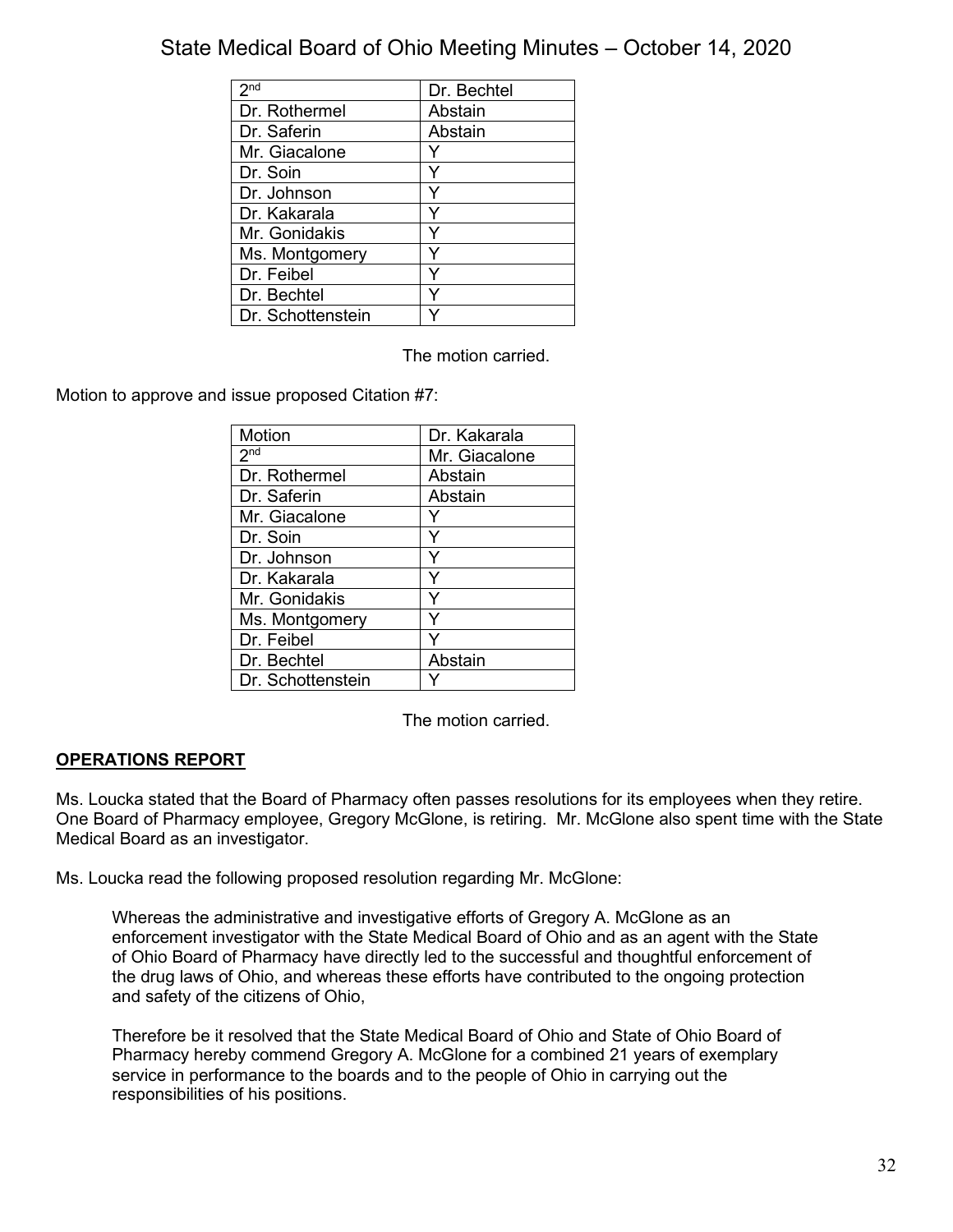| 2nd | Dr. Bechtel |
|---|---|
| Dr. Rothermel | Abstain |
| Dr. Saferin | Abstain |
| Mr. Giacalone | Y |
| Dr. Soin | Y |
| Dr. Johnson | Y |
| Dr. Kakarala | Y |
| Mr. Gonidakis | Y |
| Ms. Montgomery | Y |
| Dr. Feibel | Y |
| Dr. Bechtel | Y |
| Dr. Schottenstein | Y |

The motion carried.

Motion to approve and issue proposed Citation #7:

| Motion | Dr. Kakarala |
|---|---|
| 2nd | Mr. Giacalone |
| Dr. Rothermel | Abstain |
| Dr. Saferin | Abstain |
| Mr. Giacalone | Y |
| Dr. Soin | Y |
| Dr. Johnson | Y |
| Dr. Kakarala | Y |
| Mr. Gonidakis | Y |
| Ms. Montgomery | Y |
| Dr. Feibel | Y |
| Dr. Bechtel | Abstain |
| Dr. Schottenstein | Y |

The motion carried.

## OPERATIONS REPORT

Ms. Loucka stated that the Board of Pharmacy often passes resolutions for its employees when they retire. One Board of Pharmacy employee, Gregory McGlone, is retiring. Mr. McGlone also spent time with the State Medical Board as an investigator.

Ms. Loucka read the following proposed resolution regarding Mr. McGlone:

> Whereas the administrative and investigative efforts of Gregory A. McGlone as an enforcement investigator with the State Medical Board of Ohio and as an agent with the State of Ohio Board of Pharmacy have directly led to the successful and thoughtful enforcement of the drug laws of Ohio, and whereas these efforts have contributed to the ongoing protection and safety of the citizens of Ohio,
>
> Therefore be it resolved that the State Medical Board of Ohio and State of Ohio Board of Pharmacy hereby commend Gregory A. McGlone for a combined 21 years of exemplary service in performance to the boards and to the people of Ohio in carrying out the responsibilities of his positions.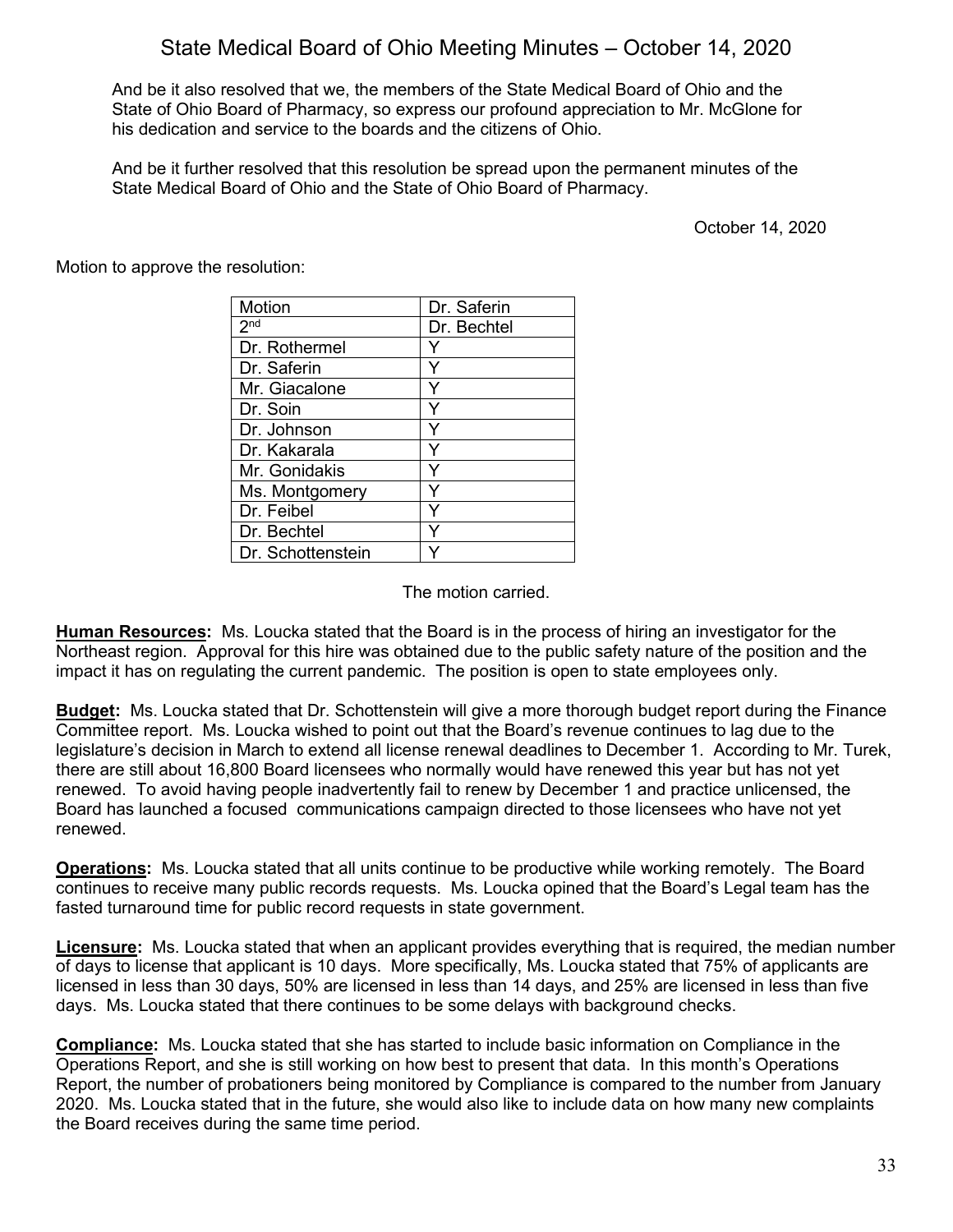And be it also resolved that we, the members of the State Medical Board of Ohio and the State of Ohio Board of Pharmacy, so express our profound appreciation to Mr. McGlone for his dedication and service to the boards and the citizens of Ohio.

And be it further resolved that this resolution be spread upon the permanent minutes of the State Medical Board of Ohio and the State of Ohio Board of Pharmacy.

October 14, 2020

Motion to approve the resolution:

| Motion | Dr. Saferin |
|---|---|
| 2nd | Dr. Bechtel |
| Dr. Rothermel | Y |
| Dr. Saferin | Y |
| Mr. Giacalone | Y |
| Dr. Soin | Y |
| Dr. Johnson | Y |
| Dr. Kakarala | Y |
| Mr. Gonidakis | Y |
| Ms. Montgomery | Y |
| Dr. Feibel | Y |
| Dr. Bechtel | Y |
| Dr. Schottenstein | Y |

The motion carried.

**Human Resources:** Ms. Loucka stated that the Board is in the process of hiring an investigator for the Northeast region. Approval for this hire was obtained due to the public safety nature of the position and the impact it has on regulating the current pandemic. The position is open to state employees only.

**Budget:** Ms. Loucka stated that Dr. Schottenstein will give a more thorough budget report during the Finance Committee report. Ms. Loucka wished to point out that the Board's revenue continues to lag due to the legislature's decision in March to extend all license renewal deadlines to December 1. According to Mr. Turek, there are still about 16,800 Board licensees who normally would have renewed this year but has not yet renewed. To avoid having people inadvertently fail to renew by December 1 and practice unlicensed, the Board has launched a focused communications campaign directed to those licensees who have not yet renewed.

**Operations:** Ms. Loucka stated that all units continue to be productive while working remotely. The Board continues to receive many public records requests. Ms. Loucka opined that the Board's Legal team has the fasted turnaround time for public record requests in state government.

**Licensure:** Ms. Loucka stated that when an applicant provides everything that is required, the median number of days to license that applicant is 10 days. More specifically, Ms. Loucka stated that 75% of applicants are licensed in less than 30 days, 50% are licensed in less than 14 days, and 25% are licensed in less than five days. Ms. Loucka stated that there continues to be some delays with background checks.

**Compliance:** Ms. Loucka stated that she has started to include basic information on Compliance in the Operations Report, and she is still working on how best to present that data. In this month's Operations Report, the number of probationers being monitored by Compliance is compared to the number from January 2020. Ms. Loucka stated that in the future, she would also like to include data on how many new complaints the Board receives during the same time period.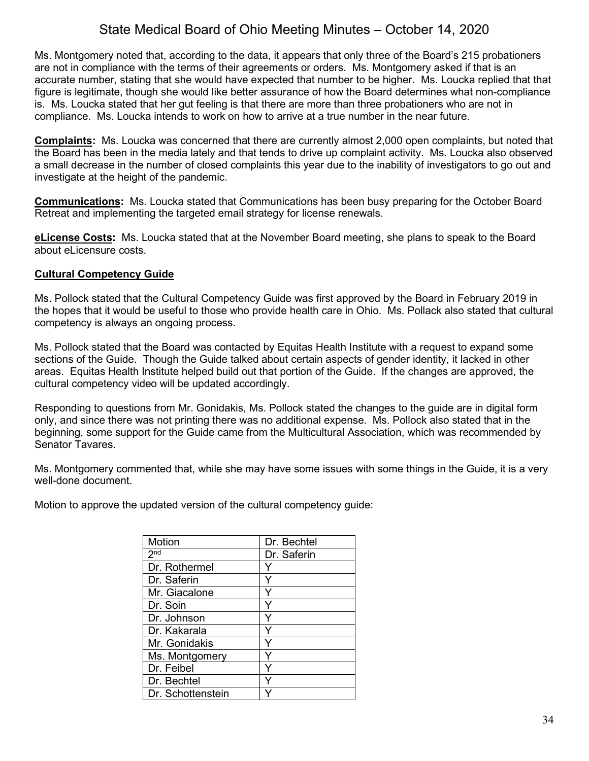Ms. Montgomery noted that, according to the data, it appears that only three of the Board's 215 probationers are not in compliance with the terms of their agreements or orders. Ms. Montgomery asked if that is an accurate number, stating that she would have expected that number to be higher. Ms. Loucka replied that that figure is legitimate, though she would like better assurance of how the Board determines what non-compliance is. Ms. Loucka stated that her gut feeling is that there are more than three probationers who are not in compliance. Ms. Loucka intends to work on how to arrive at a true number in the near future.

**Complaints:** Ms. Loucka was concerned that there are currently almost 2,000 open complaints, but noted that the Board has been in the media lately and that tends to drive up complaint activity. Ms. Loucka also observed a small decrease in the number of closed complaints this year due to the inability of investigators to go out and investigate at the height of the pandemic.

**Communications:** Ms. Loucka stated that Communications has been busy preparing for the October Board Retreat and implementing the targeted email strategy for license renewals.

**eLicense Costs:** Ms. Loucka stated that at the November Board meeting, she plans to speak to the Board about eLicensure costs.

**Cultural Competency Guide**

Ms. Pollock stated that the Cultural Competency Guide was first approved by the Board in February 2019 in the hopes that it would be useful to those who provide health care in Ohio. Ms. Pollack also stated that cultural competency is always an ongoing process.

Ms. Pollock stated that the Board was contacted by Equitas Health Institute with a request to expand some sections of the Guide. Though the Guide talked about certain aspects of gender identity, it lacked in other areas. Equitas Health Institute helped build out that portion of the Guide. If the changes are approved, the cultural competency video will be updated accordingly.

Responding to questions from Mr. Gonidakis, Ms. Pollock stated the changes to the guide are in digital form only, and since there was not printing there was no additional expense. Ms. Pollock also stated that in the beginning, some support for the Guide came from the Multicultural Association, which was recommended by Senator Tavares.

Ms. Montgomery commented that, while she may have some issues with some things in the Guide, it is a very well-done document.

Motion to approve the updated version of the cultural competency guide:

| Motion | Dr. Bechtel |
|---|---|
| 2nd | Dr. Saferin |
| Dr. Rothermel | Y |
| Dr. Saferin | Y |
| Mr. Giacalone | Y |
| Dr. Soin | Y |
| Dr. Johnson | Y |
| Dr. Kakarala | Y |
| Mr. Gonidakis | Y |
| Ms. Montgomery | Y |
| Dr. Feibel | Y |
| Dr. Bechtel | Y |
| Dr. Schottenstein | Y |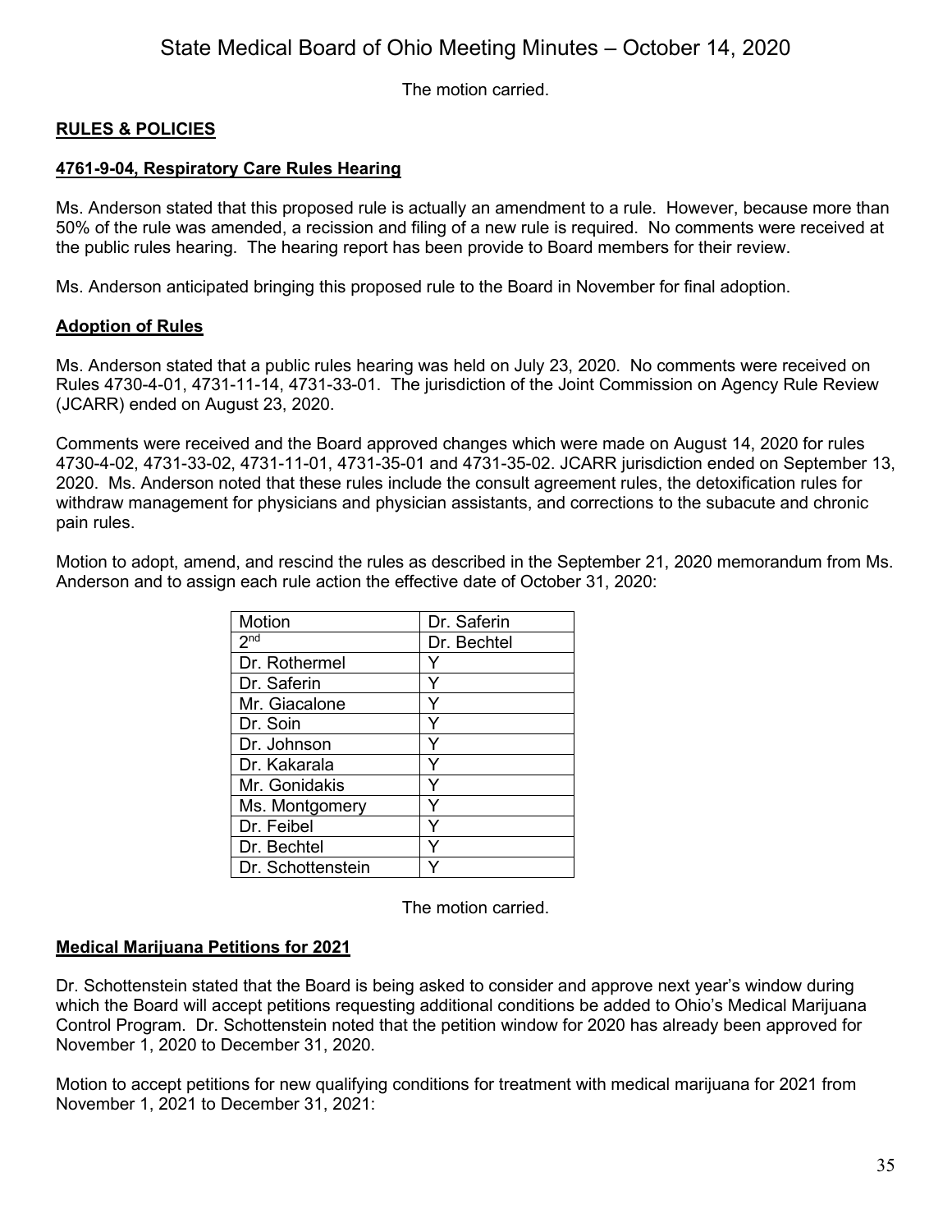The motion carried.

**RULES & POLICIES**

**4761-9-04, Respiratory Care Rules Hearing**

Ms. Anderson stated that this proposed rule is actually an amendment to a rule. However, because more than 50% of the rule was amended, a recission and filing of a new rule is required. No comments were received at the public rules hearing. The hearing report has been provide to Board members for their review.

Ms. Anderson anticipated bringing this proposed rule to the Board in November for final adoption.

**Adoption of Rules**

Ms. Anderson stated that a public rules hearing was held on July 23, 2020. No comments were received on Rules 4730-4-01, 4731-11-14, 4731-33-01. The jurisdiction of the Joint Commission on Agency Rule Review (JCARR) ended on August 23, 2020.

Comments were received and the Board approved changes which were made on August 14, 2020 for rules 4730-4-02, 4731-33-02, 4731-11-01, 4731-35-01 and 4731-35-02. JCARR jurisdiction ended on September 13, 2020. Ms. Anderson noted that these rules include the consult agreement rules, the detoxification rules for withdraw management for physicians and physician assistants, and corrections to the subacute and chronic pain rules.

Motion to adopt, amend, and rescind the rules as described in the September 21, 2020 memorandum from Ms. Anderson and to assign each rule action the effective date of October 31, 2020:

| Motion | Dr. Saferin |
|---|---|
| 2nd | Dr. Bechtel |
| Dr. Rothermel | Y |
| Dr. Saferin | Y |
| Mr. Giacalone | Y |
| Dr. Soin | Y |
| Dr. Johnson | Y |
| Dr. Kakarala | Y |
| Mr. Gonidakis | Y |
| Ms. Montgomery | Y |
| Dr. Feibel | Y |
| Dr. Bechtel | Y |
| Dr. Schottenstein | Y |

The motion carried.

**Medical Marijuana Petitions for 2021**

Dr. Schottenstein stated that the Board is being asked to consider and approve next year's window during which the Board will accept petitions requesting additional conditions be added to Ohio's Medical Marijuana Control Program. Dr. Schottenstein noted that the petition window for 2020 has already been approved for November 1, 2020 to December 31, 2020.

Motion to accept petitions for new qualifying conditions for treatment with medical marijuana for 2021 from November 1, 2021 to December 31, 2021: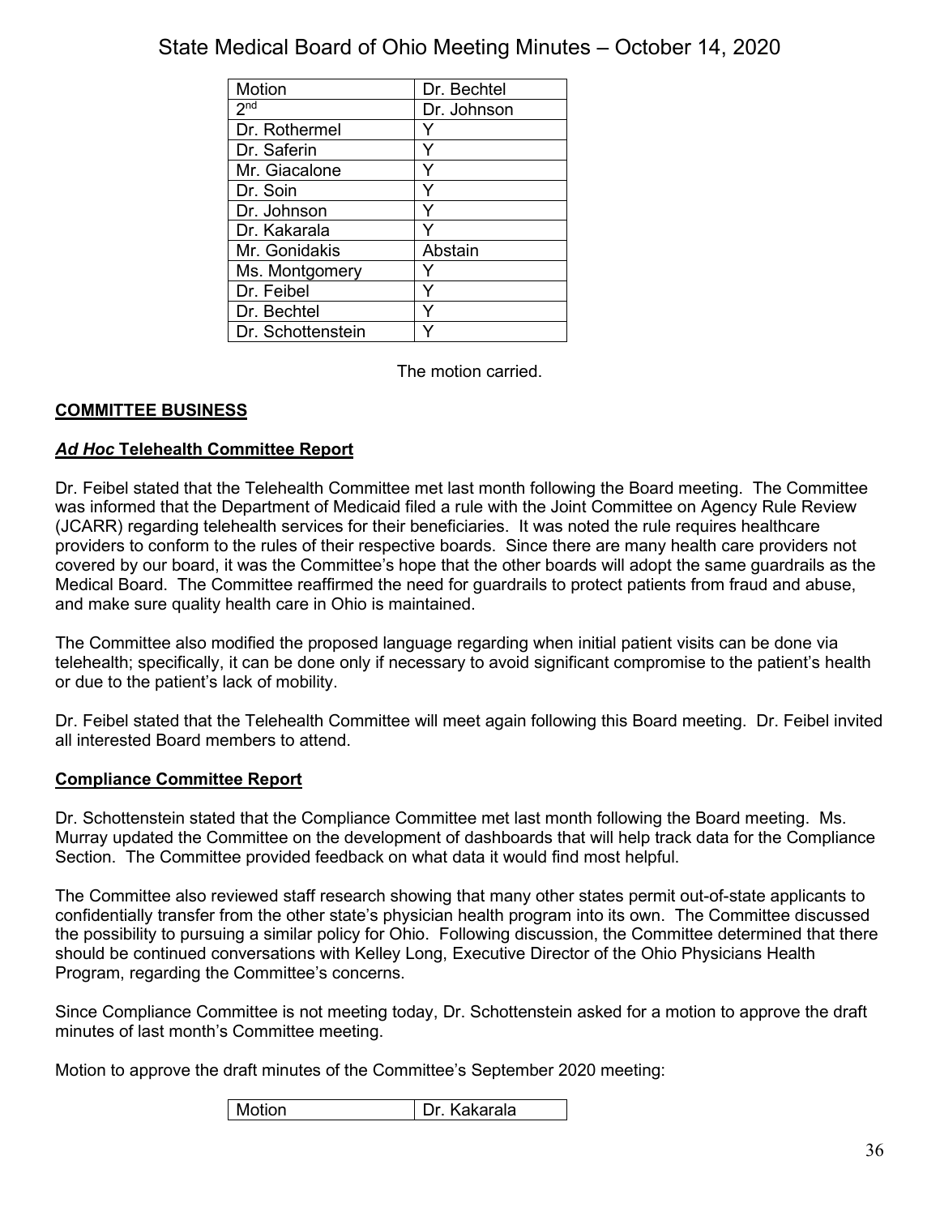| Motion | Dr. Bechtel |
|---|---|
| 2nd | Dr. Johnson |
| Dr. Rothermel | Y |
| Dr. Saferin | Y |
| Mr. Giacalone | Y |
| Dr. Soin | Y |
| Dr. Johnson | Y |
| Dr. Kakarala | Y |
| Mr. Gonidakis | Abstain |
| Ms. Montgomery | Y |
| Dr. Feibel | Y |
| Dr. Bechtel | Y |
| Dr. Schottenstein | Y |

The motion carried.

**COMMITTEE BUSINESS**

***Ad Hoc* Telehealth Committee Report**

Dr. Feibel stated that the Telehealth Committee met last month following the Board meeting. The Committee was informed that the Department of Medicaid filed a rule with the Joint Committee on Agency Rule Review (JCARR) regarding telehealth services for their beneficiaries. It was noted the rule requires healthcare providers to conform to the rules of their respective boards. Since there are many health care providers not covered by our board, it was the Committee's hope that the other boards will adopt the same guardrails as the Medical Board. The Committee reaffirmed the need for guardrails to protect patients from fraud and abuse, and make sure quality health care in Ohio is maintained.

The Committee also modified the proposed language regarding when initial patient visits can be done via telehealth; specifically, it can be done only if necessary to avoid significant compromise to the patient's health or due to the patient's lack of mobility.

Dr. Feibel stated that the Telehealth Committee will meet again following this Board meeting. Dr. Feibel invited all interested Board members to attend.

**Compliance Committee Report**

Dr. Schottenstein stated that the Compliance Committee met last month following the Board meeting. Ms. Murray updated the Committee on the development of dashboards that will help track data for the Compliance Section. The Committee provided feedback on what data it would find most helpful.

The Committee also reviewed staff research showing that many other states permit out-of-state applicants to confidentially transfer from the other state's physician health program into its own. The Committee discussed the possibility to pursuing a similar policy for Ohio. Following discussion, the Committee determined that there should be continued conversations with Kelley Long, Executive Director of the Ohio Physicians Health Program, regarding the Committee's concerns.

Since Compliance Committee is not meeting today, Dr. Schottenstein asked for a motion to approve the draft minutes of last month's Committee meeting.

Motion to approve the draft minutes of the Committee's September 2020 meeting:

| Motion | Dr. Kakarala |
|---|---|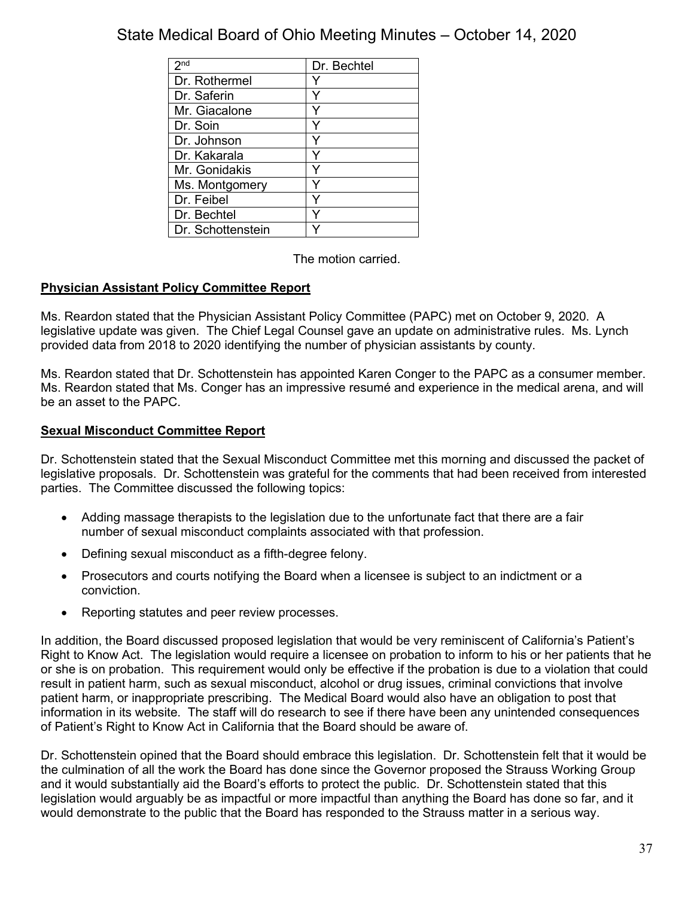| 2nd | Dr. Bechtel |
| --- | --- |
| Dr. Rothermel | Y |
| Dr. Saferin | Y |
| Mr. Giacalone | Y |
| Dr. Soin | Y |
| Dr. Johnson | Y |
| Dr. Kakarala | Y |
| Mr. Gonidakis | Y |
| Ms. Montgomery | Y |
| Dr. Feibel | Y |
| Dr. Bechtel | Y |
| Dr. Schottenstein | Y |

The motion carried.

**Physician Assistant Policy Committee Report**

Ms. Reardon stated that the Physician Assistant Policy Committee (PAPC) met on October 9, 2020. A legislative update was given. The Chief Legal Counsel gave an update on administrative rules. Ms. Lynch provided data from 2018 to 2020 identifying the number of physician assistants by county.

Ms. Reardon stated that Dr. Schottenstein has appointed Karen Conger to the PAPC as a consumer member. Ms. Reardon stated that Ms. Conger has an impressive resumé and experience in the medical arena, and will be an asset to the PAPC.

**Sexual Misconduct Committee Report**

Dr. Schottenstein stated that the Sexual Misconduct Committee met this morning and discussed the packet of legislative proposals. Dr. Schottenstein was grateful for the comments that had been received from interested parties. The Committee discussed the following topics:

- Adding massage therapists to the legislation due to the unfortunate fact that there are a fair number of sexual misconduct complaints associated with that profession.
- Defining sexual misconduct as a fifth-degree felony.
- Prosecutors and courts notifying the Board when a licensee is subject to an indictment or a conviction.
- Reporting statutes and peer review processes.

In addition, the Board discussed proposed legislation that would be very reminiscent of California's Patient's Right to Know Act. The legislation would require a licensee on probation to inform to his or her patients that he or she is on probation. This requirement would only be effective if the probation is due to a violation that could result in patient harm, such as sexual misconduct, alcohol or drug issues, criminal convictions that involve patient harm, or inappropriate prescribing. The Medical Board would also have an obligation to post that information in its website. The staff will do research to see if there have been any unintended consequences of Patient's Right to Know Act in California that the Board should be aware of.

Dr. Schottenstein opined that the Board should embrace this legislation. Dr. Schottenstein felt that it would be the culmination of all the work the Board has done since the Governor proposed the Strauss Working Group and it would substantially aid the Board's efforts to protect the public. Dr. Schottenstein stated that this legislation would arguably be as impactful or more impactful than anything the Board has done so far, and it would demonstrate to the public that the Board has responded to the Strauss matter in a serious way.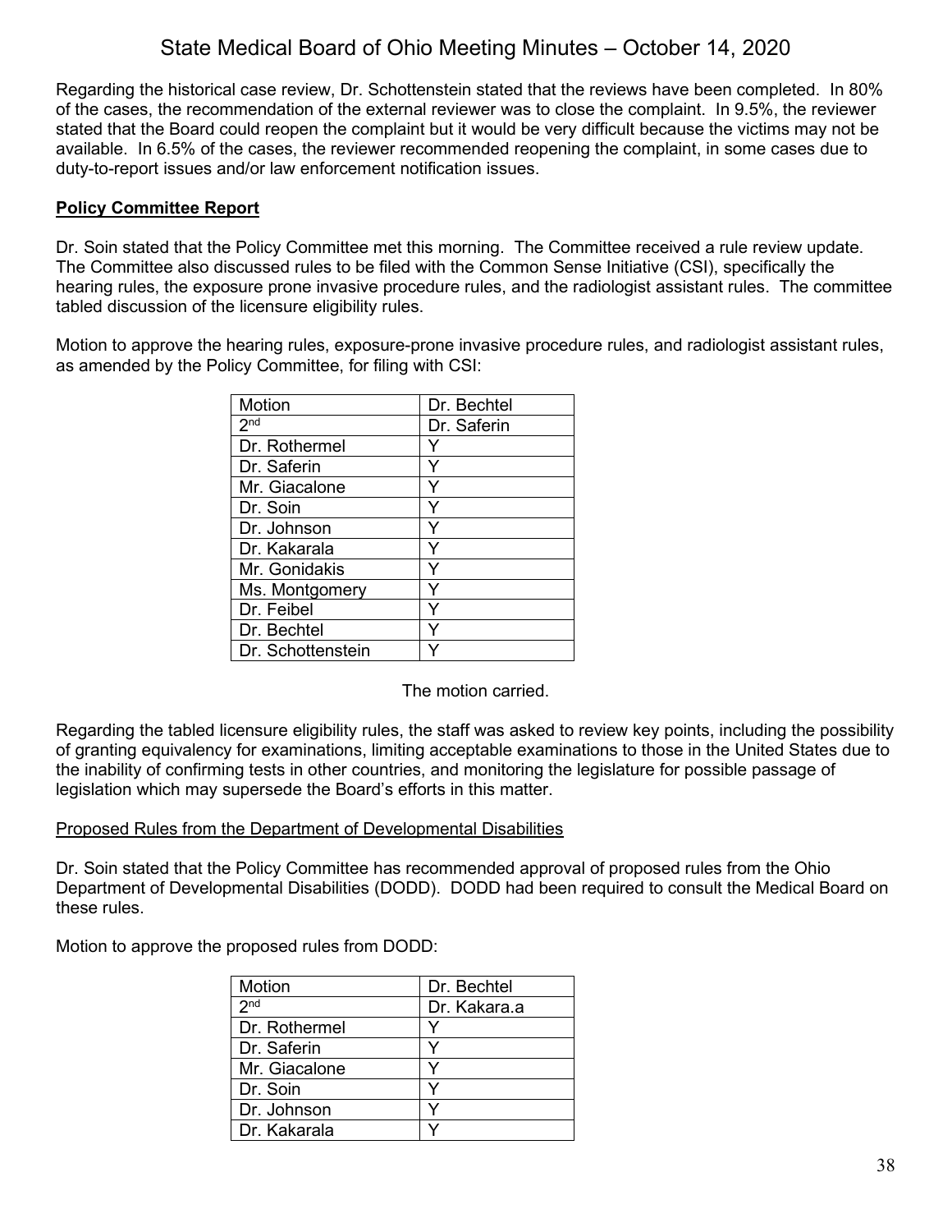Regarding the historical case review, Dr. Schottenstein stated that the reviews have been completed. In 80% of the cases, the recommendation of the external reviewer was to close the complaint. In 9.5%, the reviewer stated that the Board could reopen the complaint but it would be very difficult because the victims may not be available. In 6.5% of the cases, the reviewer recommended reopening the complaint, in some cases due to duty-to-report issues and/or law enforcement notification issues.

**Policy Committee Report**

Dr. Soin stated that the Policy Committee met this morning. The Committee received a rule review update. The Committee also discussed rules to be filed with the Common Sense Initiative (CSI), specifically the hearing rules, the exposure prone invasive procedure rules, and the radiologist assistant rules. The committee tabled discussion of the licensure eligibility rules.

Motion to approve the hearing rules, exposure-prone invasive procedure rules, and radiologist assistant rules, as amended by the Policy Committee, for filing with CSI:

| Motion | Dr. Bechtel |
|---|---|
| 2nd | Dr. Saferin |
| Dr. Rothermel | Y |
| Dr. Saferin | Y |
| Mr. Giacalone | Y |
| Dr. Soin | Y |
| Dr. Johnson | Y |
| Dr. Kakarala | Y |
| Mr. Gonidakis | Y |
| Ms. Montgomery | Y |
| Dr. Feibel | Y |
| Dr. Bechtel | Y |
| Dr. Schottenstein | Y |

The motion carried.

Regarding the tabled licensure eligibility rules, the staff was asked to review key points, including the possibility of granting equivalency for examinations, limiting acceptable examinations to those in the United States due to the inability of confirming tests in other countries, and monitoring the legislature for possible passage of legislation which may supersede the Board's efforts in this matter.

<u>Proposed Rules from the Department of Developmental Disabilities</u>

Dr. Soin stated that the Policy Committee has recommended approval of proposed rules from the Ohio Department of Developmental Disabilities (DODD). DODD had been required to consult the Medical Board on these rules.

Motion to approve the proposed rules from DODD:

| Motion | Dr. Bechtel |
|---|---|
| 2nd | Dr. Kakara.a |
| Dr. Rothermel | Y |
| Dr. Saferin | Y |
| Mr. Giacalone | Y |
| Dr. Soin | Y |
| Dr. Johnson | Y |
| Dr. Kakarala | Y |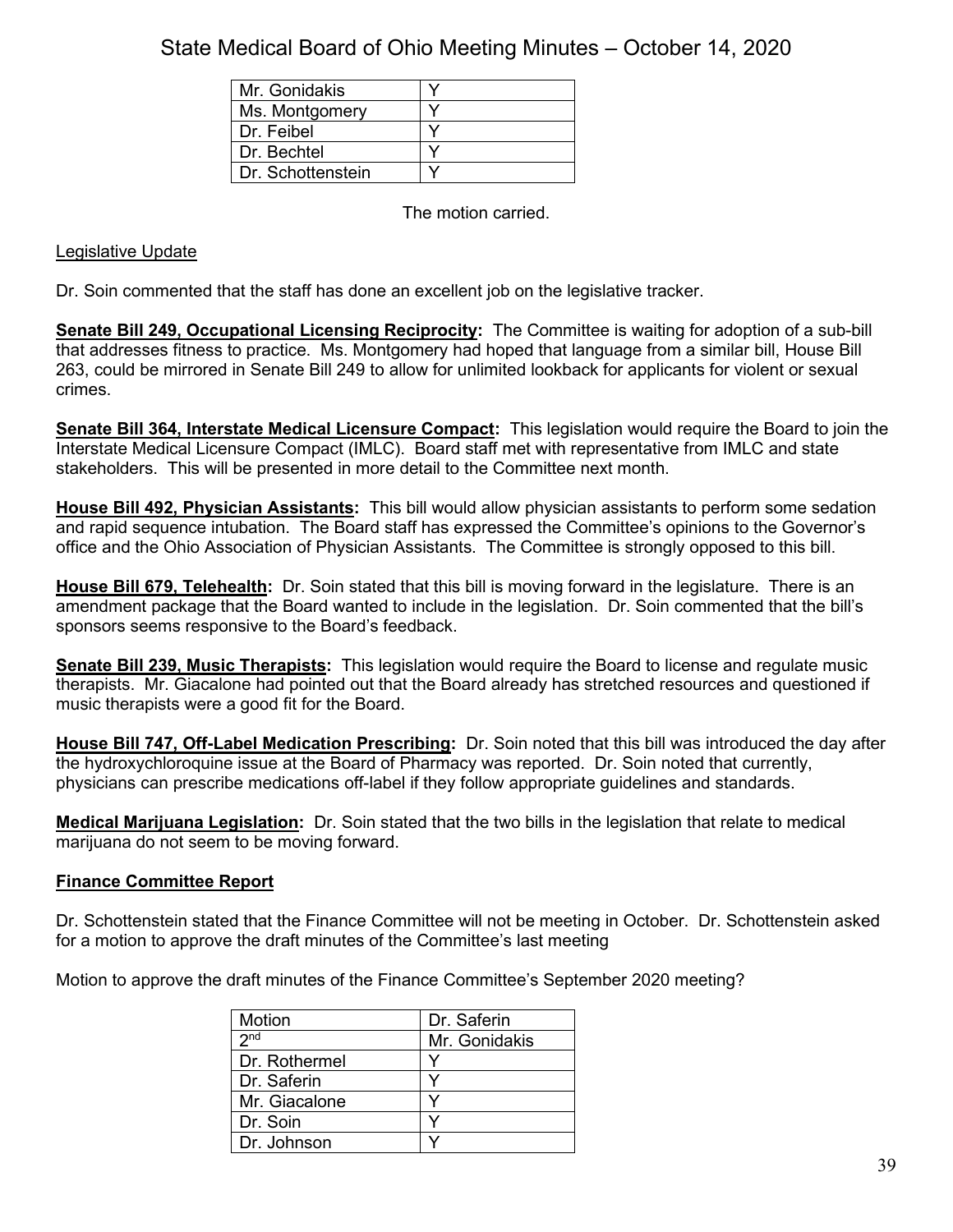| Mr. Gonidakis | Y |
|---|---|
| Ms. Montgomery | Y |
| Dr. Feibel | Y |
| Dr. Bechtel | Y |
| Dr. Schottenstein | Y |

The motion carried.

Legislative Update

Dr. Soin commented that the staff has done an excellent job on the legislative tracker.

**Senate Bill 249, Occupational Licensing Reciprocity:** The Committee is waiting for adoption of a sub-bill that addresses fitness to practice. Ms. Montgomery had hoped that language from a similar bill, House Bill 263, could be mirrored in Senate Bill 249 to allow for unlimited lookback for applicants for violent or sexual crimes.

**Senate Bill 364, Interstate Medical Licensure Compact:** This legislation would require the Board to join the Interstate Medical Licensure Compact (IMLC). Board staff met with representative from IMLC and state stakeholders. This will be presented in more detail to the Committee next month.

**House Bill 492, Physician Assistants:** This bill would allow physician assistants to perform some sedation and rapid sequence intubation. The Board staff has expressed the Committee's opinions to the Governor's office and the Ohio Association of Physician Assistants. The Committee is strongly opposed to this bill.

**House Bill 679, Telehealth:** Dr. Soin stated that this bill is moving forward in the legislature. There is an amendment package that the Board wanted to include in the legislation. Dr. Soin commented that the bill's sponsors seems responsive to the Board's feedback.

**Senate Bill 239, Music Therapists:** This legislation would require the Board to license and regulate music therapists. Mr. Giacalone had pointed out that the Board already has stretched resources and questioned if music therapists were a good fit for the Board.

**House Bill 747, Off-Label Medication Prescribing:** Dr. Soin noted that this bill was introduced the day after the hydroxychloroquine issue at the Board of Pharmacy was reported. Dr. Soin noted that currently, physicians can prescribe medications off-label if they follow appropriate guidelines and standards.

**Medical Marijuana Legislation:** Dr. Soin stated that the two bills in the legislation that relate to medical marijuana do not seem to be moving forward.

**Finance Committee Report**

Dr. Schottenstein stated that the Finance Committee will not be meeting in October. Dr. Schottenstein asked for a motion to approve the draft minutes of the Committee's last meeting

Motion to approve the draft minutes of the Finance Committee's September 2020 meeting?

| Motion | Dr. Saferin |
|---|---|
| 2nd | Mr. Gonidakis |
| Dr. Rothermel | Y |
| Dr. Saferin | Y |
| Mr. Giacalone | Y |
| Dr. Soin | Y |
| Dr. Johnson | Y |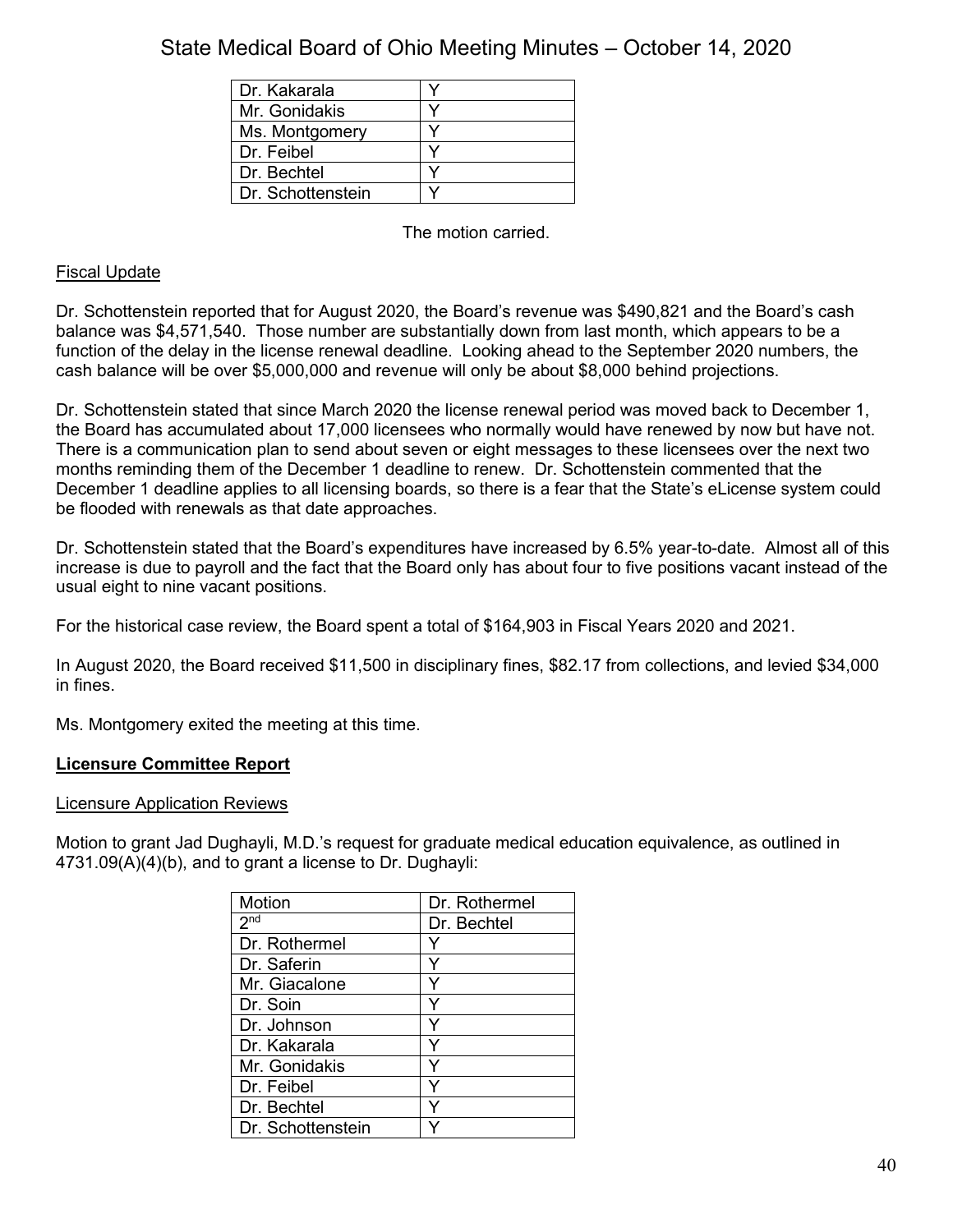| | |
|---|---|
| Dr. Kakarala | Y |
| Mr. Gonidakis | Y |
| Ms. Montgomery | Y |
| Dr. Feibel | Y |
| Dr. Bechtel | Y |
| Dr. Schottenstein | Y |

The motion carried.

Fiscal Update

Dr. Schottenstein reported that for August 2020, the Board's revenue was $490,821 and the Board's cash balance was $4,571,540. Those number are substantially down from last month, which appears to be a function of the delay in the license renewal deadline. Looking ahead to the September 2020 numbers, the cash balance will be over $5,000,000 and revenue will only be about $8,000 behind projections.

Dr. Schottenstein stated that since March 2020 the license renewal period was moved back to December 1, the Board has accumulated about 17,000 licensees who normally would have renewed by now but have not. There is a communication plan to send about seven or eight messages to these licensees over the next two months reminding them of the December 1 deadline to renew. Dr. Schottenstein commented that the December 1 deadline applies to all licensing boards, so there is a fear that the State's eLicense system could be flooded with renewals as that date approaches.

Dr. Schottenstein stated that the Board's expenditures have increased by 6.5% year-to-date. Almost all of this increase is due to payroll and the fact that the Board only has about four to five positions vacant instead of the usual eight to nine vacant positions.

For the historical case review, the Board spent a total of $164,903 in Fiscal Years 2020 and 2021.

In August 2020, the Board received $11,500 in disciplinary fines, $82.17 from collections, and levied $34,000 in fines.

Ms. Montgomery exited the meeting at this time.

**Licensure Committee Report**

Licensure Application Reviews

Motion to grant Jad Dughayli, M.D.'s request for graduate medical education equivalence, as outlined in 4731.09(A)(4)(b), and to grant a license to Dr. Dughayli:

| Motion | Dr. Rothermel |
|---|---|
| 2nd | Dr. Bechtel |
| Dr. Rothermel | Y |
| Dr. Saferin | Y |
| Mr. Giacalone | Y |
| Dr. Soin | Y |
| Dr. Johnson | Y |
| Dr. Kakarala | Y |
| Mr. Gonidakis | Y |
| Dr. Feibel | Y |
| Dr. Bechtel | Y |
| Dr. Schottenstein | Y |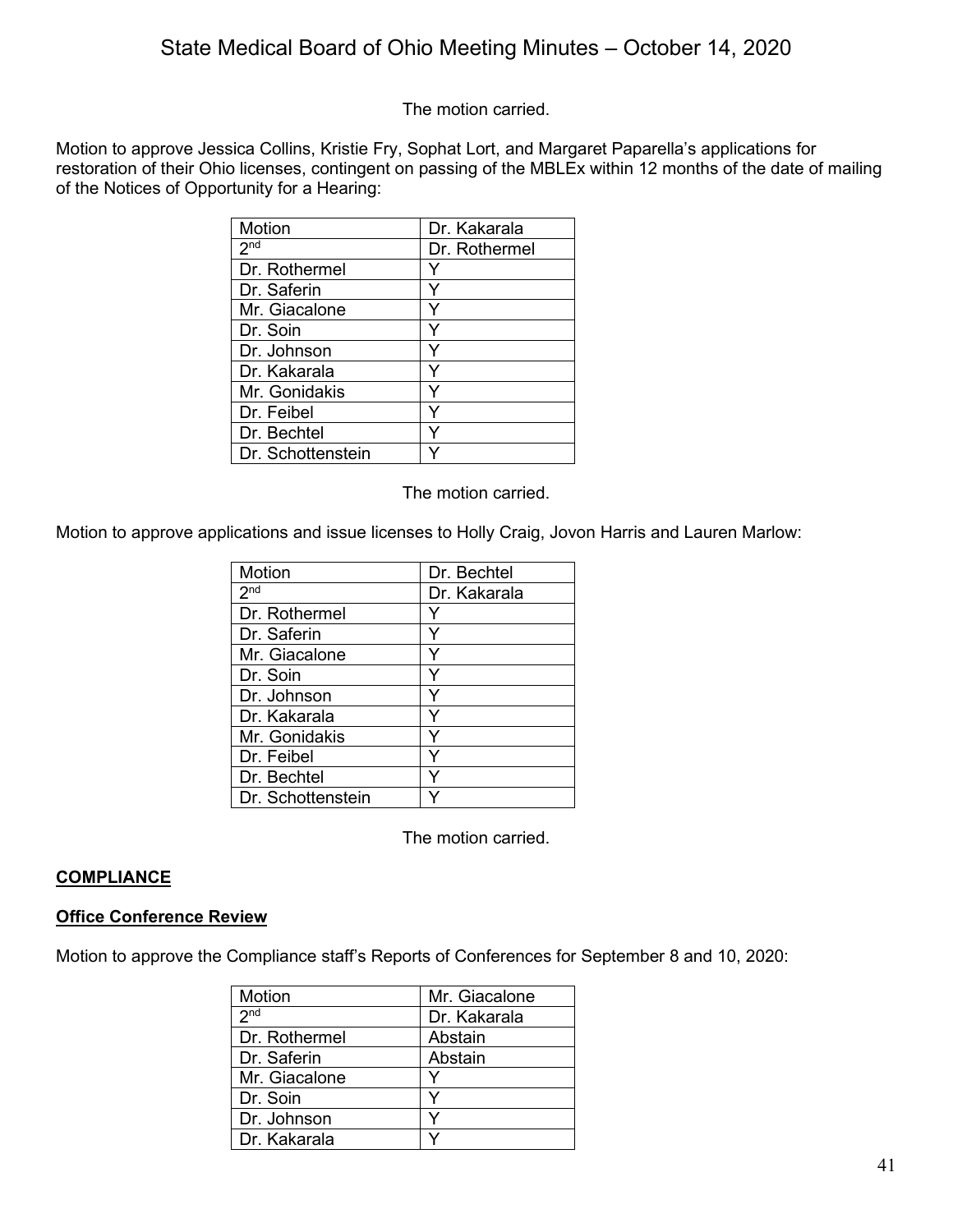The motion carried.

Motion to approve Jessica Collins, Kristie Fry, Sophat Lort, and Margaret Paparella's applications for restoration of their Ohio licenses, contingent on passing of the MBLEx within 12 months of the date of mailing of the Notices of Opportunity for a Hearing:

| Motion | Dr. Kakarala |
|---|---|
| 2nd | Dr. Rothermel |
| Dr. Rothermel | Y |
| Dr. Saferin | Y |
| Mr. Giacalone | Y |
| Dr. Soin | Y |
| Dr. Johnson | Y |
| Dr. Kakarala | Y |
| Mr. Gonidakis | Y |
| Dr. Feibel | Y |
| Dr. Bechtel | Y |
| Dr. Schottenstein | Y |

The motion carried.

Motion to approve applications and issue licenses to Holly Craig, Jovon Harris and Lauren Marlow:

| Motion | Dr. Bechtel |
|---|---|
| 2nd | Dr. Kakarala |
| Dr. Rothermel | Y |
| Dr. Saferin | Y |
| Mr. Giacalone | Y |
| Dr. Soin | Y |
| Dr. Johnson | Y |
| Dr. Kakarala | Y |
| Mr. Gonidakis | Y |
| Dr. Feibel | Y |
| Dr. Bechtel | Y |
| Dr. Schottenstein | Y |

The motion carried.

## COMPLIANCE

### Office Conference Review

Motion to approve the Compliance staff's Reports of Conferences for September 8 and 10, 2020:

| Motion | Mr. Giacalone |
|---|---|
| 2nd | Dr. Kakarala |
| Dr. Rothermel | Abstain |
| Dr. Saferin | Abstain |
| Mr. Giacalone | Y |
| Dr. Soin | Y |
| Dr. Johnson | Y |
| Dr. Kakarala | Y |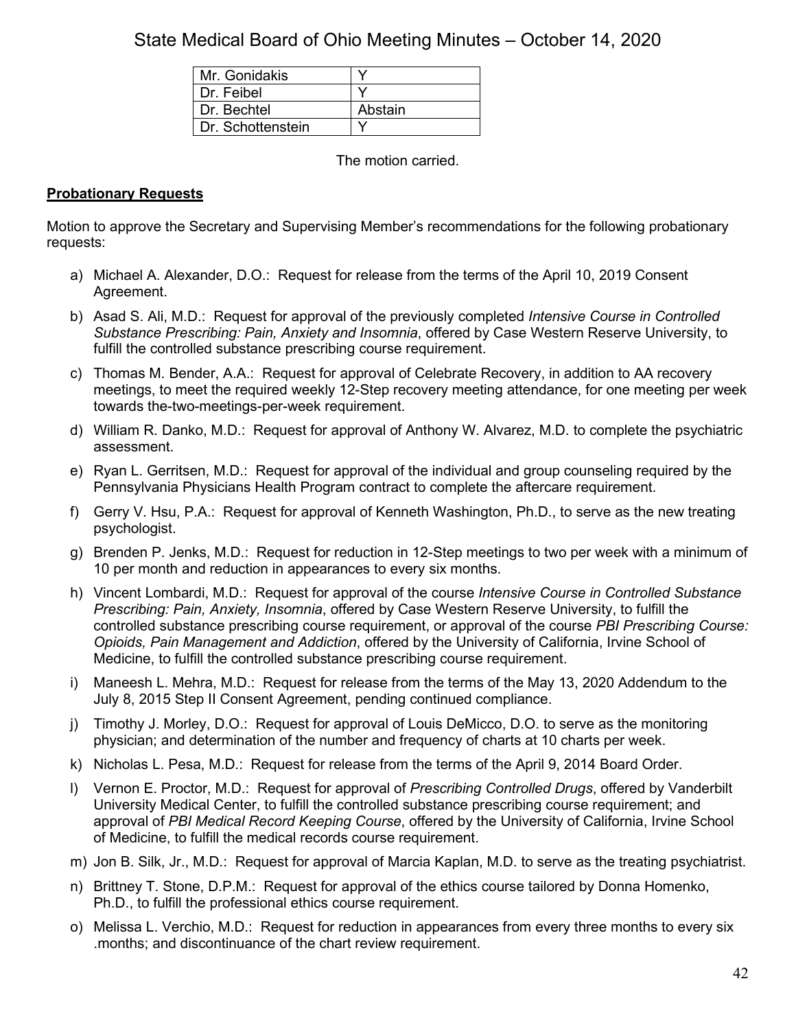| Mr. Gonidakis | Y |
| --- | --- |
| Dr. Feibel | Y |
| Dr. Bechtel | Abstain |
| Dr. Schottenstein | Y |

The motion carried.

**Probationary Requests**

Motion to approve the Secretary and Supervising Member's recommendations for the following probationary requests:

a) Michael A. Alexander, D.O.: Request for release from the terms of the April 10, 2019 Consent Agreement.

b) Asad S. Ali, M.D.: Request for approval of the previously completed *Intensive Course in Controlled Substance Prescribing: Pain, Anxiety and Insomnia*, offered by Case Western Reserve University, to fulfill the controlled substance prescribing course requirement.

c) Thomas M. Bender, A.A.: Request for approval of Celebrate Recovery, in addition to AA recovery meetings, to meet the required weekly 12-Step recovery meeting attendance, for one meeting per week towards the-two-meetings-per-week requirement.

d) William R. Danko, M.D.: Request for approval of Anthony W. Alvarez, M.D. to complete the psychiatric assessment.

e) Ryan L. Gerritsen, M.D.: Request for approval of the individual and group counseling required by the Pennsylvania Physicians Health Program contract to complete the aftercare requirement.

f) Gerry V. Hsu, P.A.: Request for approval of Kenneth Washington, Ph.D., to serve as the new treating psychologist.

g) Brenden P. Jenks, M.D.: Request for reduction in 12-Step meetings to two per week with a minimum of 10 per month and reduction in appearances to every six months.

h) Vincent Lombardi, M.D.: Request for approval of the course *Intensive Course in Controlled Substance Prescribing: Pain, Anxiety, Insomnia*, offered by Case Western Reserve University, to fulfill the controlled substance prescribing course requirement, or approval of the course *PBI Prescribing Course: Opioids, Pain Management and Addiction*, offered by the University of California, Irvine School of Medicine, to fulfill the controlled substance prescribing course requirement.

i) Maneesh L. Mehra, M.D.: Request for release from the terms of the May 13, 2020 Addendum to the July 8, 2015 Step II Consent Agreement, pending continued compliance.

j) Timothy J. Morley, D.O.: Request for approval of Louis DeMicco, D.O. to serve as the monitoring physician; and determination of the number and frequency of charts at 10 charts per week.

k) Nicholas L. Pesa, M.D.: Request for release from the terms of the April 9, 2014 Board Order.

l) Vernon E. Proctor, M.D.: Request for approval of *Prescribing Controlled Drugs*, offered by Vanderbilt University Medical Center, to fulfill the controlled substance prescribing course requirement; and approval of *PBI Medical Record Keeping Course*, offered by the University of California, Irvine School of Medicine, to fulfill the medical records course requirement.

m) Jon B. Silk, Jr., M.D.: Request for approval of Marcia Kaplan, M.D. to serve as the treating psychiatrist.

n) Brittney T. Stone, D.P.M.: Request for approval of the ethics course tailored by Donna Homenko, Ph.D., to fulfill the professional ethics course requirement.

o) Melissa L. Verchio, M.D.: Request for reduction in appearances from every three months to every six .months; and discontinuance of the chart review requirement.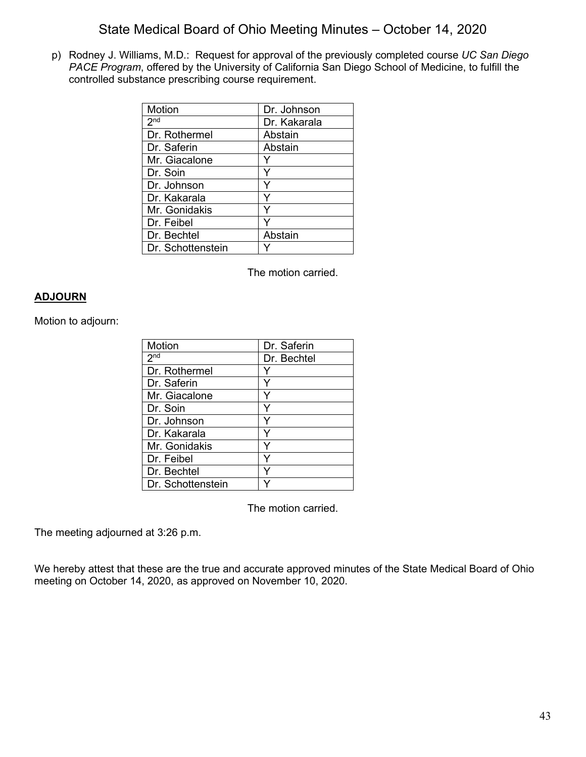p) Rodney J. Williams, M.D.: Request for approval of the previously completed course *UC San Diego PACE Program*, offered by the University of California San Diego School of Medicine, to fulfill the controlled substance prescribing course requirement.

| Motion | Dr. Johnson |
|---|---|
| 2nd | Dr. Kakarala |
| Dr. Rothermel | Abstain |
| Dr. Saferin | Abstain |
| Mr. Giacalone | Y |
| Dr. Soin | Y |
| Dr. Johnson | Y |
| Dr. Kakarala | Y |
| Mr. Gonidakis | Y |
| Dr. Feibel | Y |
| Dr. Bechtel | Abstain |
| Dr. Schottenstein | Y |

The motion carried.

## ADJOURN

Motion to adjourn:

| Motion | Dr. Saferin |
|---|---|
| 2nd | Dr. Bechtel |
| Dr. Rothermel | Y |
| Dr. Saferin | Y |
| Mr. Giacalone | Y |
| Dr. Soin | Y |
| Dr. Johnson | Y |
| Dr. Kakarala | Y |
| Mr. Gonidakis | Y |
| Dr. Feibel | Y |
| Dr. Bechtel | Y |
| Dr. Schottenstein | Y |

The motion carried.

The meeting adjourned at 3:26 p.m.

We hereby attest that these are the true and accurate approved minutes of the State Medical Board of Ohio meeting on October 14, 2020, as approved on November 10, 2020.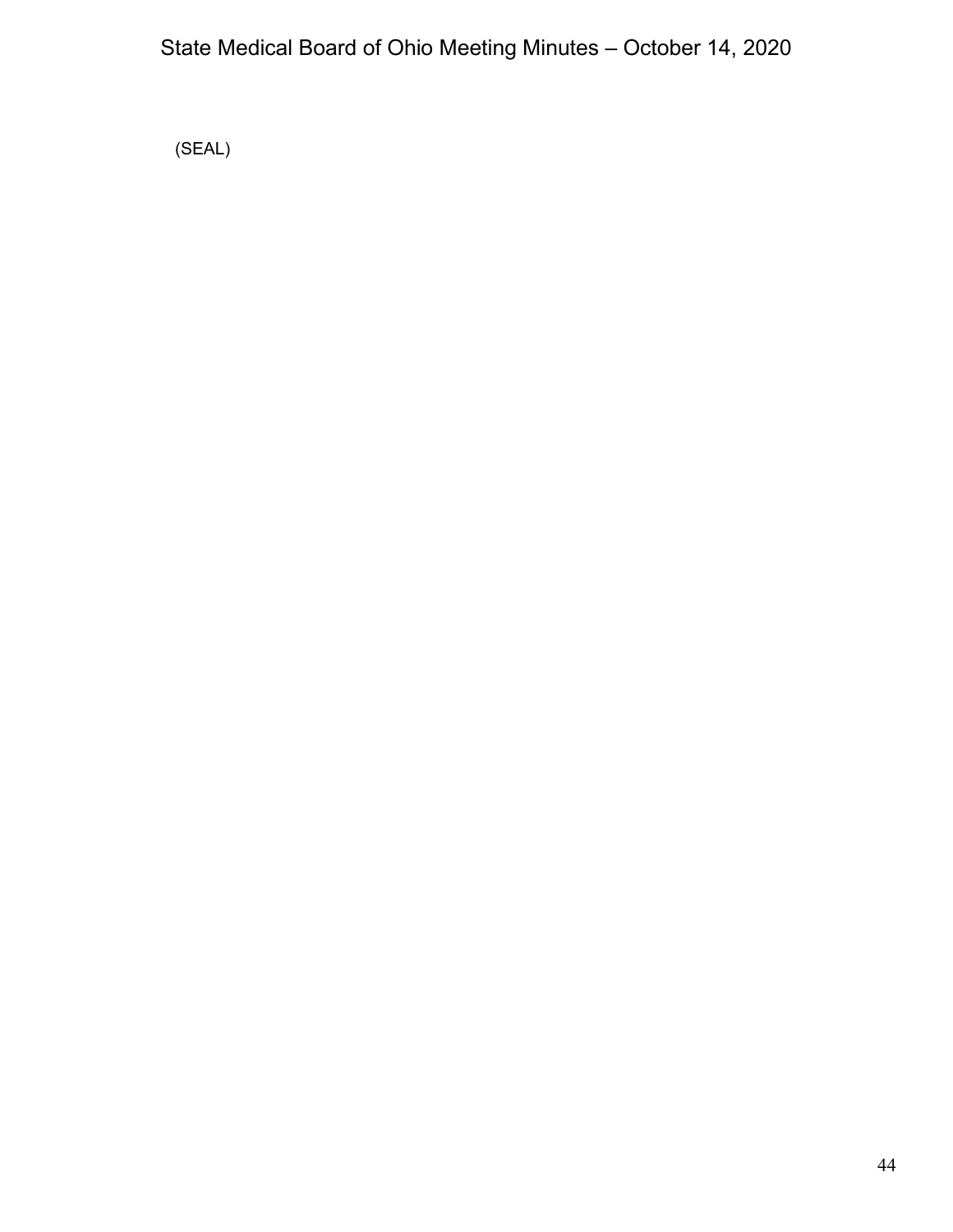(SEAL)